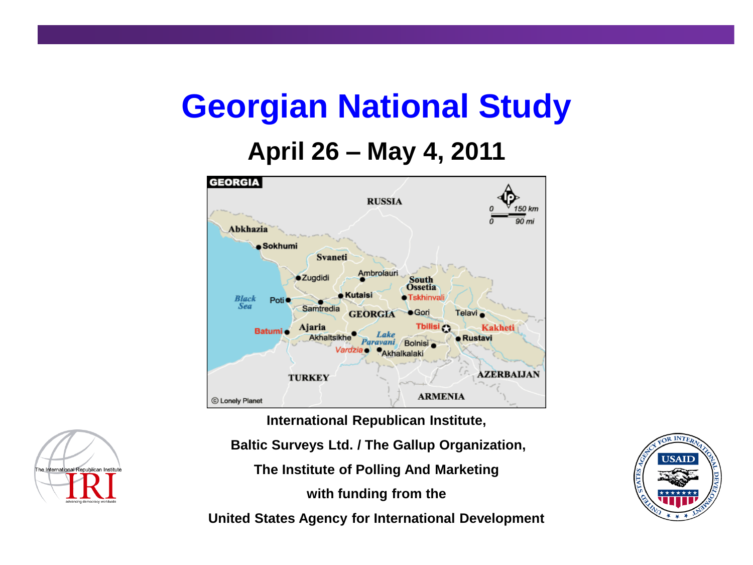# Georgian National Study

## April 26 – May 4, 2011

International Republican Institute,

Baltic Surveys Ltd. / The Gallup Organization,

The Institute of Polling And Marketing

with funding from the

United States Agency for International Development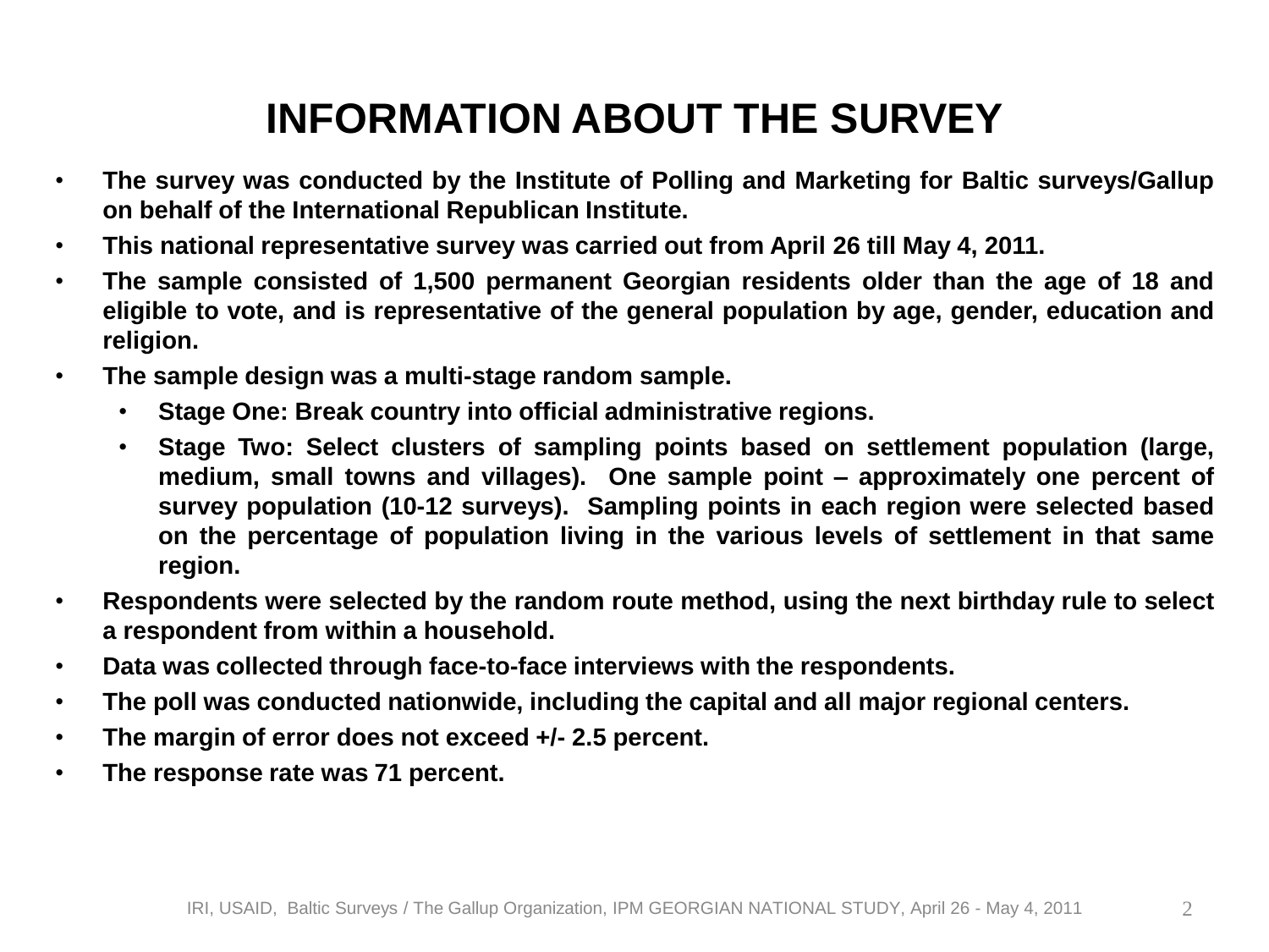# INFORMATION ABOUT THE SURVEY

- **The survey was conducted by the Institute of Polling and Marketing for Baltic surveys/Gallup on behalf of the International Republican Institute.**
- **This national representative survey was carried out from April 26 till May 4, 2011.**
- **The sample consisted of 1,500 permanent Georgian residents older than the age of 18 and eligible to vote, and is representative of the general population by age, gender, education and religion.**
- **The sample design was a multi-stage random sample.**
  - **Stage One: Break country into official administrative regions.**
  - **Stage Two: Select clusters of sampling points based on settlement population (large, medium, small towns and villages). One sample point – approximately one percent of survey population (10-12 surveys). Sampling points in each region were selected based on the percentage of population living in the various levels of settlement in that same region.**
- **Respondents were selected by the random route method, using the next birthday rule to select a respondent from within a household.**
- **Data was collected through face-to-face interviews with the respondents.**
- **The poll was conducted nationwide, including the capital and all major regional centers.**
- **The margin of error does not exceed +/- 2.5 percent.**
- **The response rate was 71 percent.**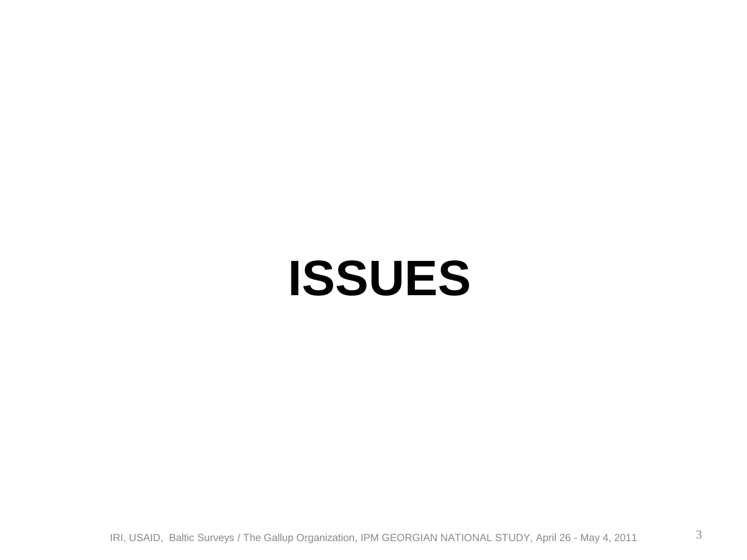# ISSUES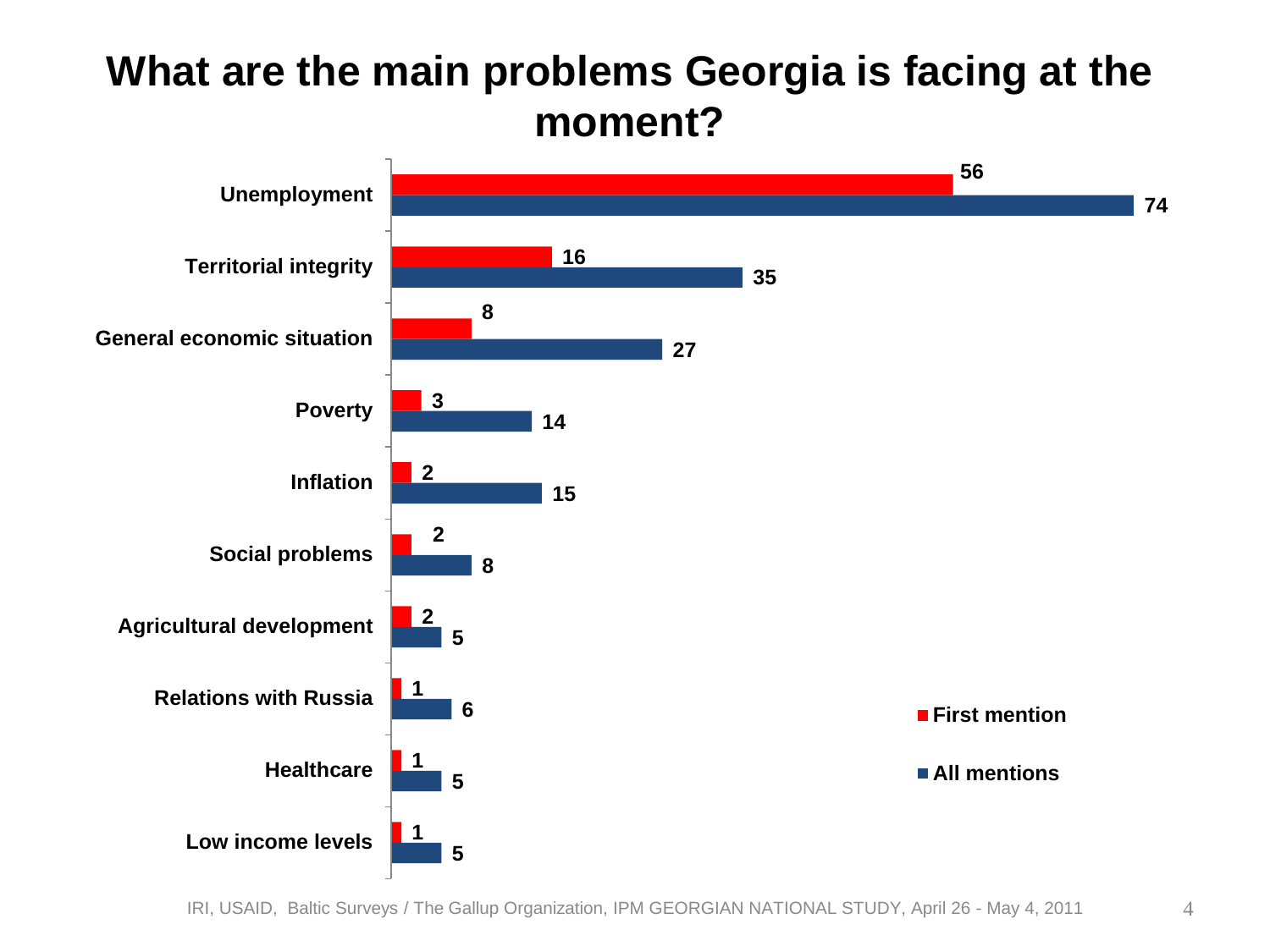# What are the main problems Georgia is facing at the moment?

| | First mention | All mentions |
|---|---|---|
| Unemployment | 56 | 74 |
| Territorial integrity | 16 | 35 |
| General economic situation | 8 | 27 |
| Poverty | 3 | 14 |
| Inflation | 2 | 15 |
| Social problems | 2 | 8 |
| Agricultural development | 2 | 5 |
| Relations with Russia | 1 | 6 |
| Healthcare | 1 | 5 |
| Low income levels | 1 | 5 |

IRI, USAID, Baltic Surveys / The Gallup Organization, IPM GEORGIAN NATIONAL STUDY, April 26 - May 4, 2011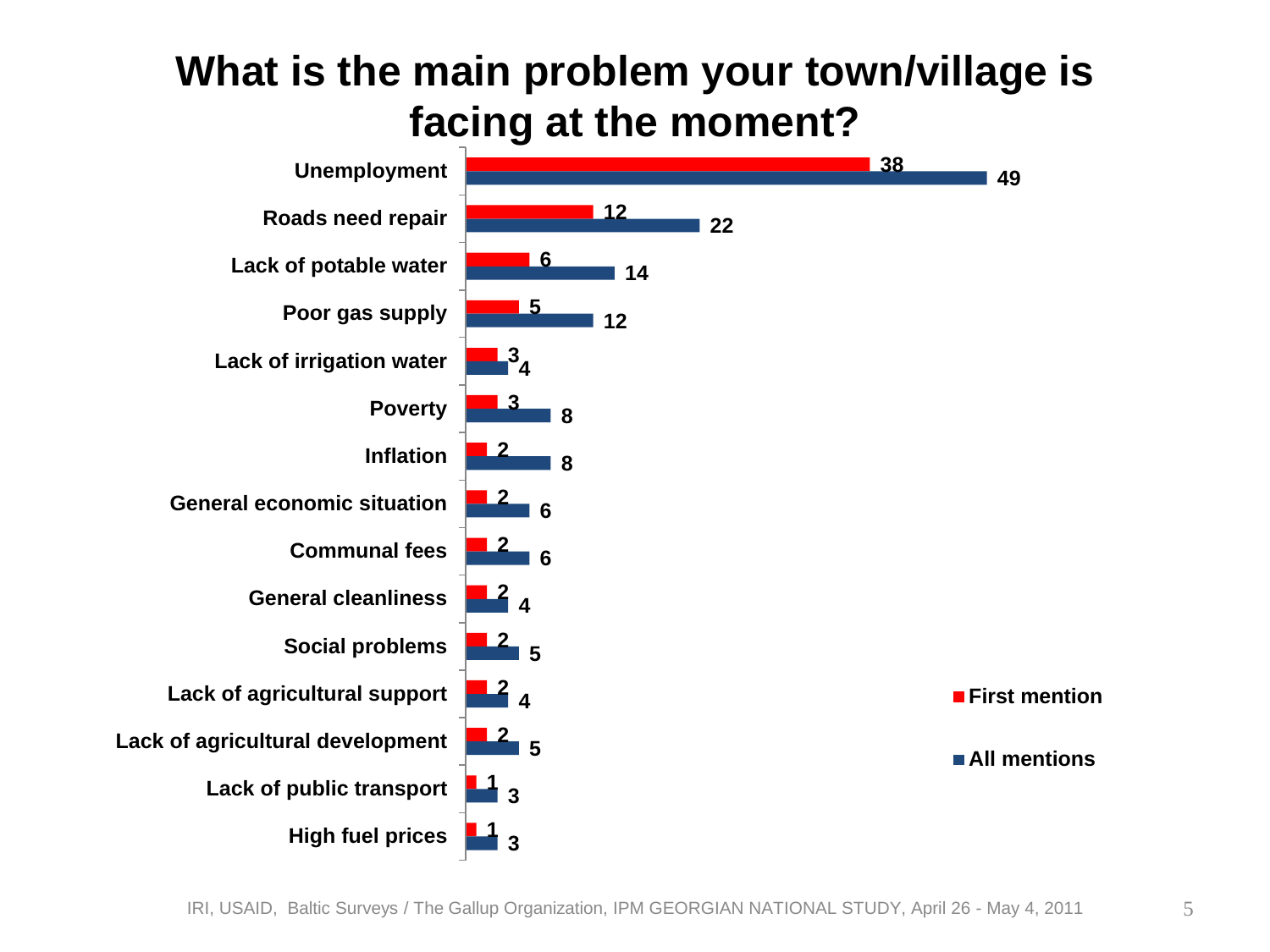# What is the main problem your town/village is facing at the moment?

| | First mention | All mentions |
|---|---|---|
| Unemployment | 38 | 49 |
| Roads need repair | 12 | 22 |
| Lack of potable water | 6 | 14 |
| Poor gas supply | 5 | 12 |
| Lack of irrigation water | 3 | 4 |
| Poverty | 3 | 8 |
| Inflation | 2 | 8 |
| General economic situation | 2 | 6 |
| Communal fees | 2 | 6 |
| General cleanliness | 2 | 4 |
| Social problems | 2 | 5 |
| Lack of agricultural support | 2 | 4 |
| Lack of agricultural development | 2 | 5 |
| Lack of public transport | 1 | 3 |
| High fuel prices | 1 | 3 |

IRI, USAID, Baltic Surveys / The Gallup Organization, IPM GEORGIAN NATIONAL STUDY, April 26 - May 4, 2011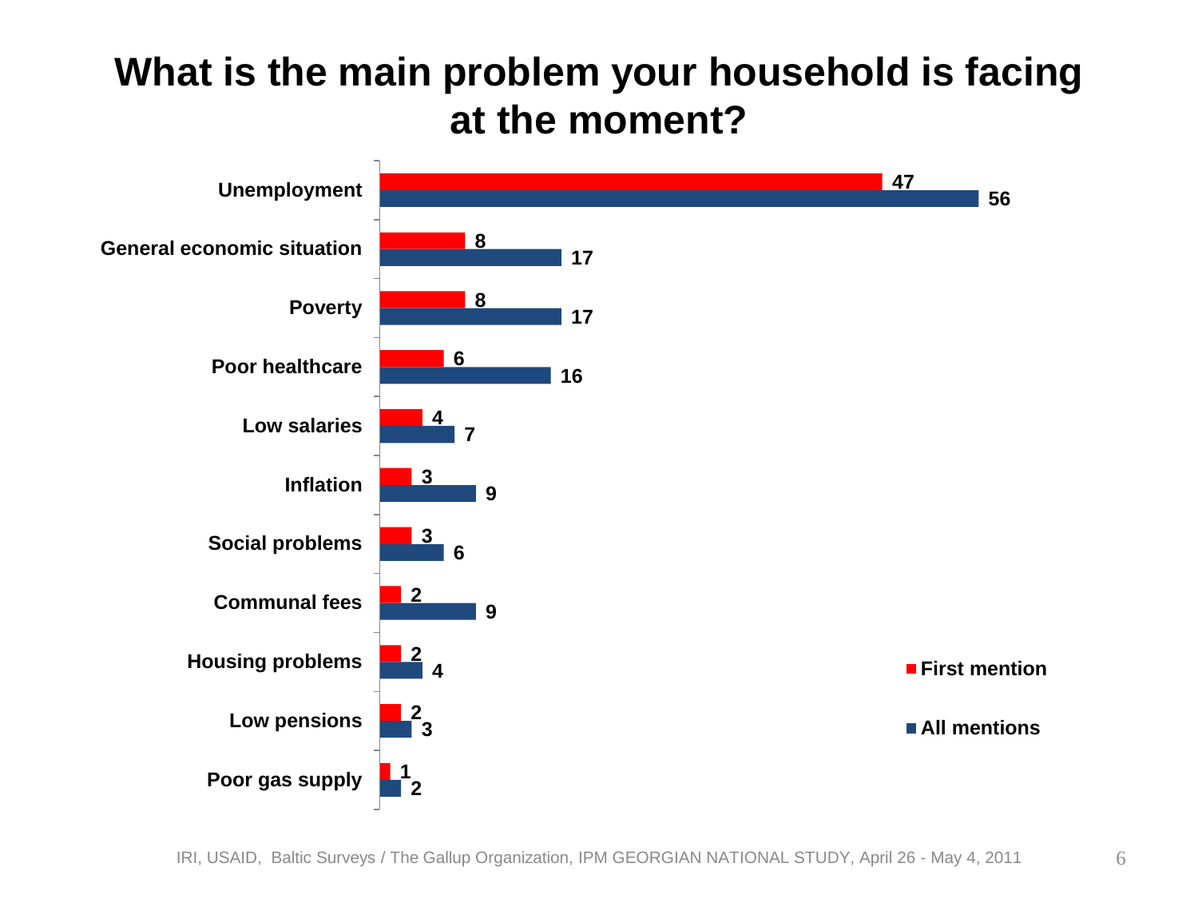# What is the main problem your household is facing at the moment?

| | First mention | All mentions |
|---|---|---|
| Unemployment | 47 | 56 |
| General economic situation | 8 | 17 |
| Poverty | 8 | 17 |
| Poor healthcare | 6 | 16 |
| Low salaries | 4 | 7 |
| Inflation | 3 | 9 |
| Social problems | 3 | 6 |
| Communal fees | 2 | 9 |
| Housing problems | 2 | 4 |
| Low pensions | 2 | 3 |
| Poor gas supply | 1 | 2 |

IRI, USAID, Baltic Surveys / The Gallup Organization, IPM GEORGIAN NATIONAL STUDY, April 26 - May 4, 2011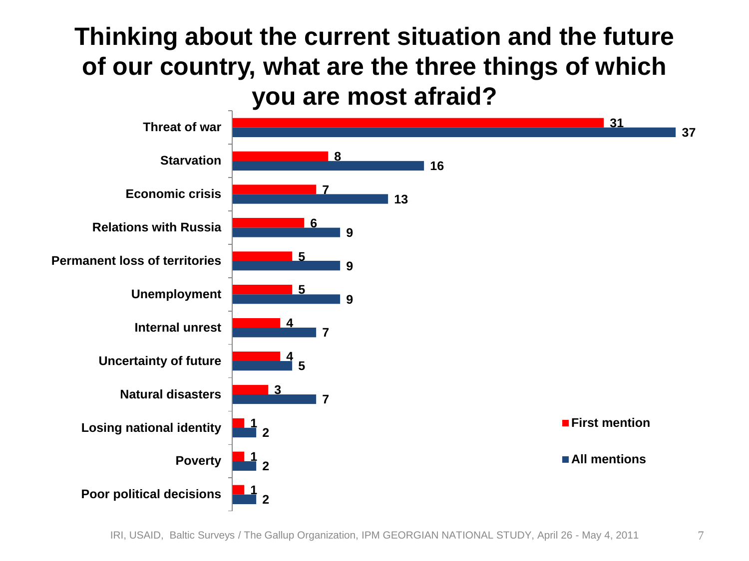# Thinking about the current situation and the future of our country, what are the three things of which you are most afraid?

| | First mention | All mentions |
|---|---|---|
| Threat of war | 31 | 37 |
| Starvation | 8 | 16 |
| Economic crisis | 7 | 13 |
| Relations with Russia | 6 | 9 |
| Permanent loss of territories | 5 | 9 |
| Unemployment | 5 | 9 |
| Internal unrest | 4 | 7 |
| Uncertainty of future | 4 | 5 |
| Natural disasters | 3 | 7 |
| Losing national identity | 1 | 2 |
| Poverty | 1 | 2 |
| Poor political decisions | 1 | 2 |

IRI, USAID, Baltic Surveys / The Gallup Organization, IPM GEORGIAN NATIONAL STUDY, April 26 - May 4, 2011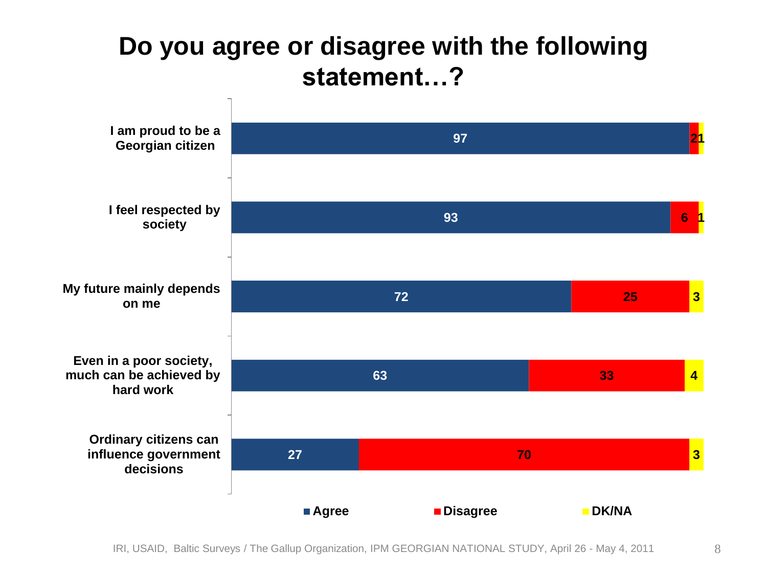# Do you agree or disagree with the following statement…?

| Statement | Agree | Disagree | DK/NA |
|---|---|---|---|
| I am proud to be a Georgian citizen | 97 | 2 | 1 |
| I feel respected by society | 93 | 6 | 1 |
| My future mainly depends on me | 72 | 25 | 3 |
| Even in a poor society, much can be achieved by hard work | 63 | 33 | 4 |
| Ordinary citizens can influence government decisions | 27 | 70 | 3 |

IRI, USAID, Baltic Surveys / The Gallup Organization, IPM GEORGIAN NATIONAL STUDY, April 26 - May 4, 2011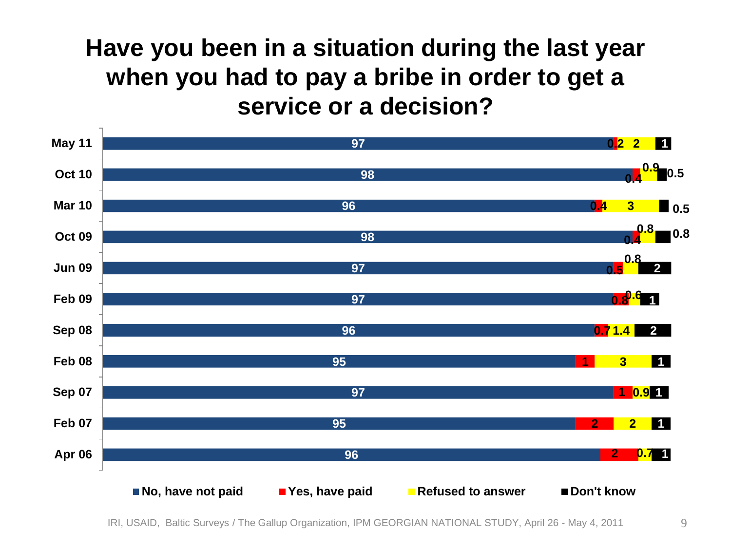# Have you been in a situation during the last year when you had to pay a bribe in order to get a service or a decision?

| | No, have not paid | Yes, have paid | Refused to answer | Don't know |
|---|---|---|---|---|
| May 11 | 97 | 0.2 | 2 | 1 |
| Oct 10 | 98 | 0.4 | 0.9 | 0.5 |
| Mar 10 | 96 | 0.4 | 3 | 0.5 |
| Oct 09 | 98 | 0.4 | 0.8 | 0.8 |
| Jun 09 | 97 | 0.5 | 0.8 | 2 |
| Feb 09 | 97 | 0.8 | 0.6 | 1 |
| Sep 08 | 96 | 0.7 | 1.4 | 2 |
| Feb 08 | 95 | 1 | 3 | 1 |
| Sep 07 | 97 | 1 | 0.9 | 1 |
| Feb 07 | 95 | 2 | 2 | 1 |
| Apr 06 | 96 | 2 | 0.7 | 1 |

IRI, USAID, Baltic Surveys / The Gallup Organization, IPM GEORGIAN NATIONAL STUDY, April 26 - May 4, 2011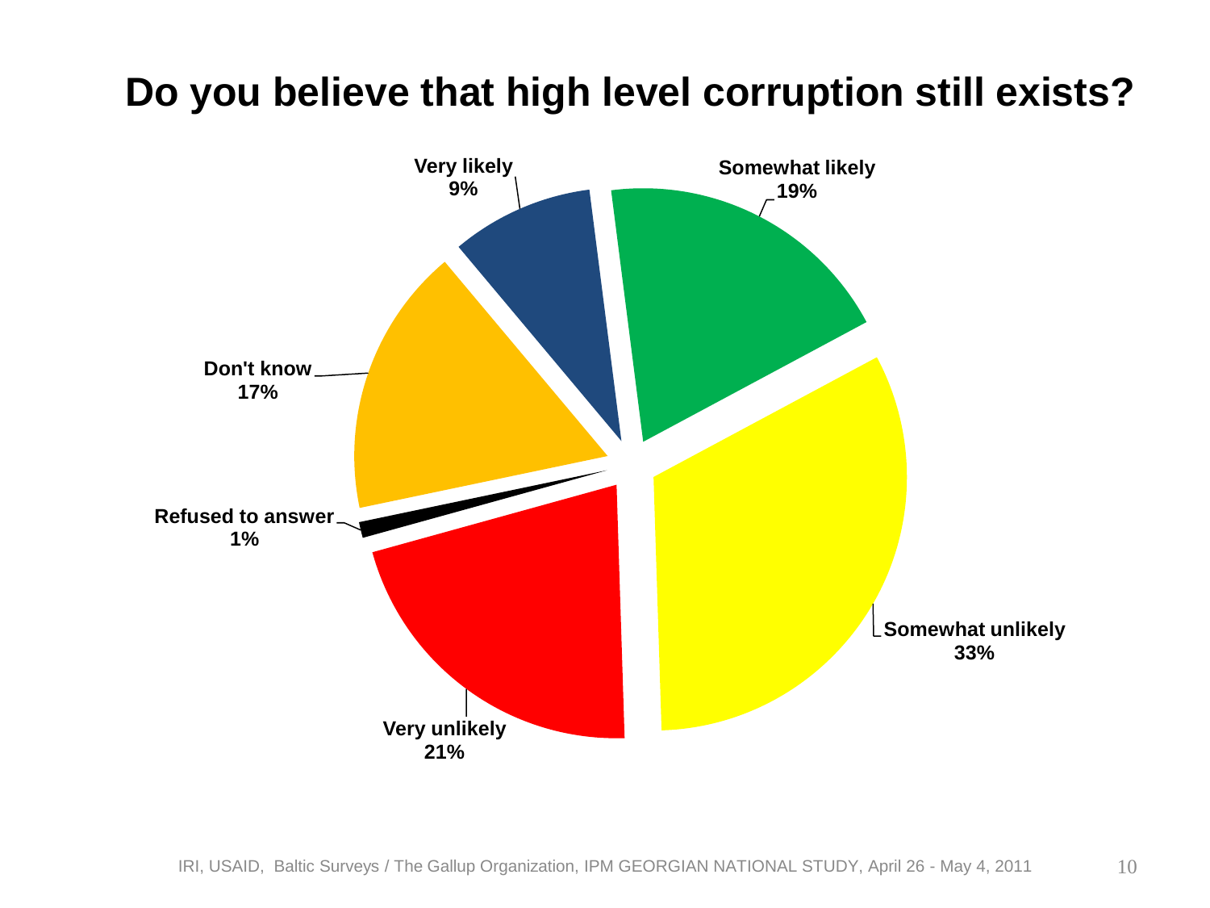# Do you believe that high level corruption still exists?

| Response | Percentage |
| --- | --- |
| Very likely | 9% |
| Somewhat likely | 19% |
| Somewhat unlikely | 33% |
| Very unlikely | 21% |
| Refused to answer | 1% |
| Don't know | 17% |

IRI, USAID, Baltic Surveys / The Gallup Organization, IPM GEORGIAN NATIONAL STUDY, April 26 - May 4, 2011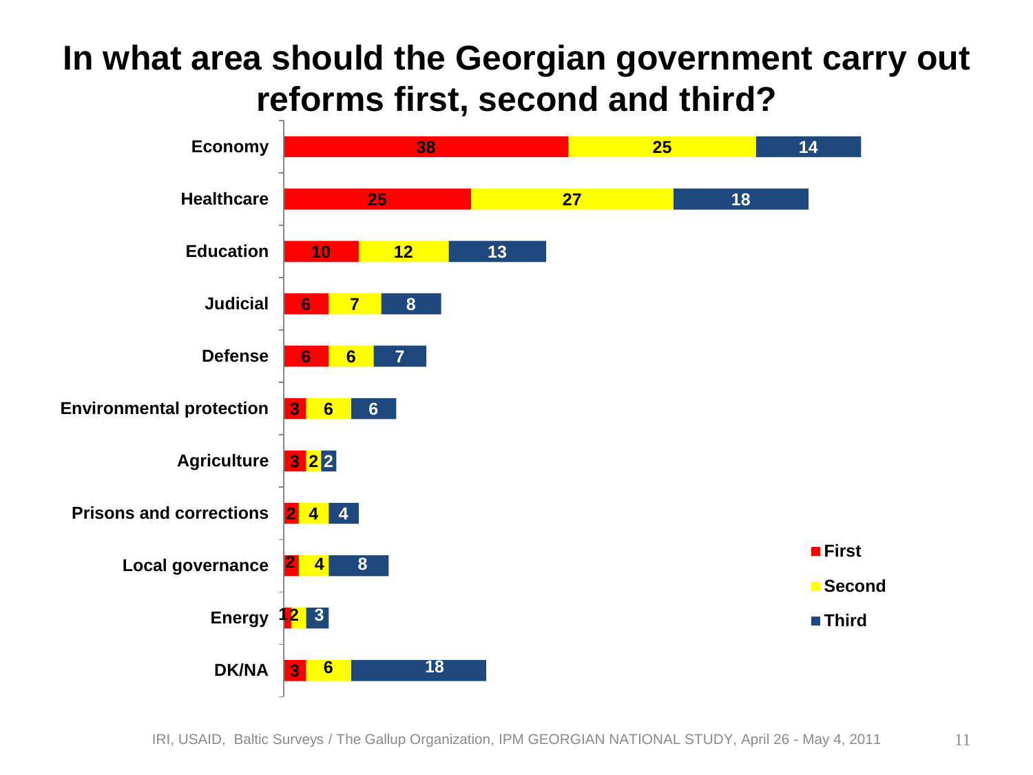# In what area should the Georgian government carry out reforms first, second and third?

| Area | First | Second | Third |
|---|---|---|---|
| Economy | 38 | 25 | 14 |
| Healthcare | 25 | 27 | 18 |
| Education | 10 | 12 | 13 |
| Judicial | 6 | 7 | 8 |
| Defense | 6 | 6 | 7 |
| Environmental protection | 3 | 6 | 6 |
| Agriculture | 3 | 2 | 2 |
| Prisons and corrections | 2 | 4 | 4 |
| Local governance | 2 | 4 | 8 |
| Energy | 1 | 2 | 3 |
| DK/NA | 3 | 6 | 18 |

IRI, USAID, Baltic Surveys / The Gallup Organization, IPM GEORGIAN NATIONAL STUDY, April 26 - May 4, 2011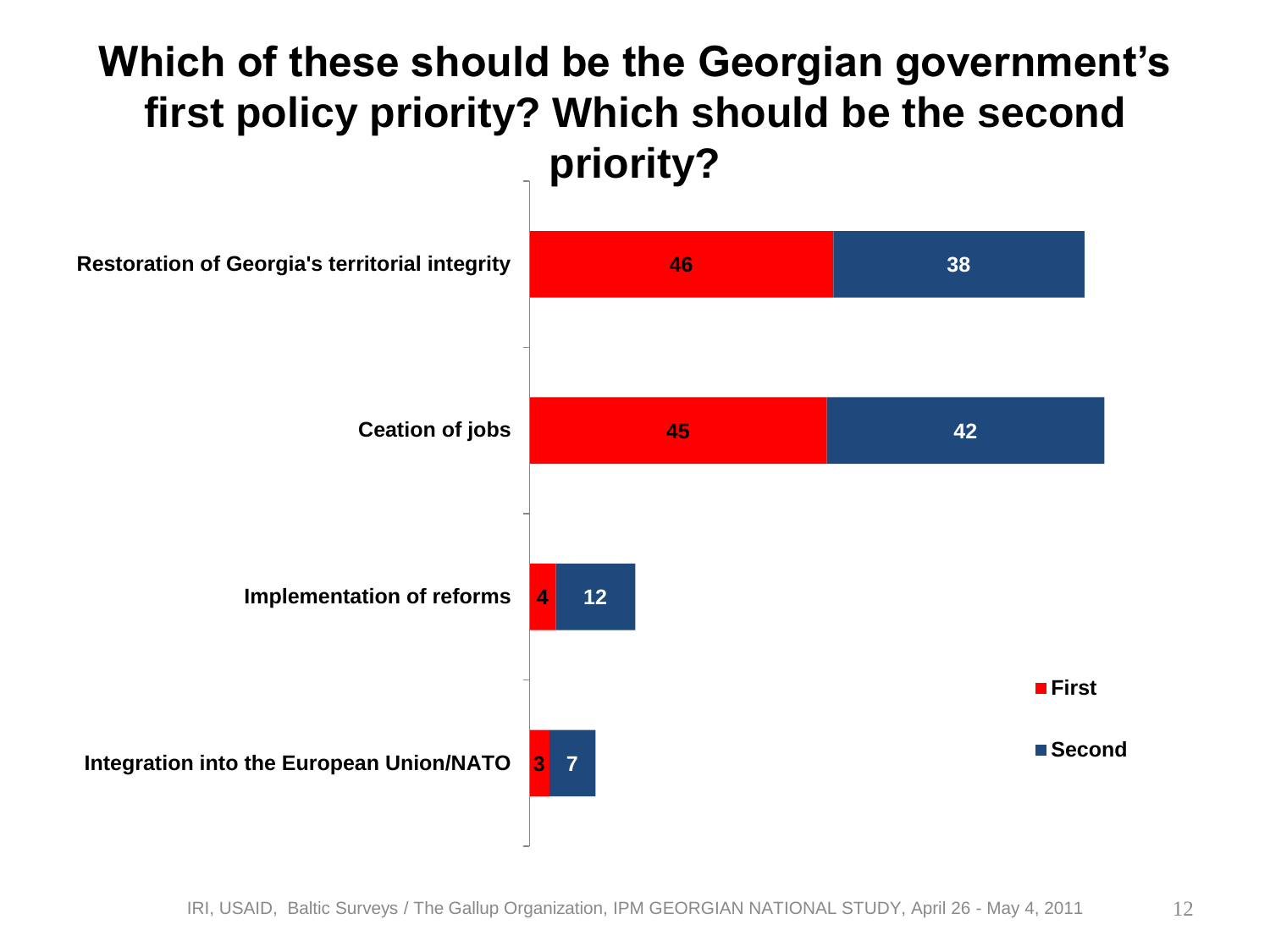# Which of these should be the Georgian government's first policy priority? Which should be the second priority?

| | First | Second |
|---|---|---|
| Restoration of Georgia's territorial integrity | 46 | 38 |
| Ceation of jobs | 45 | 42 |
| Implementation of reforms | 4 | 12 |
| Integration into the European Union/NATO | 3 | 7 |

IRI, USAID, Baltic Surveys / The Gallup Organization, IPM GEORGIAN NATIONAL STUDY, April 26 - May 4, 2011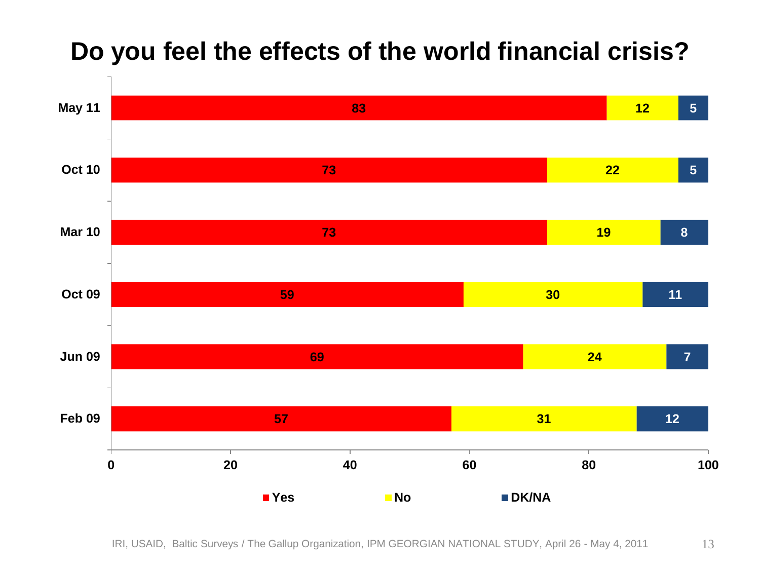# Do you feel the effects of the world financial crisis?

| | Yes | No | DK/NA |
|---|---|---|---|
| May 11 | 83 | 12 | 5 |
| Oct 10 | 73 | 22 | 5 |
| Mar 10 | 73 | 19 | 8 |
| Oct 09 | 59 | 30 | 11 |
| Jun 09 | 69 | 24 | 7 |
| Feb 09 | 57 | 31 | 12 |

IRI, USAID, Baltic Surveys / The Gallup Organization, IPM GEORGIAN NATIONAL STUDY, April 26 - May 4, 2011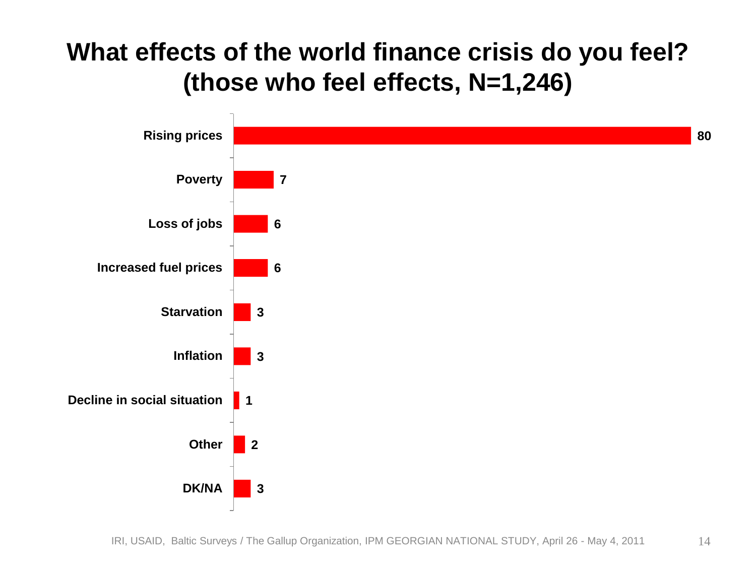# What effects of the world finance crisis do you feel? (those who feel effects, N=1,246)

| Effect | % |
|---|---|
| Rising prices | 80 |
| Poverty | 7 |
| Loss of jobs | 6 |
| Increased fuel prices | 6 |
| Starvation | 3 |
| Inflation | 3 |
| Decline in social situation | 1 |
| Other | 2 |
| DK/NA | 3 |

IRI, USAID, Baltic Surveys / The Gallup Organization, IPM GEORGIAN NATIONAL STUDY, April 26 - May 4, 2011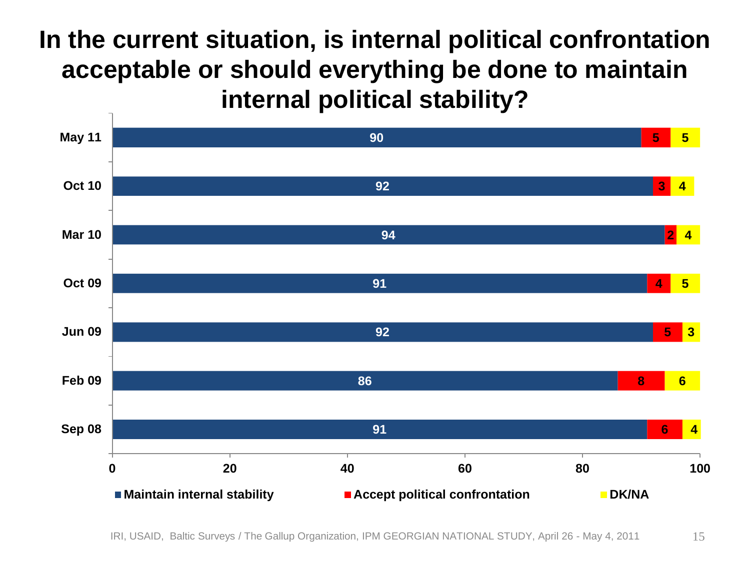# In the current situation, is internal political confrontation acceptable or should everything be done to maintain internal political stability?

| | Maintain internal stability | Accept political confrontation | DK/NA |
|---|---|---|---|
| May 11 | 90 | 5 | 5 |
| Oct 10 | 92 | 3 | 4 |
| Mar 10 | 94 | 2 | 4 |
| Oct 09 | 91 | 4 | 5 |
| Jun 09 | 92 | 5 | 3 |
| Feb 09 | 86 | 8 | 6 |
| Sep 08 | 91 | 6 | 4 |

IRI, USAID, Baltic Surveys / The Gallup Organization, IPM GEORGIAN NATIONAL STUDY, April 26 - May 4, 2011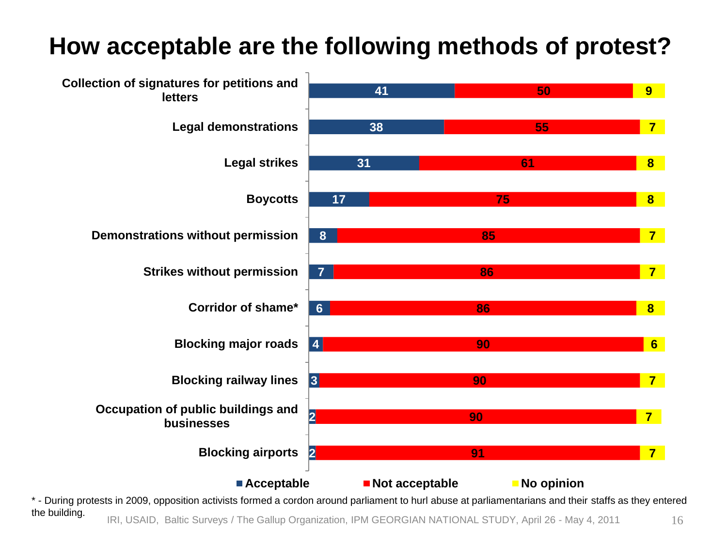# How acceptable are the following methods of protest?

| Method | Acceptable | Not acceptable | No opinion |
|---|---|---|---|
| Collection of signatures for petitions and letters | 41 | 50 | 9 |
| Legal demonstrations | 38 | 55 | 7 |
| Legal strikes | 31 | 61 | 8 |
| Boycotts | 17 | 75 | 8 |
| Demonstrations without permission | 8 | 85 | 7 |
| Strikes without permission | 7 | 86 | 7 |
| Corridor of shame* | 6 | 86 | 8 |
| Blocking major roads | 4 | 90 | 6 |
| Blocking railway lines | 3 | 90 | 7 |
| Occupation of public buildings and businesses | 2 | 90 | 7 |
| Blocking airports | 2 | 91 | 7 |

\* - During protests in 2009, opposition activists formed a cordon around parliament to hurl abuse at parliamentarians and their staffs as they entered the building.

IRI, USAID, Baltic Surveys / The Gallup Organization, IPM GEORGIAN NATIONAL STUDY, April 26 - May 4, 2011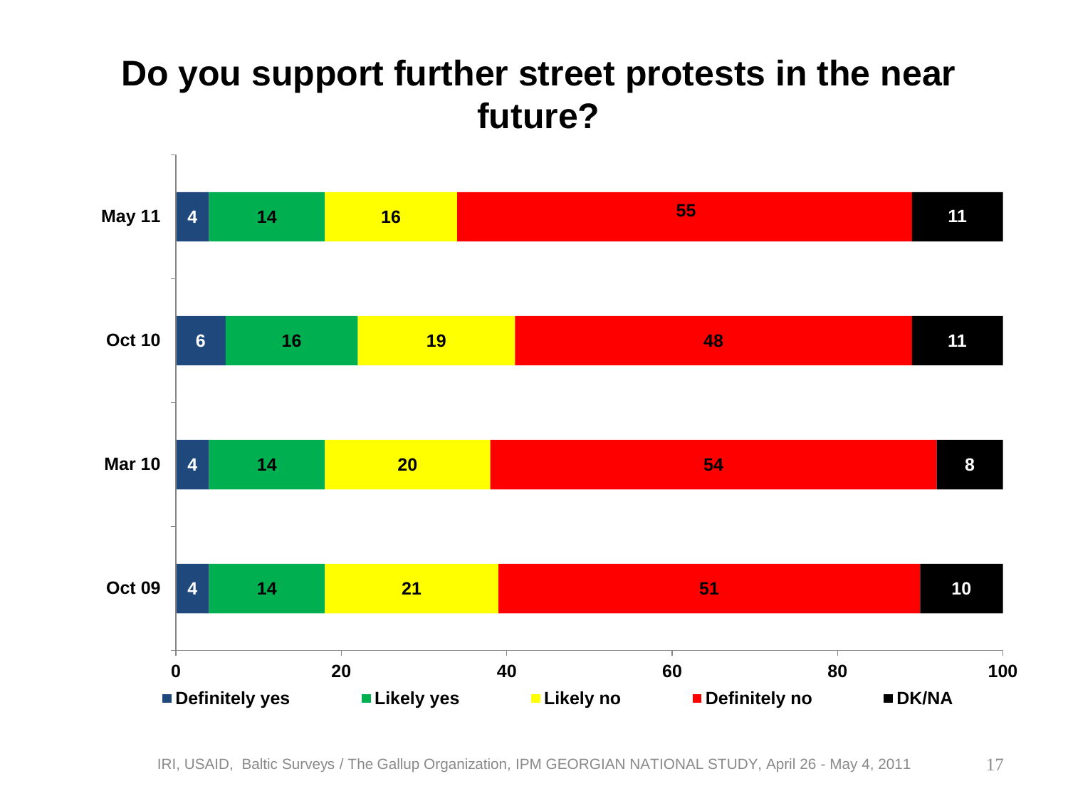# Do you support further street protests in the near future?

| | Definitely yes | Likely yes | Likely no | Definitely no | DK/NA |
|---|---|---|---|---|---|
| May 11 | 4 | 14 | 16 | 55 | 11 |
| Oct 10 | 6 | 16 | 19 | 48 | 11 |
| Mar 10 | 4 | 14 | 20 | 54 | 8 |
| Oct 09 | 4 | 14 | 21 | 51 | 10 |

IRI, USAID, Baltic Surveys / The Gallup Organization, IPM GEORGIAN NATIONAL STUDY, April 26 - May 4, 2011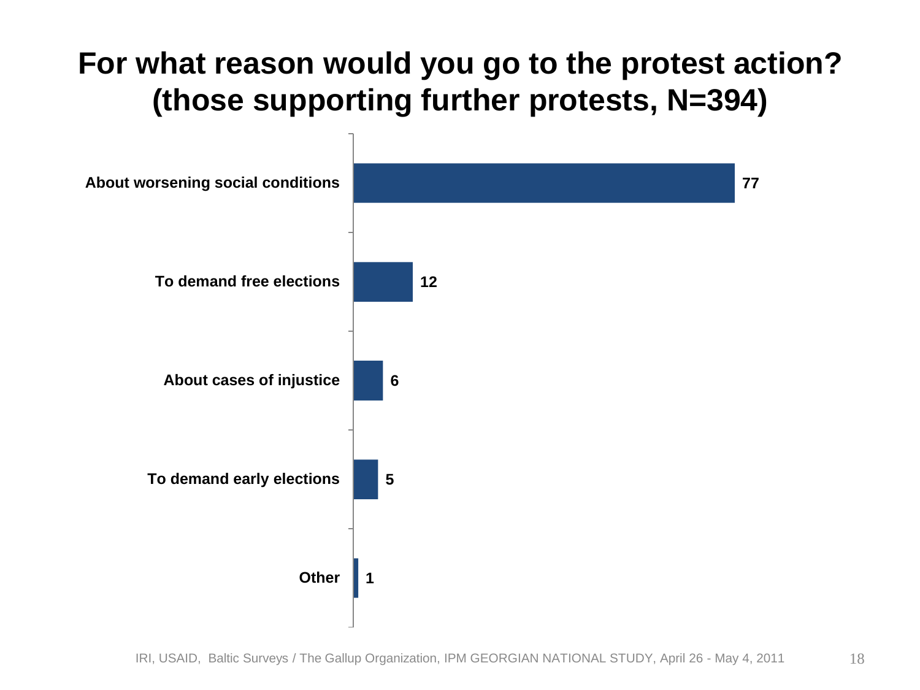# For what reason would you go to the protest action? (those supporting further protests, N=394)

| Reason | % |
| --- | --- |
| About worsening social conditions | 77 |
| To demand free elections | 12 |
| About cases of injustice | 6 |
| To demand early elections | 5 |
| Other | 1 |

IRI, USAID, Baltic Surveys / The Gallup Organization, IPM GEORGIAN NATIONAL STUDY, April 26 - May 4, 2011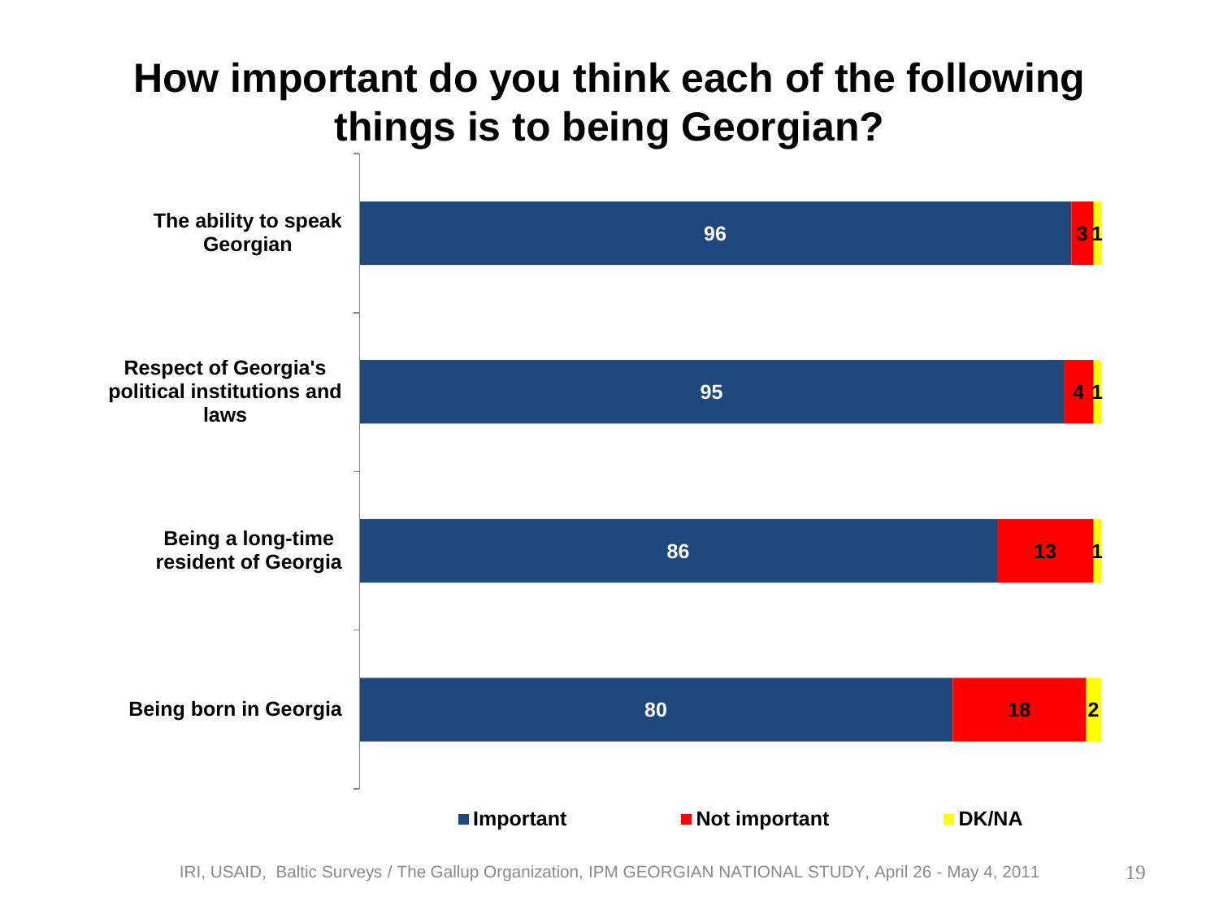# How important do you think each of the following things is to being Georgian?

| | Important | Not important | DK/NA |
|---|---|---|---|
| The ability to speak Georgian | 96 | 3 | 1 |
| Respect of Georgia's political institutions and laws | 95 | 4 | 1 |
| Being a long-time resident of Georgia | 86 | 13 | 1 |
| Being born in Georgia | 80 | 18 | 2 |

IRI, USAID, Baltic Surveys / The Gallup Organization, IPM GEORGIAN NATIONAL STUDY, April 26 - May 4, 2011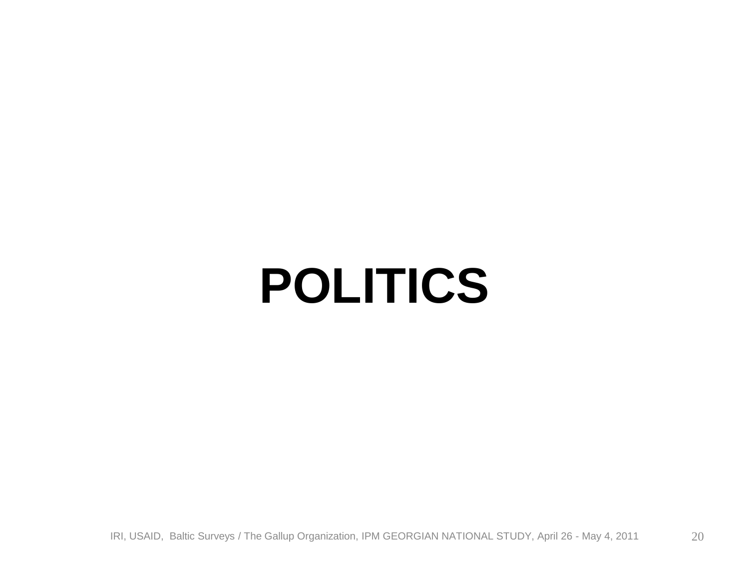# POLITICS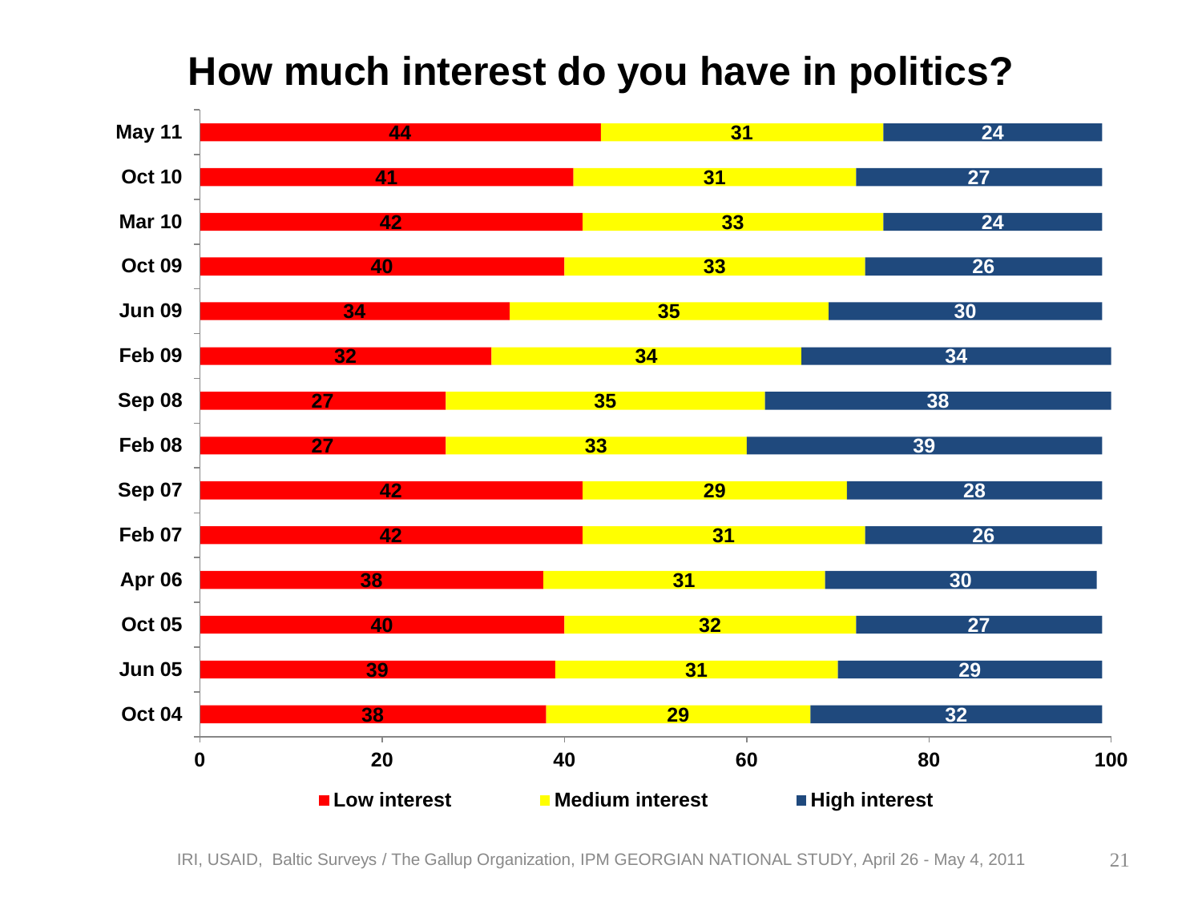# How much interest do you have in politics?

| | Low interest | Medium interest | High interest |
|---|---|---|---|
| May 11 | 44 | 31 | 24 |
| Oct 10 | 41 | 31 | 27 |
| Mar 10 | 42 | 33 | 24 |
| Oct 09 | 40 | 33 | 26 |
| Jun 09 | 34 | 35 | 30 |
| Feb 09 | 32 | 34 | 34 |
| Sep 08 | 27 | 35 | 38 |
| Feb 08 | 27 | 33 | 39 |
| Sep 07 | 42 | 29 | 28 |
| Feb 07 | 42 | 31 | 26 |
| Apr 06 | 38 | 31 | 30 |
| Oct 05 | 40 | 32 | 27 |
| Jun 05 | 39 | 31 | 29 |
| Oct 04 | 38 | 29 | 32 |

IRI, USAID, Baltic Surveys / The Gallup Organization, IPM GEORGIAN NATIONAL STUDY, April 26 - May 4, 2011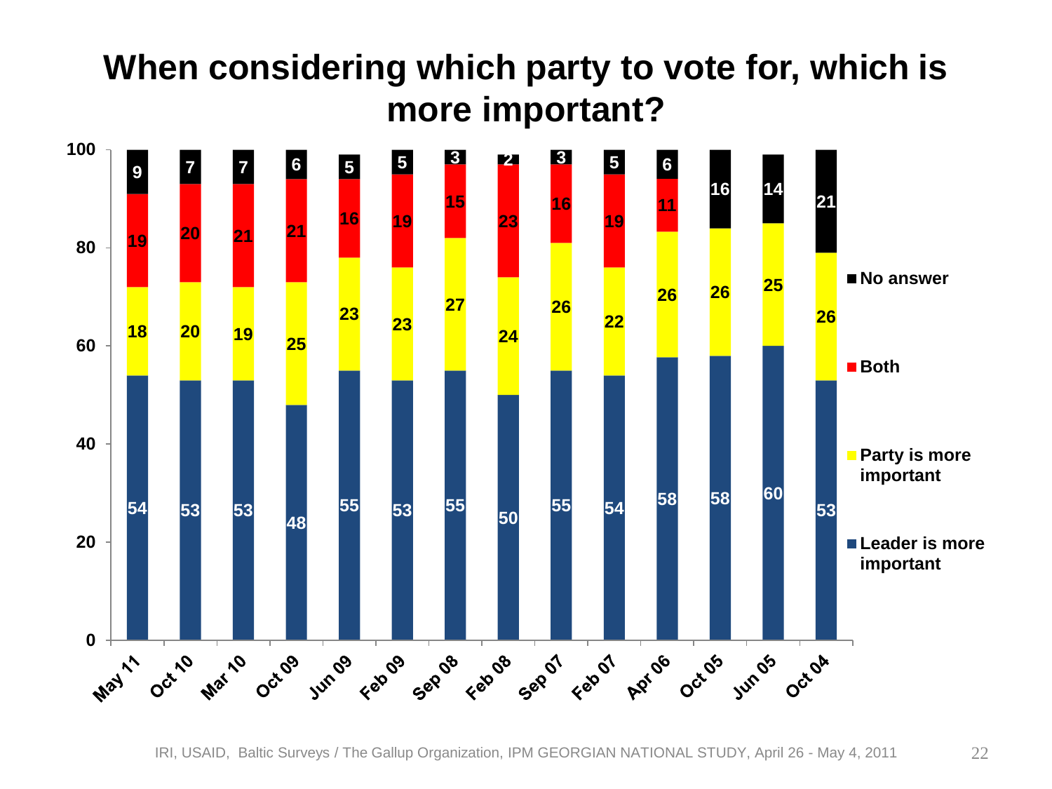# When considering which party to vote for, which is more important?

| | May 11 | Oct 10 | Mar 10 | Oct 09 | Jun 09 | Feb 09 | Sep 08 | Feb 08 | Sep 07 | Feb 07 | Apr 06 | Oct 05 | Jun 05 | Oct 04 |
|---|---|---|---|---|---|---|---|---|---|---|---|---|---|---|
| No answer | 9 | 7 | 7 | 6 | 5 | 5 | 3 | 2 | 3 | 5 | 6 | 16 | 14 | 21 |
| Both | 19 | 20 | 21 | 21 | 16 | 19 | 15 | 23 | 16 | 19 | 11 | | | |
| Party is more important | 18 | 20 | 19 | 25 | 23 | 23 | 27 | 24 | 26 | 22 | 26 | 26 | 25 | 26 |
| Leader is more important | 54 | 53 | 53 | 48 | 55 | 53 | 55 | 50 | 55 | 54 | 58 | 58 | 60 | 53 |

IRI, USAID, Baltic Surveys / The Gallup Organization, IPM GEORGIAN NATIONAL STUDY, April 26 - May 4, 2011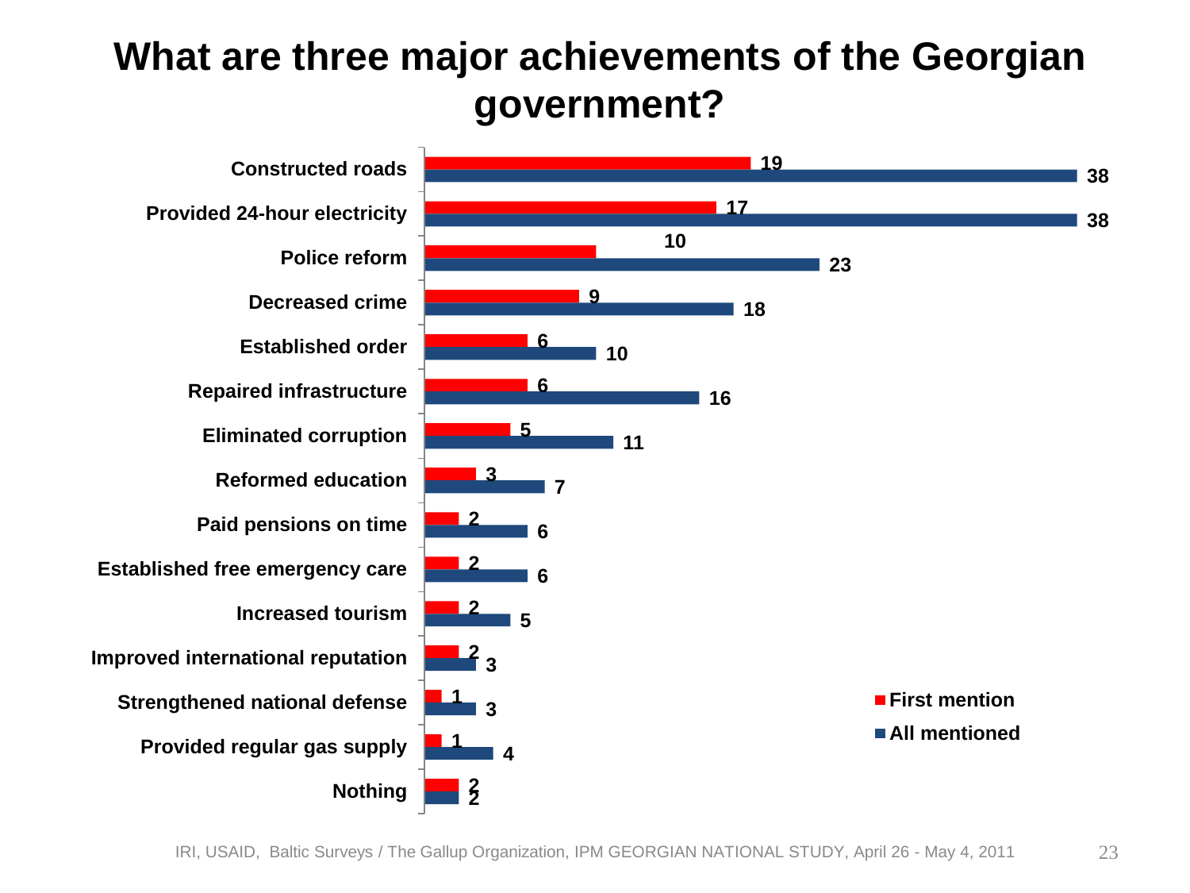# What are three major achievements of the Georgian government?

| Achievement | First mention | All mentioned |
|---|---|---|
| Constructed roads | 19 | 38 |
| Provided 24-hour electricity | 17 | 38 |
| Police reform | 10 | 23 |
| Decreased crime | 9 | 18 |
| Established order | 6 | 10 |
| Repaired infrastructure | 6 | 16 |
| Eliminated corruption | 5 | 11 |
| Reformed education | 3 | 7 |
| Paid pensions on time | 2 | 6 |
| Established free emergency care | 2 | 6 |
| Increased tourism | 2 | 5 |
| Improved international reputation | 2 | 3 |
| Strengthened national defense | 1 | 3 |
| Provided regular gas supply | 1 | 4 |
| Nothing | 2 | 2 |

IRI, USAID, Baltic Surveys / The Gallup Organization, IPM GEORGIAN NATIONAL STUDY, April 26 - May 4, 2011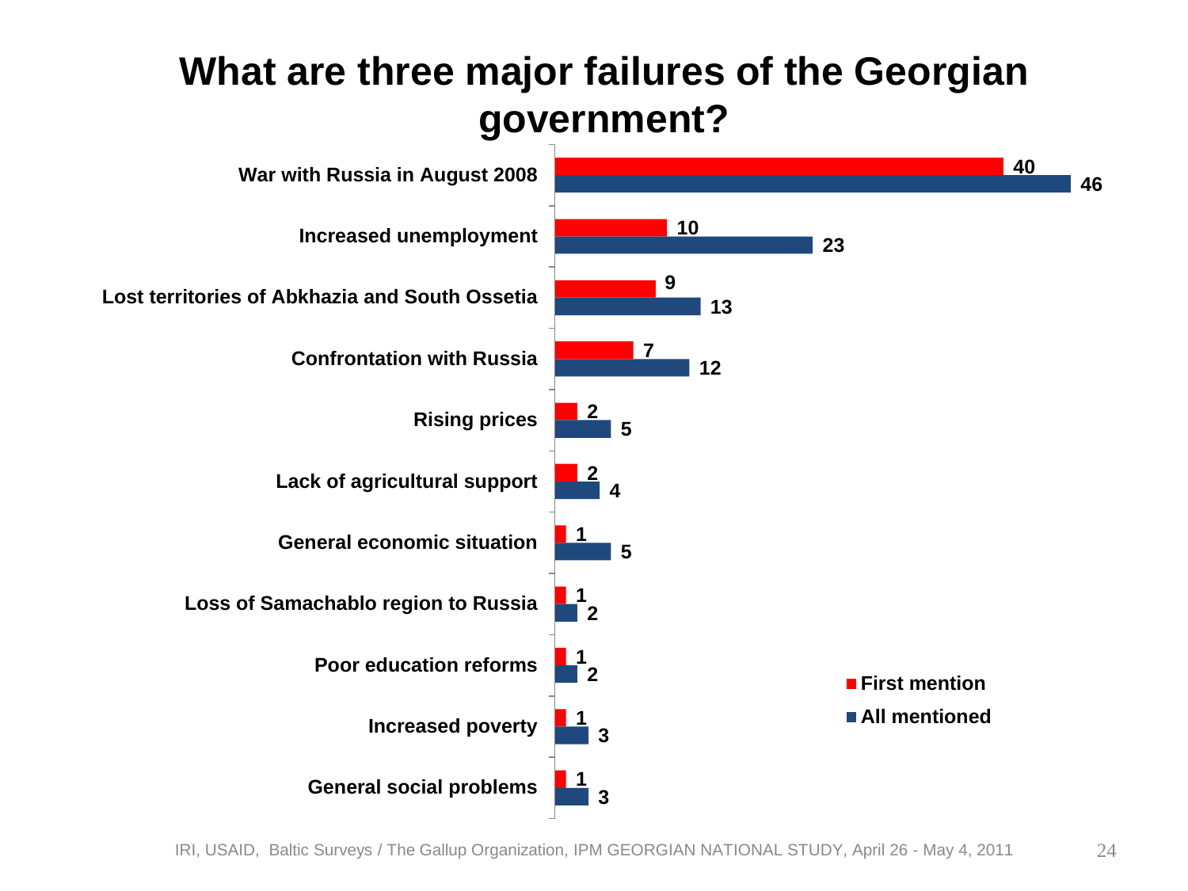# What are three major failures of the Georgian government?

| | First mention | All mentioned |
|---|---|---|
| War with Russia in August 2008 | 40 | 46 |
| Increased unemployment | 10 | 23 |
| Lost territories of Abkhazia and South Ossetia | 9 | 13 |
| Confrontation with Russia | 7 | 12 |
| Rising prices | 2 | 5 |
| Lack of agricultural support | 2 | 4 |
| General economic situation | 1 | 5 |
| Loss of Samachablo region to Russia | 1 | 2 |
| Poor education reforms | 1 | 2 |
| Increased poverty | 1 | 3 |
| General social problems | 1 | 3 |

IRI, USAID, Baltic Surveys / The Gallup Organization, IPM GEORGIAN NATIONAL STUDY, April 26 - May 4, 2011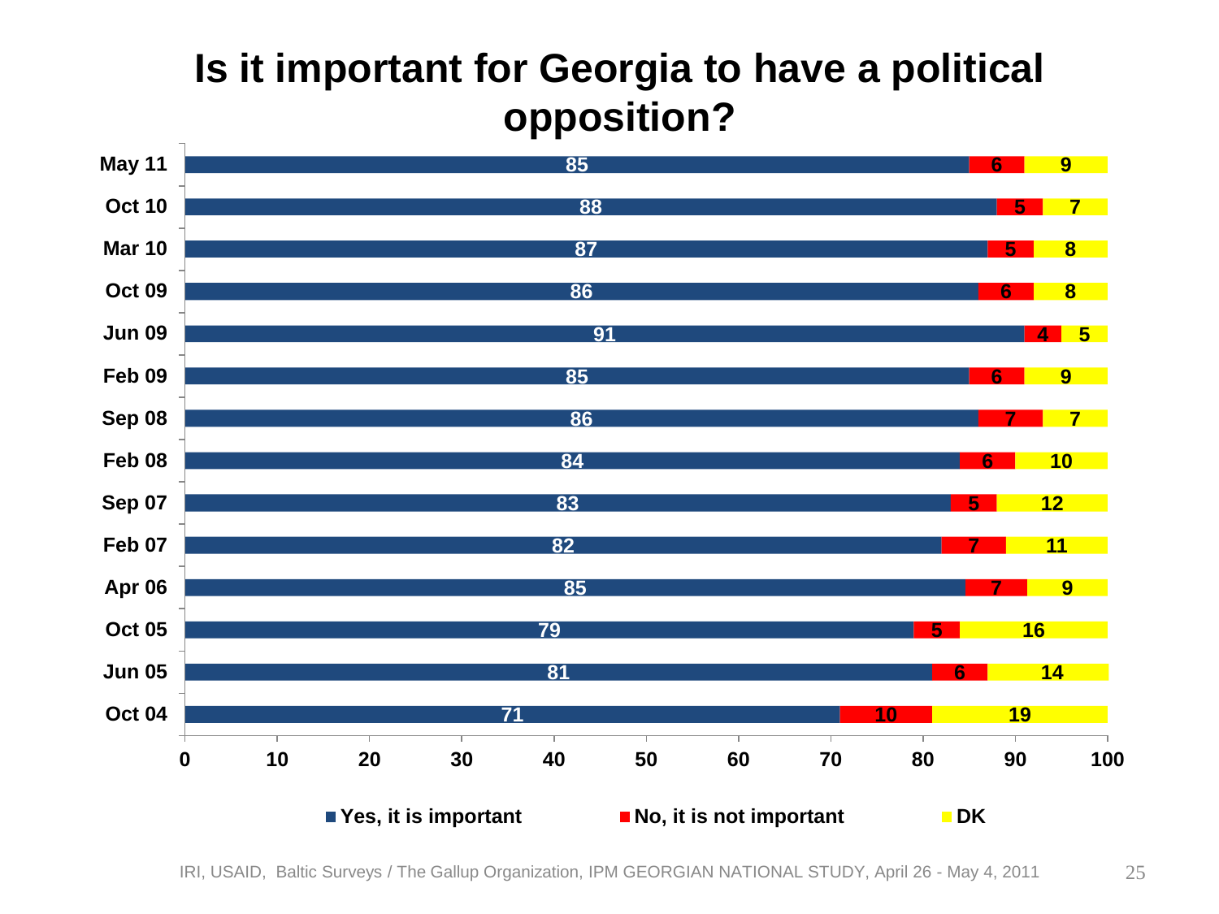# Is it important for Georgia to have a political opposition?

| | Yes, it is important | No, it is not important | DK |
|---|---|---|---|
| May 11 | 85 | 6 | 9 |
| Oct 10 | 88 | 5 | 7 |
| Mar 10 | 87 | 5 | 8 |
| Oct 09 | 86 | 6 | 8 |
| Jun 09 | 91 | 4 | 5 |
| Feb 09 | 85 | 6 | 9 |
| Sep 08 | 86 | 7 | 7 |
| Feb 08 | 84 | 6 | 10 |
| Sep 07 | 83 | 5 | 12 |
| Feb 07 | 82 | 7 | 11 |
| Apr 06 | 85 | 7 | 9 |
| Oct 05 | 79 | 5 | 16 |
| Jun 05 | 81 | 6 | 14 |
| Oct 04 | 71 | 10 | 19 |

IRI, USAID, Baltic Surveys / The Gallup Organization, IPM GEORGIAN NATIONAL STUDY, April 26 - May 4, 2011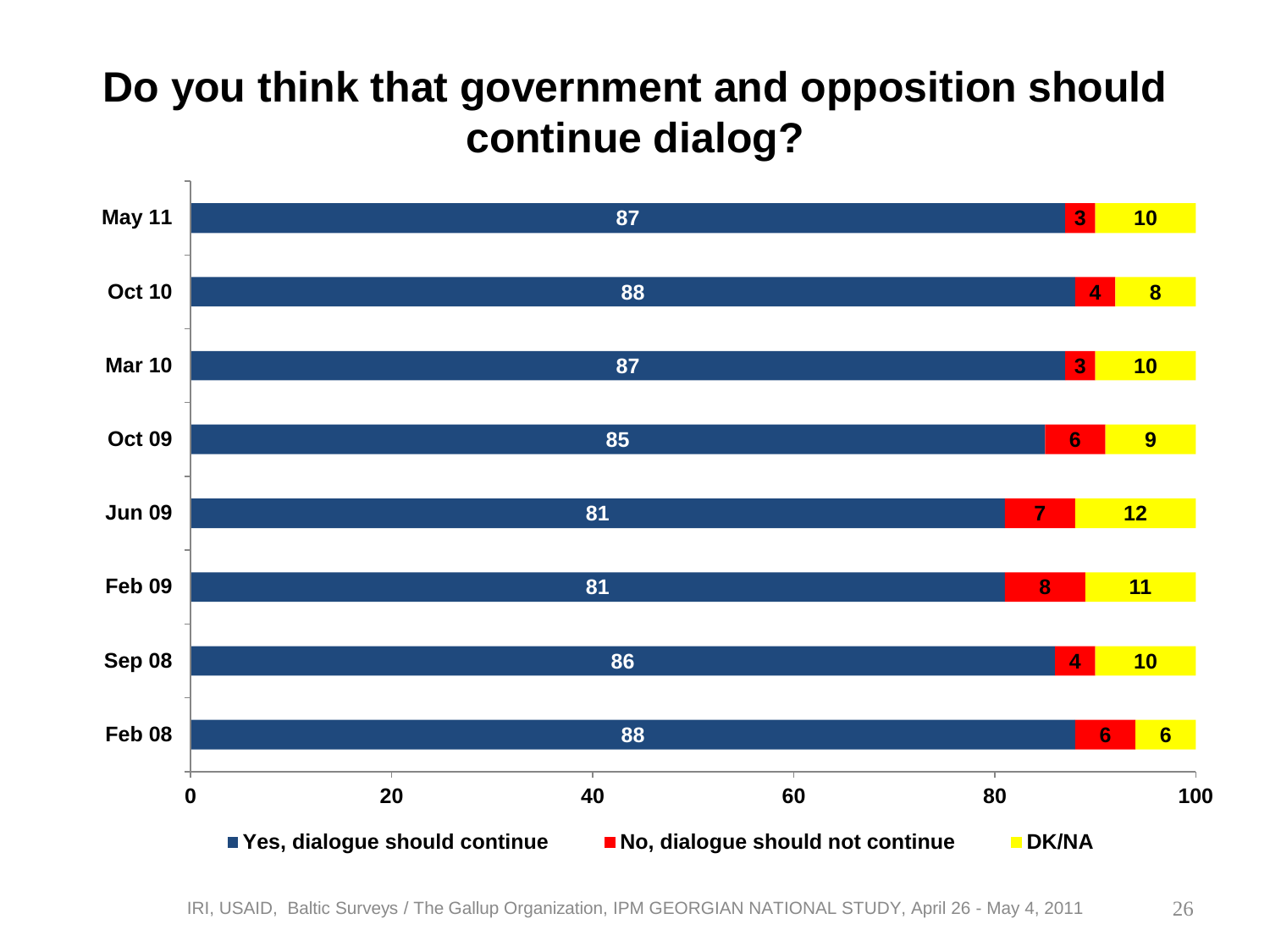# Do you think that government and opposition should continue dialog?

| | Yes, dialogue should continue | No, dialogue should not continue | DK/NA |
|---|---|---|---|
| May 11 | 87 | 3 | 10 |
| Oct 10 | 88 | 4 | 8 |
| Mar 10 | 87 | 3 | 10 |
| Oct 09 | 85 | 6 | 9 |
| Jun 09 | 81 | 7 | 12 |
| Feb 09 | 81 | 8 | 11 |
| Sep 08 | 86 | 4 | 10 |
| Feb 08 | 88 | 6 | 6 |

IRI, USAID, Baltic Surveys / The Gallup Organization, IPM GEORGIAN NATIONAL STUDY, April 26 - May 4, 2011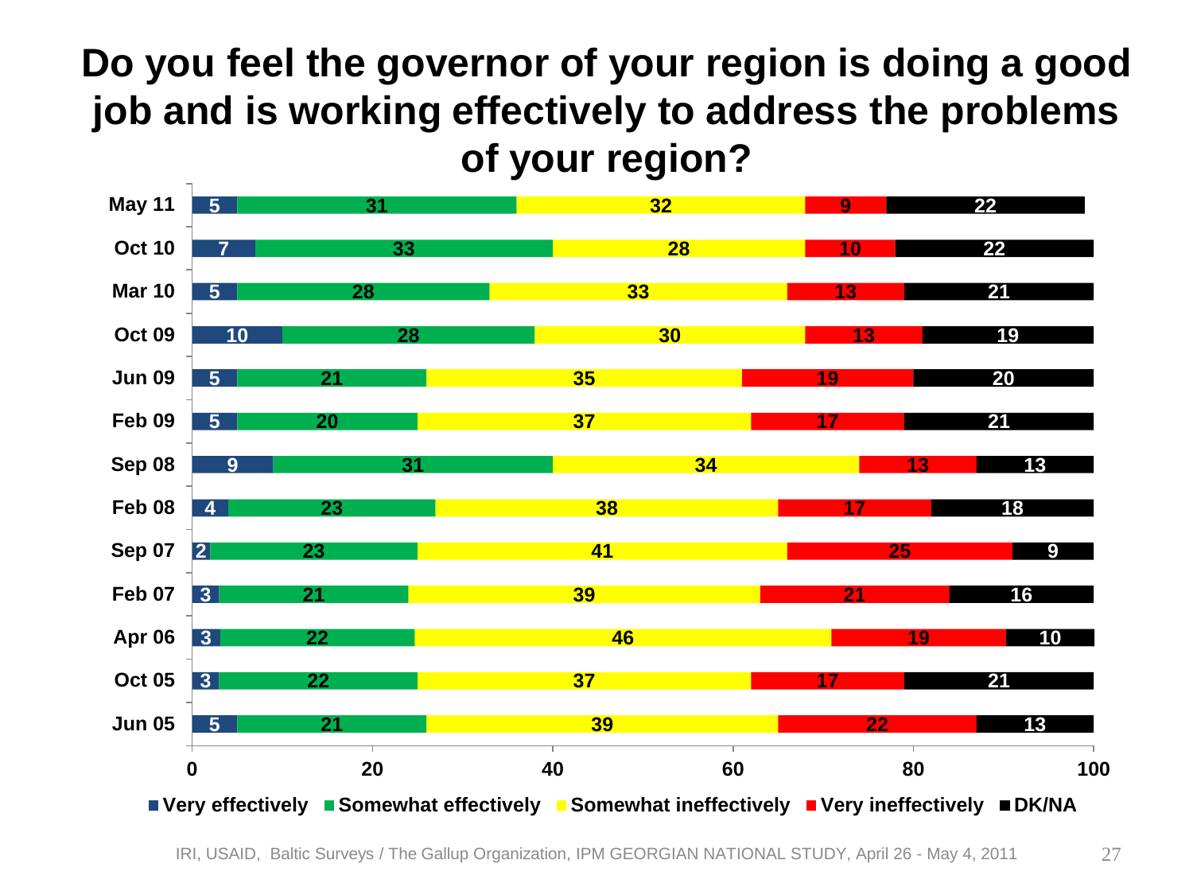# Do you feel the governor of your region is doing a good job and is working effectively to address the problems of your region?

| | Very effectively | Somewhat effectively | Somewhat ineffectively | Very ineffectively | DK/NA |
|---|---|---|---|---|---|
| May 11 | 5 | 31 | 32 | 9 | 22 |
| Oct 10 | 7 | 33 | 28 | 10 | 22 |
| Mar 10 | 5 | 28 | 33 | 13 | 21 |
| Oct 09 | 10 | 28 | 30 | 13 | 19 |
| Jun 09 | 5 | 21 | 35 | 19 | 20 |
| Feb 09 | 5 | 20 | 37 | 17 | 21 |
| Sep 08 | 9 | 31 | 34 | 13 | 13 |
| Feb 08 | 4 | 23 | 38 | 17 | 18 |
| Sep 07 | 2 | 23 | 41 | 25 | 9 |
| Feb 07 | 3 | 21 | 39 | 21 | 16 |
| Apr 06 | 3 | 22 | 46 | 19 | 10 |
| Oct 05 | 3 | 22 | 37 | 17 | 21 |
| Jun 05 | 5 | 21 | 39 | 22 | 13 |

IRI, USAID, Baltic Surveys / The Gallup Organization, IPM GEORGIAN NATIONAL STUDY, April 26 - May 4, 2011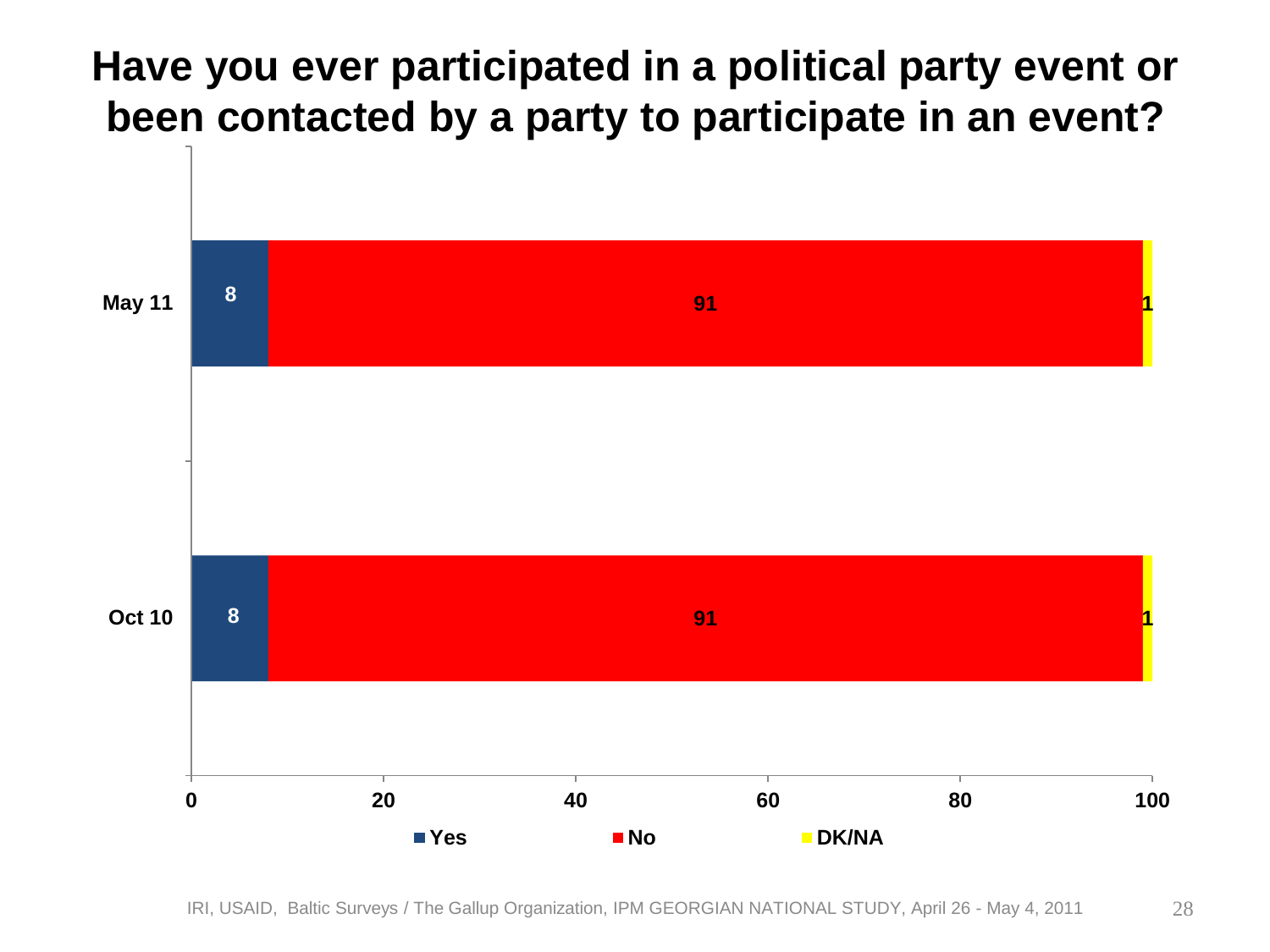# Have you ever participated in a political party event or been contacted by a party to participate in an event?

| | Yes | No | DK/NA |
|---|---|---|---|
| May 11 | 8 | 91 | 1 |
| Oct 10 | 8 | 91 | 1 |

IRI, USAID, Baltic Surveys / The Gallup Organization, IPM GEORGIAN NATIONAL STUDY, April 26 - May 4, 2011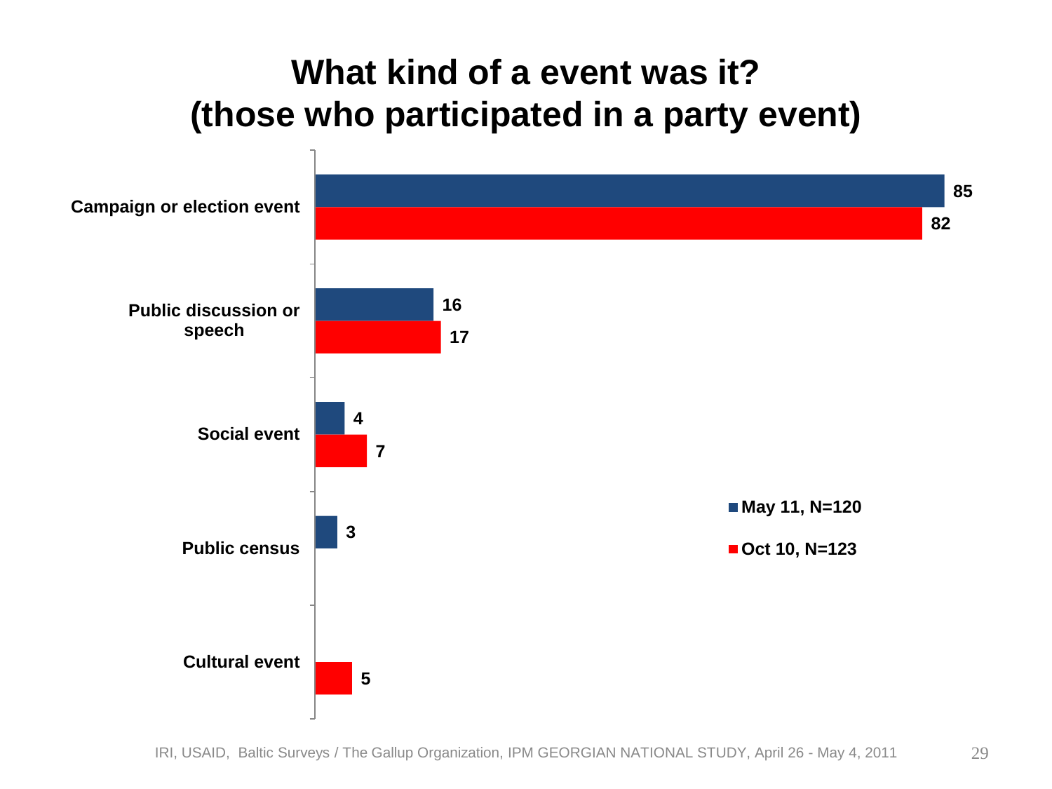# What kind of a event was it?
# (those who participated in a party event)

| | May 11, N=120 | Oct 10, N=123 |
|---|---|---|
| Campaign or election event | 85 | 82 |
| Public discussion or speech | 16 | 17 |
| Social event | 4 | 7 |
| Public census | 3 | |
| Cultural event | | 5 |

IRI, USAID, Baltic Surveys / The Gallup Organization, IPM GEORGIAN NATIONAL STUDY, April 26 - May 4, 2011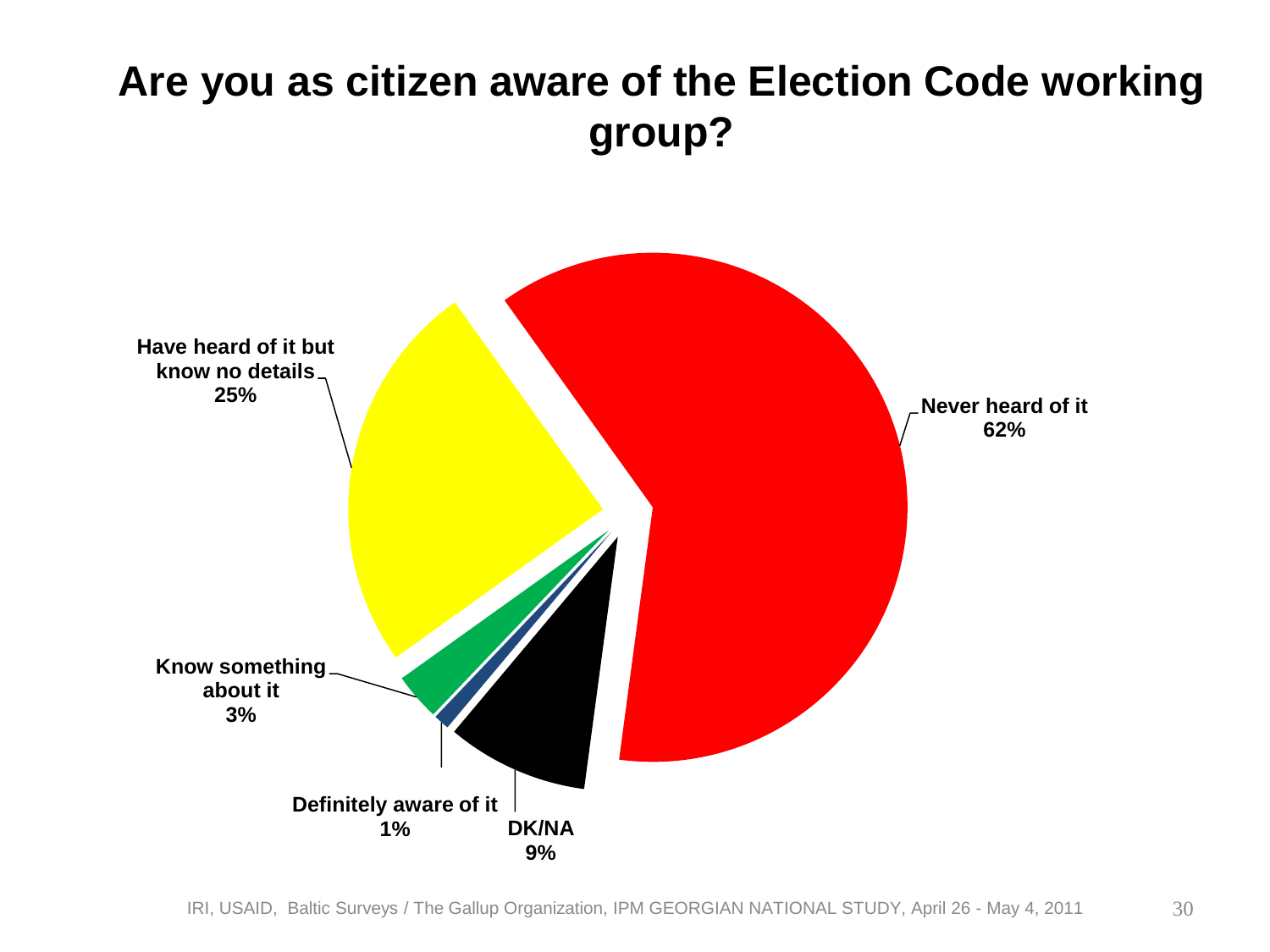# Are you as citizen aware of the Election Code working group?

| Response | Percentage |
| --- | --- |
| Never heard of it | 62% |
| Have heard of it but know no details | 25% |
| Know something about it | 3% |
| Definitely aware of it | 1% |
| DK/NA | 9% |

IRI, USAID, Baltic Surveys / The Gallup Organization, IPM GEORGIAN NATIONAL STUDY, April 26 - May 4, 2011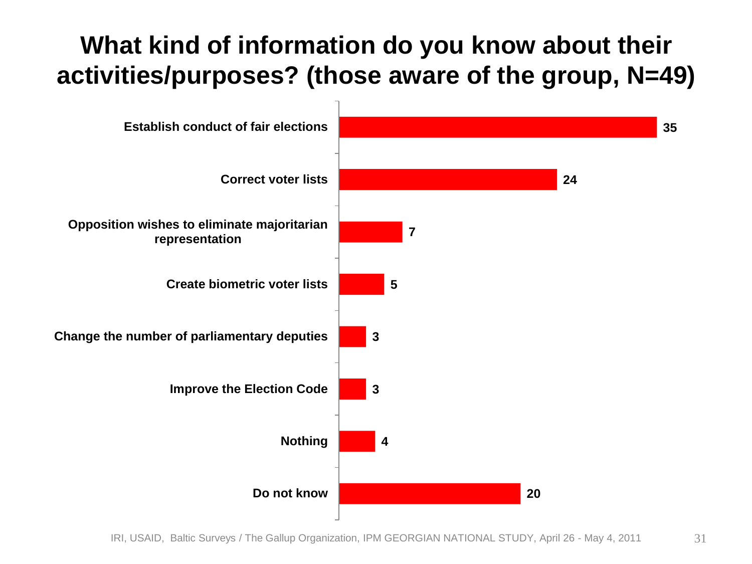# What kind of information do you know about their activities/purposes? (those aware of the group, N=49)

| Response | Value |
|---|---|
| Establish conduct of fair elections | 35 |
| Correct voter lists | 24 |
| Opposition wishes to eliminate majoritarian representation | 7 |
| Create biometric voter lists | 5 |
| Change the number of parliamentary deputies | 3 |
| Improve the Election Code | 3 |
| Nothing | 4 |
| Do not know | 20 |

IRI, USAID, Baltic Surveys / The Gallup Organization, IPM GEORGIAN NATIONAL STUDY, April 26 - May 4, 2011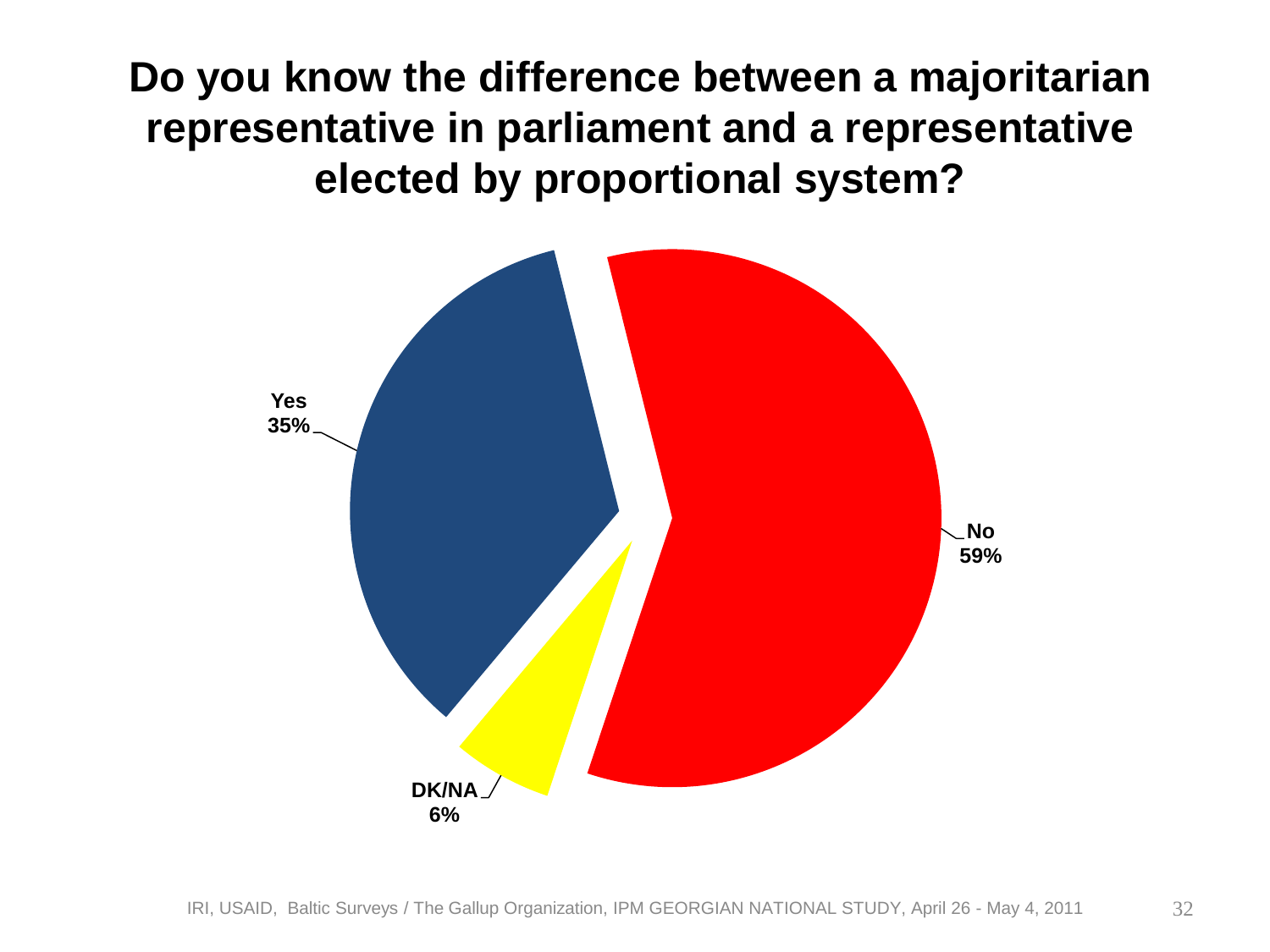# Do you know the difference between a majoritarian representative in parliament and a representative elected by proportional system?

Yes 35%

No 59%

DK/NA 6%

IRI, USAID, Baltic Surveys / The Gallup Organization, IPM GEORGIAN NATIONAL STUDY, April 26 - May 4, 2011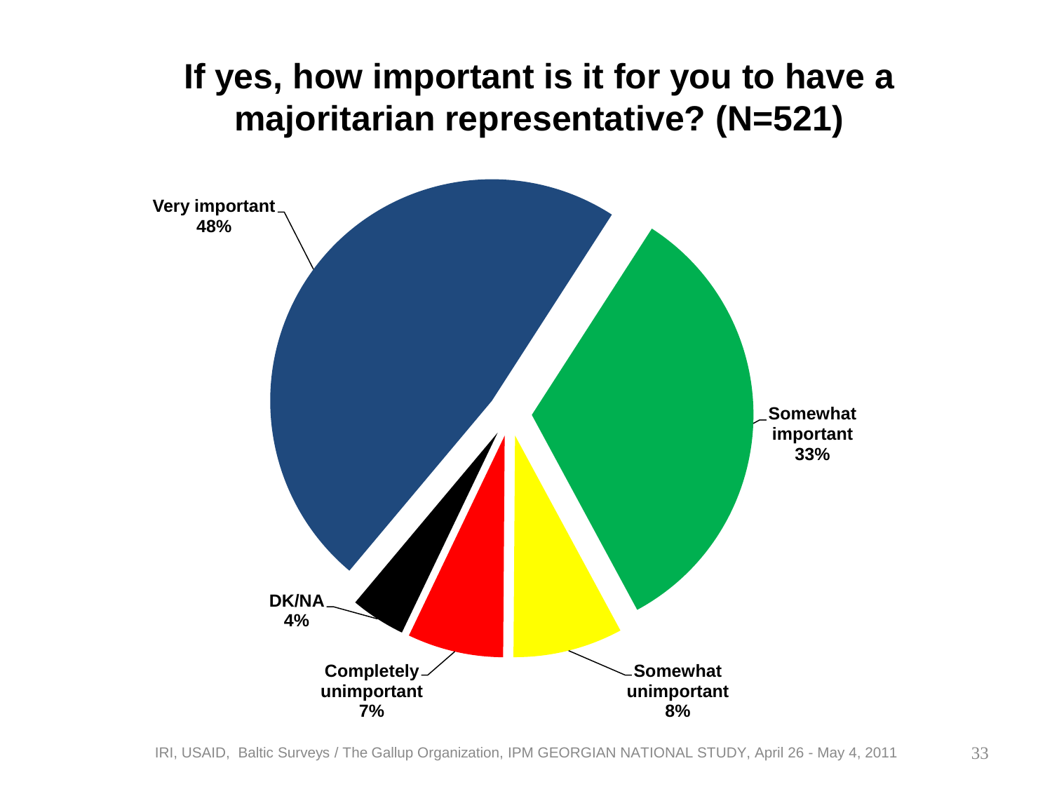# If yes, how important is it for you to have a majoritarian representative? (N=521)

| Response | Percentage |
| --- | --- |
| Very important | 48% |
| Somewhat important | 33% |
| Somewhat unimportant | 8% |
| Completely unimportant | 7% |
| DK/NA | 4% |

IRI, USAID, Baltic Surveys / The Gallup Organization, IPM GEORGIAN NATIONAL STUDY, April 26 - May 4, 2011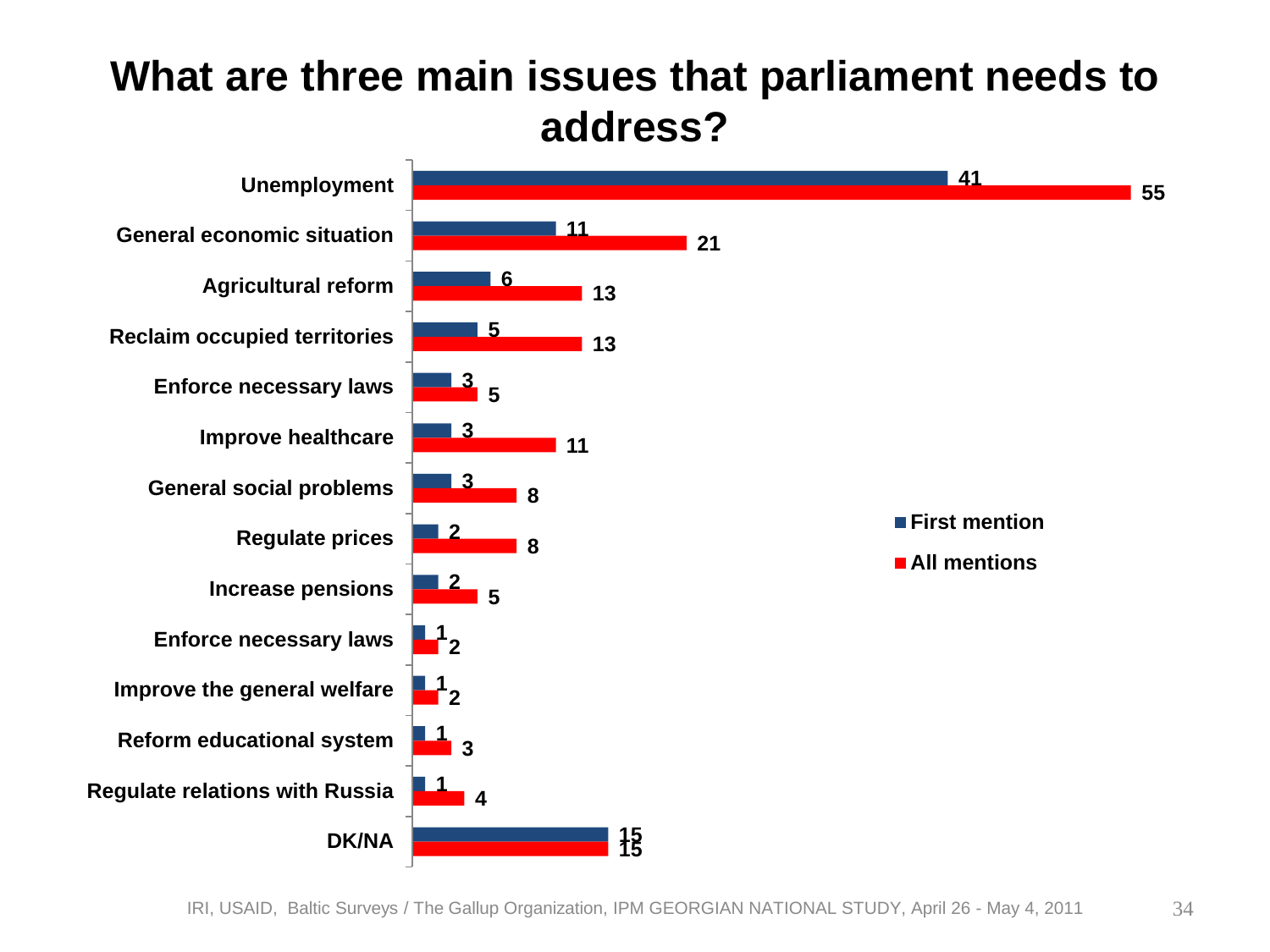# What are three main issues that parliament needs to address?

| Issue | First mention | All mentions |
|---|---|---|
| Unemployment | 41 | 55 |
| General economic situation | 11 | 21 |
| Agricultural reform | 6 | 13 |
| Reclaim occupied territories | 5 | 13 |
| Enforce necessary laws | 3 | 5 |
| Improve healthcare | 3 | 11 |
| General social problems | 3 | 8 |
| Regulate prices | 2 | 8 |
| Increase pensions | 2 | 5 |
| Enforce necessary laws | 1 | 2 |
| Improve the general welfare | 1 | 2 |
| Reform educational system | 1 | 3 |
| Regulate relations with Russia | 1 | 4 |
| DK/NA | 15 | 15 |

IRI, USAID, Baltic Surveys / The Gallup Organization, IPM GEORGIAN NATIONAL STUDY, April 26 - May 4, 2011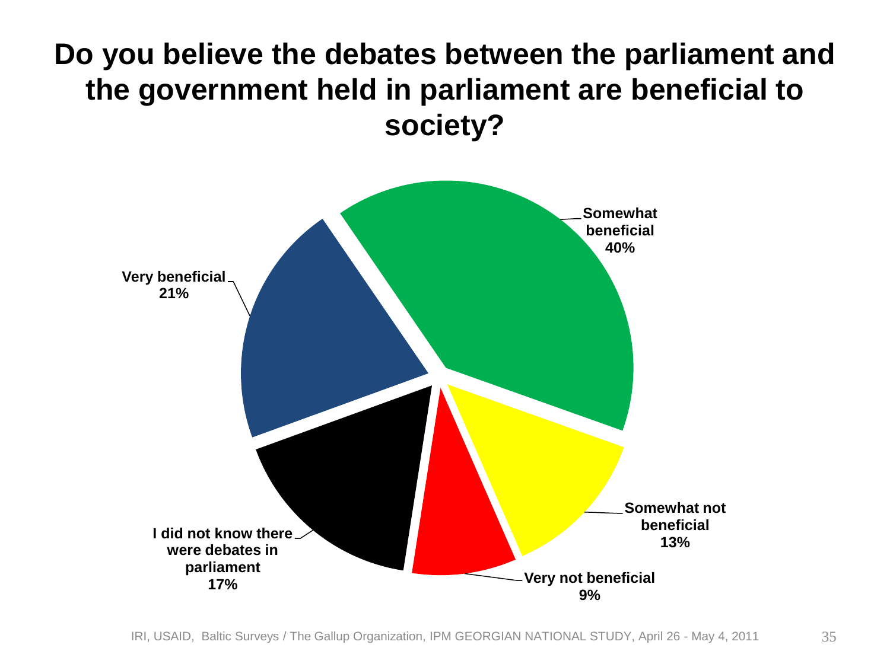# Do you believe the debates between the parliament and the government held in parliament are beneficial to society?

| Response | % |
|---|---|
| Very beneficial | 21% |
| Somewhat beneficial | 40% |
| Somewhat not beneficial | 13% |
| Very not beneficial | 9% |
| I did not know there were debates in parliament | 17% |

IRI, USAID, Baltic Surveys / The Gallup Organization, IPM GEORGIAN NATIONAL STUDY, April 26 - May 4, 2011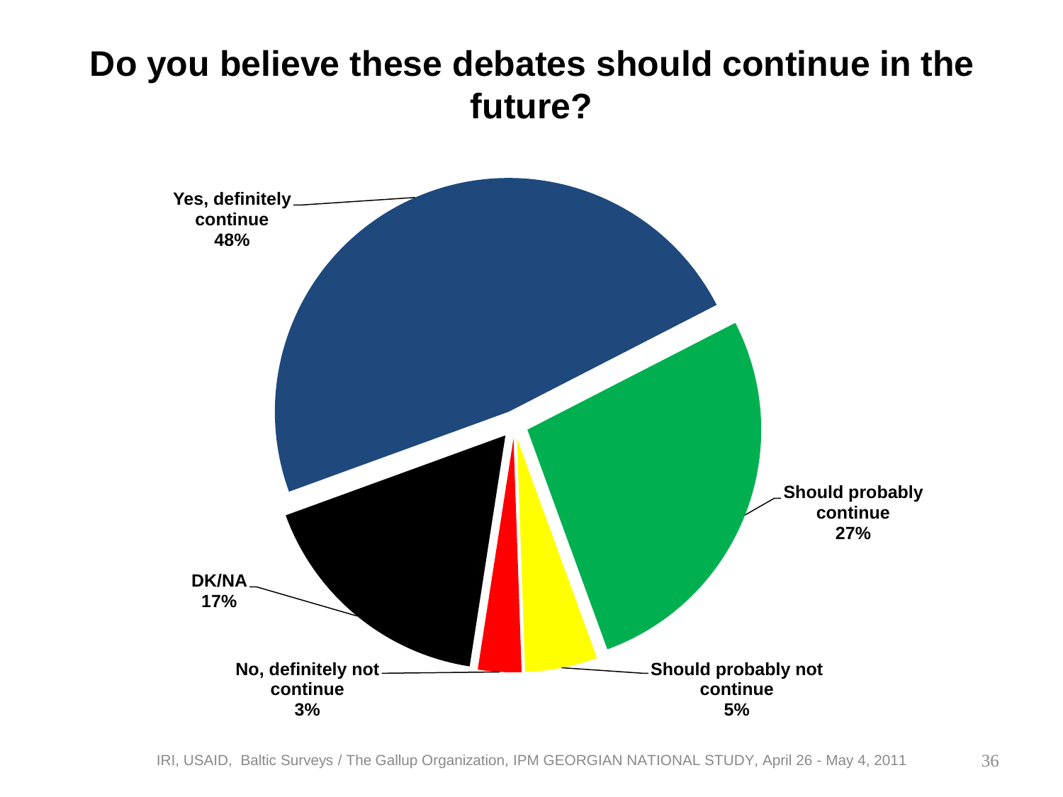# Do you believe these debates should continue in the future?

Yes, definitely continue 48%

Should probably continue 27%

Should probably not continue 5%

No, definitely not continue 3%

DK/NA 17%

IRI, USAID, Baltic Surveys / The Gallup Organization, IPM GEORGIAN NATIONAL STUDY, April 26 - May 4, 2011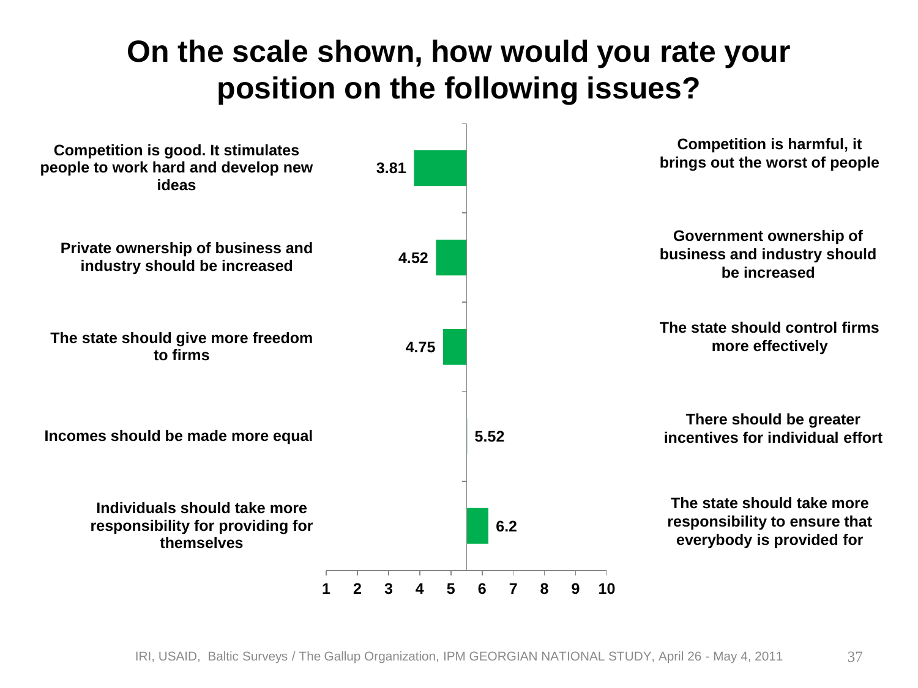# On the scale shown, how would you rate your position on the following issues?

| Position (1) | Mean | Position (10) |
|---|---|---|
| Competition is good. It stimulates people to work hard and develop new ideas | 3.81 | Competition is harmful, it brings out the worst of people |
| Private ownership of business and industry should be increased | 4.52 | Government ownership of business and industry should be increased |
| The state should give more freedom to firms | 4.75 | The state should control firms more effectively |
| Incomes should be made more equal | 5.52 | There should be greater incentives for individual effort |
| Individuals should take more responsibility for providing for themselves | 6.2 | The state should take more responsibility to ensure that everybody is provided for |

Scale: 1 2 3 4 5 6 7 8 9 10

IRI, USAID, Baltic Surveys / The Gallup Organization, IPM GEORGIAN NATIONAL STUDY, April 26 - May 4, 2011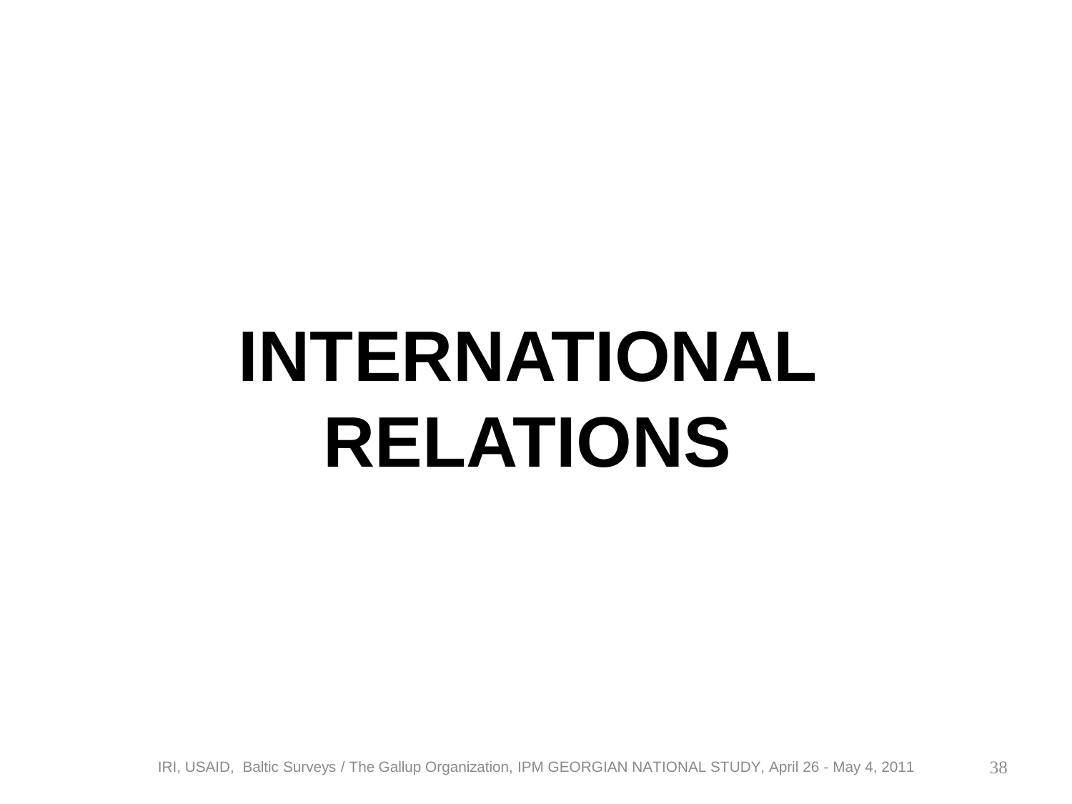# INTERNATIONAL RELATIONS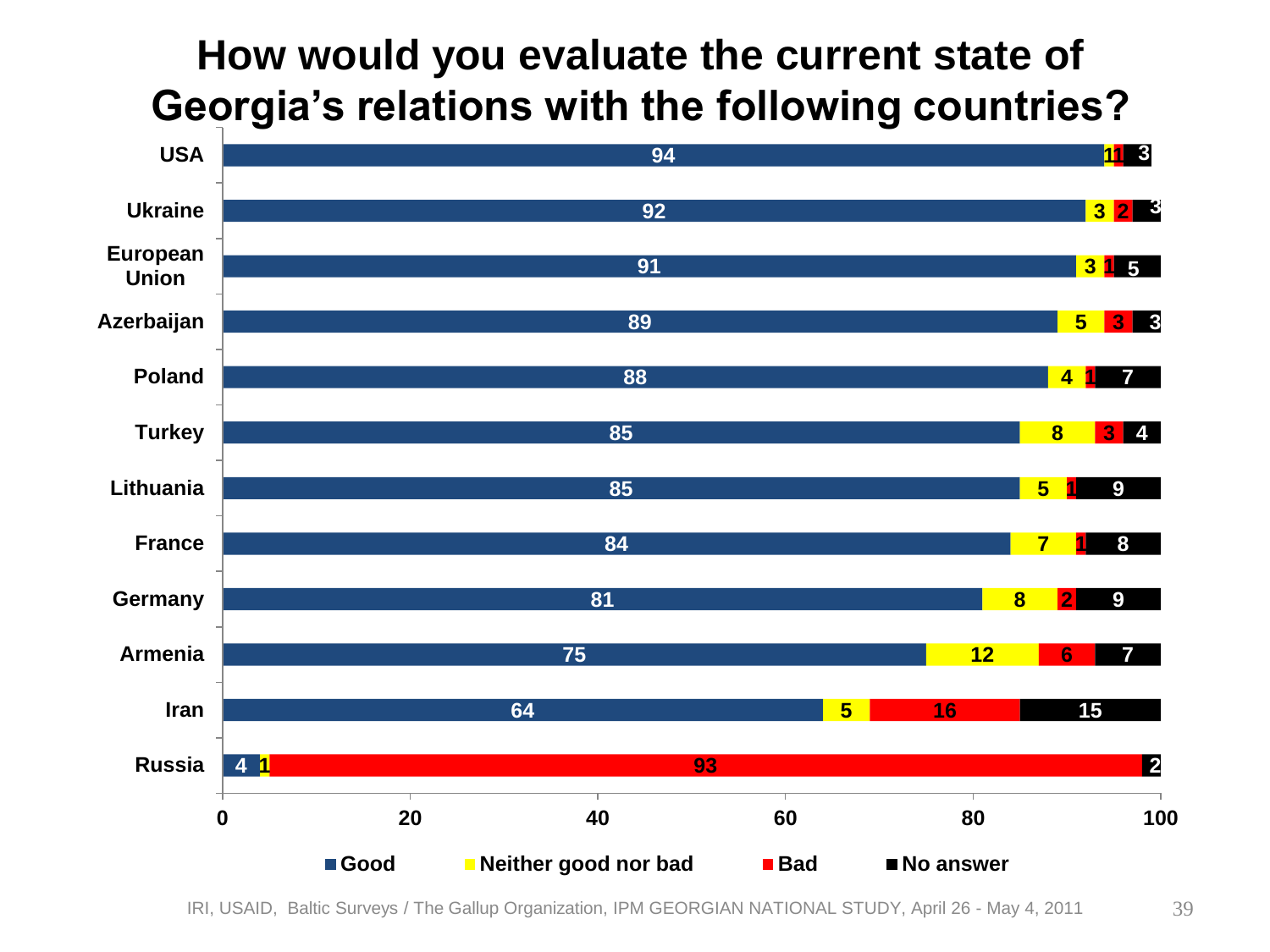# How would you evaluate the current state of Georgia's relations with the following countries?

| Country | Good | Neither good nor bad | Bad | No answer |
|---|---|---|---|---|
| USA | 94 | 1 | 1 | 3 |
| Ukraine | 92 | 3 | 2 | 3 |
| European Union | 91 | 3 | 1 | 5 |
| Azerbaijan | 89 | 5 | 3 | 3 |
| Poland | 88 | 4 | 1 | 7 |
| Turkey | 85 | 8 | 3 | 4 |
| Lithuania | 85 | 5 | 1 | 9 |
| France | 84 | 7 | 1 | 8 |
| Germany | 81 | 8 | 2 | 9 |
| Armenia | 75 | 12 | 6 | 7 |
| Iran | 64 | 5 | 16 | 15 |
| Russia | 4 | 1 | 93 | 2 |

IRI, USAID, Baltic Surveys / The Gallup Organization, IPM GEORGIAN NATIONAL STUDY, April 26 - May 4, 2011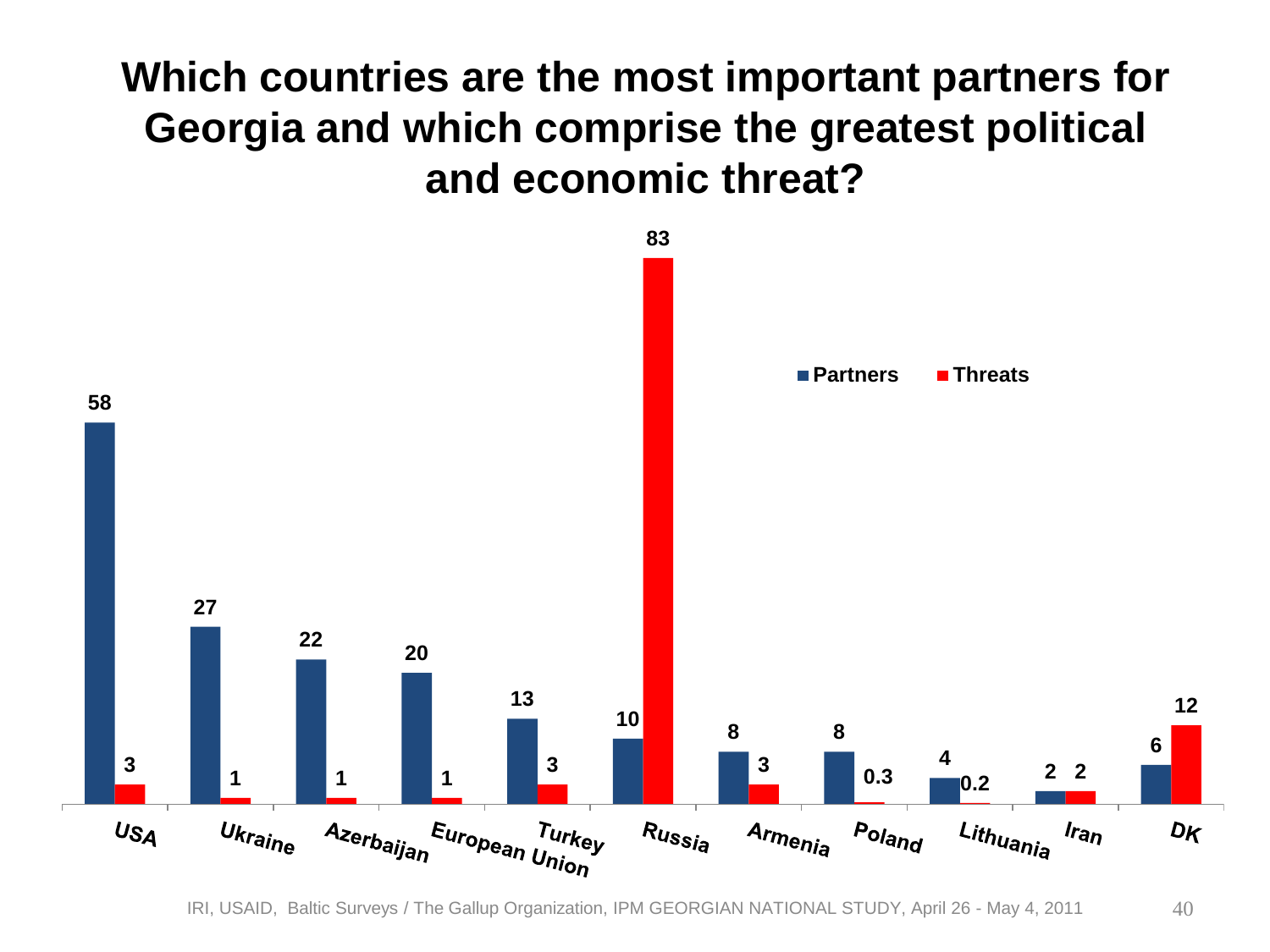# Which countries are the most important partners for Georgia and which comprise the greatest political and economic threat?

| | Partners | Threats |
|---|---|---|
| USA | 58 | 3 |
| Ukraine | 27 | 1 |
| Azerbaijan | 22 | 1 |
| European Union | 20 | 1 |
| Turkey | 13 | 3 |
| Russia | 10 | 83 |
| Armenia | 8 | 3 |
| Poland | 8 | 0.3 |
| Lithuania | 4 | 0.2 |
| Iran | 2 | 2 |
| DK | 6 | 12 |

IRI, USAID, Baltic Surveys / The Gallup Organization, IPM GEORGIAN NATIONAL STUDY, April 26 - May 4, 2011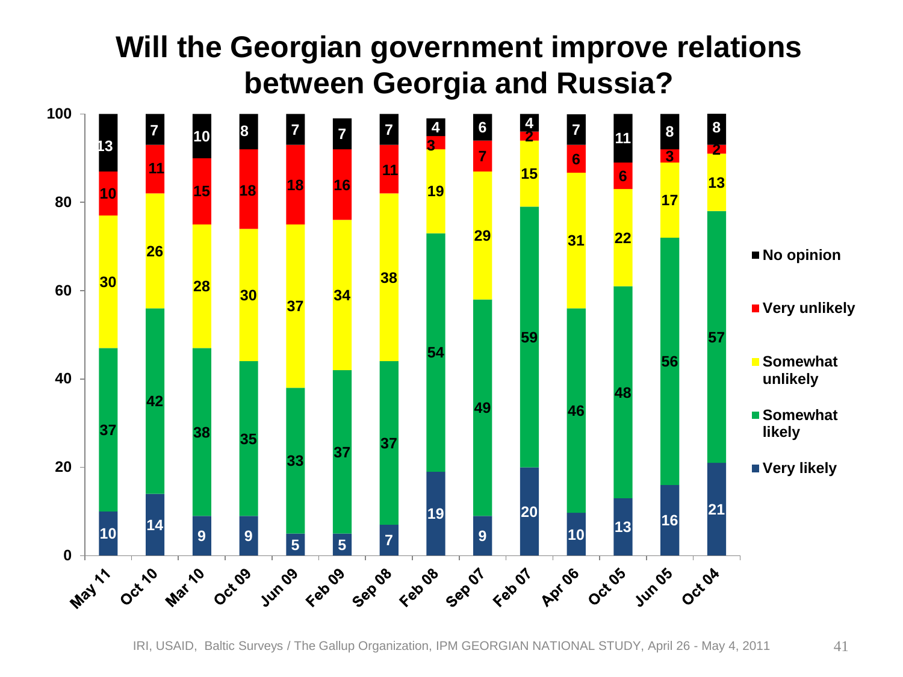# Will the Georgian government improve relations between Georgia and Russia?

| | May 11 | Oct 10 | Mar 10 | Oct 09 | Jun 09 | Feb 09 | Sep 08 | Feb 08 | Sep 07 | Feb 07 | Apr 06 | Oct 05 | Jun 05 | Oct 04 |
|---|---|---|---|---|---|---|---|---|---|---|---|---|---|---|
| No opinion | 13 | 7 | 10 | 8 | 7 | 7 | 7 | 4 | 6 | 4 | 7 | 11 | 8 | 8 |
| Very unlikely | 10 | 11 | 15 | 18 | 18 | 16 | 11 | 3 | 7 | 2 | 6 | 6 | 3 | 2 |
| Somewhat unlikely | 30 | 26 | 28 | 30 | 37 | 34 | 38 | 19 | 29 | 15 | 31 | 22 | 17 | 13 |
| Somewhat likely | 37 | 42 | 38 | 35 | 33 | 37 | 37 | 54 | 49 | 59 | 46 | 48 | 56 | 57 |
| Very likely | 10 | 14 | 9 | 9 | 5 | 5 | 7 | 19 | 9 | 20 | 10 | 13 | 16 | 21 |

IRI, USAID, Baltic Surveys / The Gallup Organization, IPM GEORGIAN NATIONAL STUDY, April 26 - May 4, 2011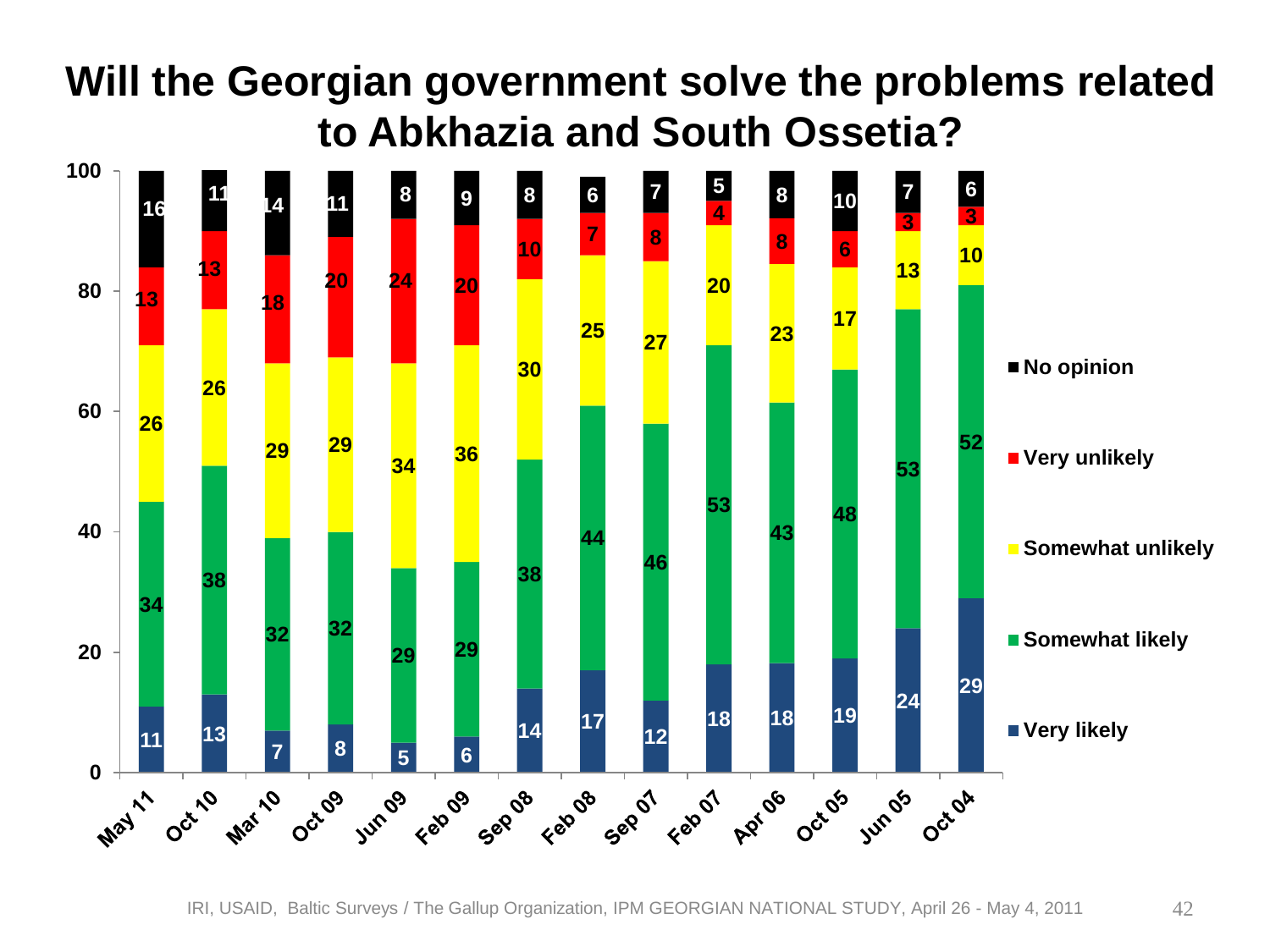# Will the Georgian government solve the problems related to Abkhazia and South Ossetia?

| | May 11 | Oct 10 | Mar 10 | Oct 09 | Jun 09 | Feb 09 | Sep 08 | Feb 08 | Sep 07 | Feb 07 | Apr 06 | Oct 05 | Jun 05 | Oct 04 |
|---|---|---|---|---|---|---|---|---|---|---|---|---|---|---|
| No opinion | 16 | 11 | 14 | 11 | 8 | 9 | 8 | 6 | 7 | 5 | 8 | 10 | 7 | 6 |
| Very unlikely | 13 | 13 | 18 | 20 | 24 | 20 | 10 | 7 | 8 | 4 | 8 | 6 | 3 | 3 |
| Somewhat unlikely | 26 | 26 | 29 | 29 | 34 | 36 | 30 | 25 | 27 | 20 | 23 | 17 | 13 | 10 |
| Somewhat likely | 34 | 38 | 32 | 32 | 29 | 29 | 38 | 44 | 46 | 53 | 43 | 48 | 53 | 52 |
| Very likely | 11 | 13 | 7 | 8 | 5 | 6 | 14 | 17 | 12 | 18 | 18 | 19 | 24 | 29 |

IRI, USAID, Baltic Surveys / The Gallup Organization, IPM GEORGIAN NATIONAL STUDY, April 26 - May 4, 2011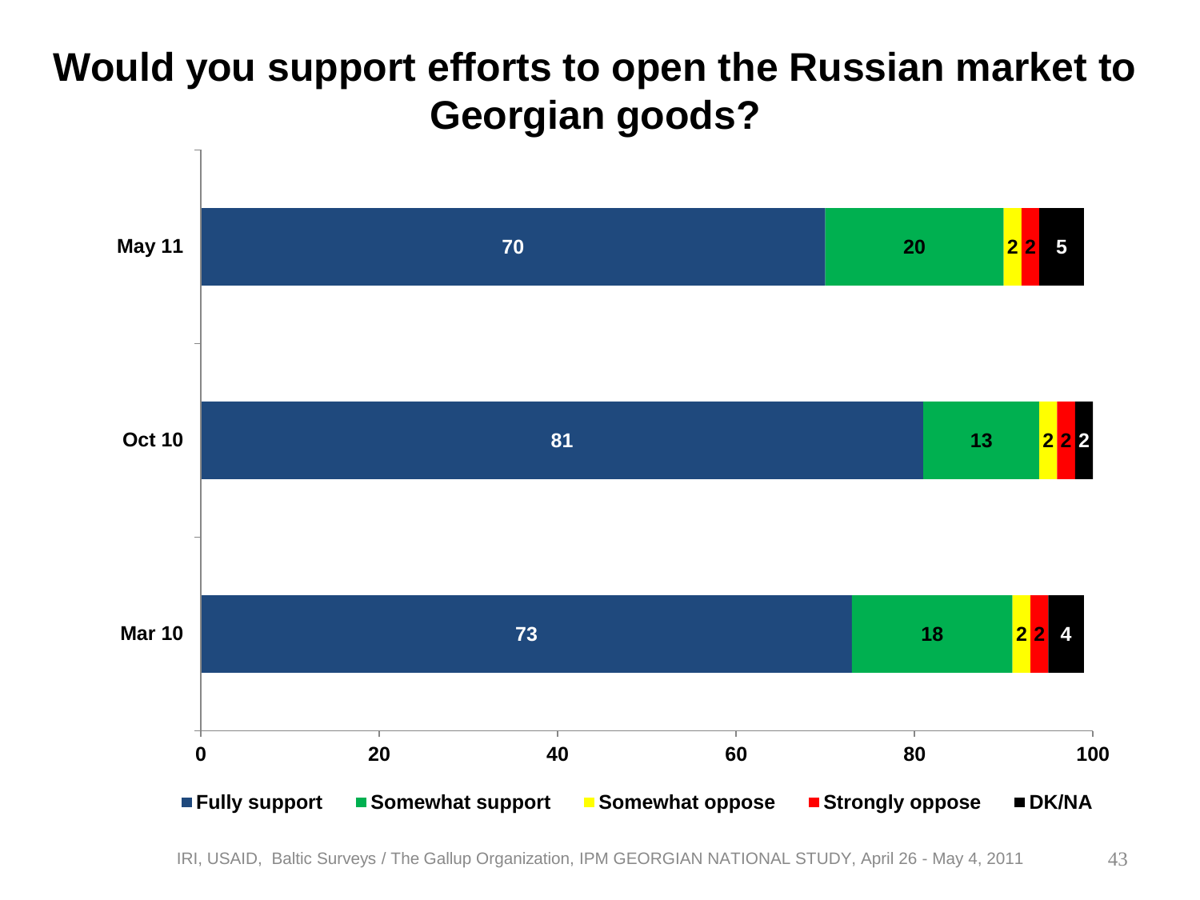# Would you support efforts to open the Russian market to Georgian goods?

| | Fully support | Somewhat support | Somewhat oppose | Strongly oppose | DK/NA |
|---|---|---|---|---|---|
| May 11 | 70 | 20 | 2 | 2 | 5 |
| Oct 10 | 81 | 13 | 2 | 2 | 2 |
| Mar 10 | 73 | 18 | 2 | 2 | 4 |

IRI, USAID, Baltic Surveys / The Gallup Organization, IPM GEORGIAN NATIONAL STUDY, April 26 - May 4, 2011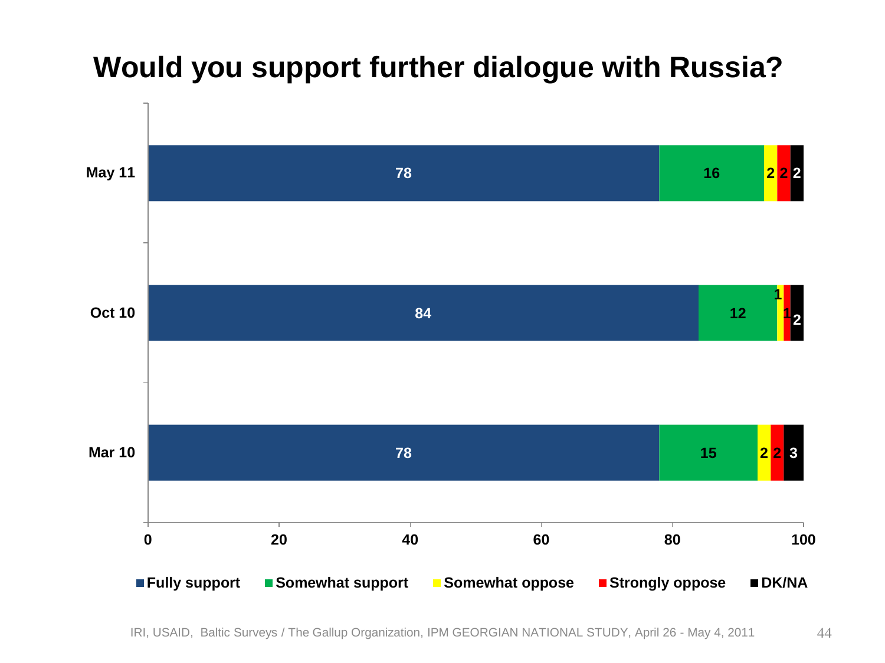# Would you support further dialogue with Russia?

| | Fully support | Somewhat support | Somewhat oppose | Strongly oppose | DK/NA |
|---|---|---|---|---|---|
| May 11 | 78 | 16 | 2 | 2 | 2 |
| Oct 10 | 84 | 12 | 1 | 1 | 2 |
| Mar 10 | 78 | 15 | 2 | 2 | 3 |

IRI, USAID, Baltic Surveys / The Gallup Organization, IPM GEORGIAN NATIONAL STUDY, April 26 - May 4, 2011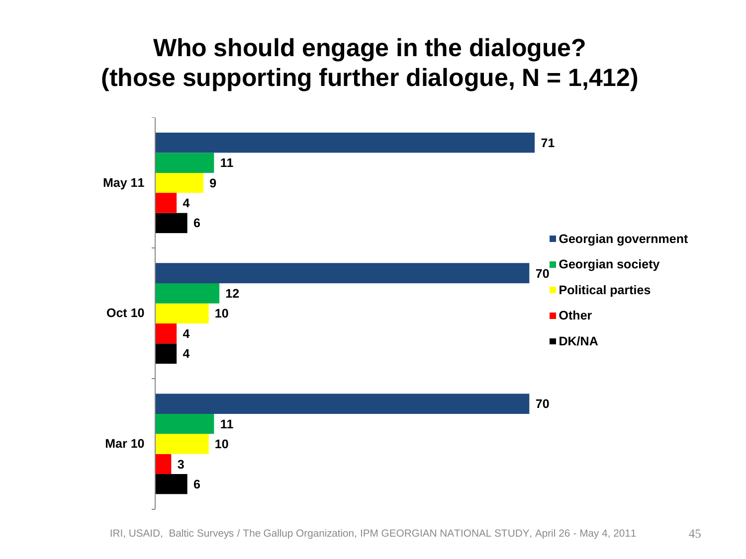# Who should engage in the dialogue? (those supporting further dialogue, N = 1,412)

| | Georgian government | Georgian society | Political parties | Other | DK/NA |
|---|---|---|---|---|---|
| May 11 | 71 | 11 | 9 | 4 | 6 |
| Oct 10 | 70 | 12 | 10 | 4 | 4 |
| Mar 10 | 70 | 11 | 10 | 3 | 6 |

IRI, USAID, Baltic Surveys / The Gallup Organization, IPM GEORGIAN NATIONAL STUDY, April 26 - May 4, 2011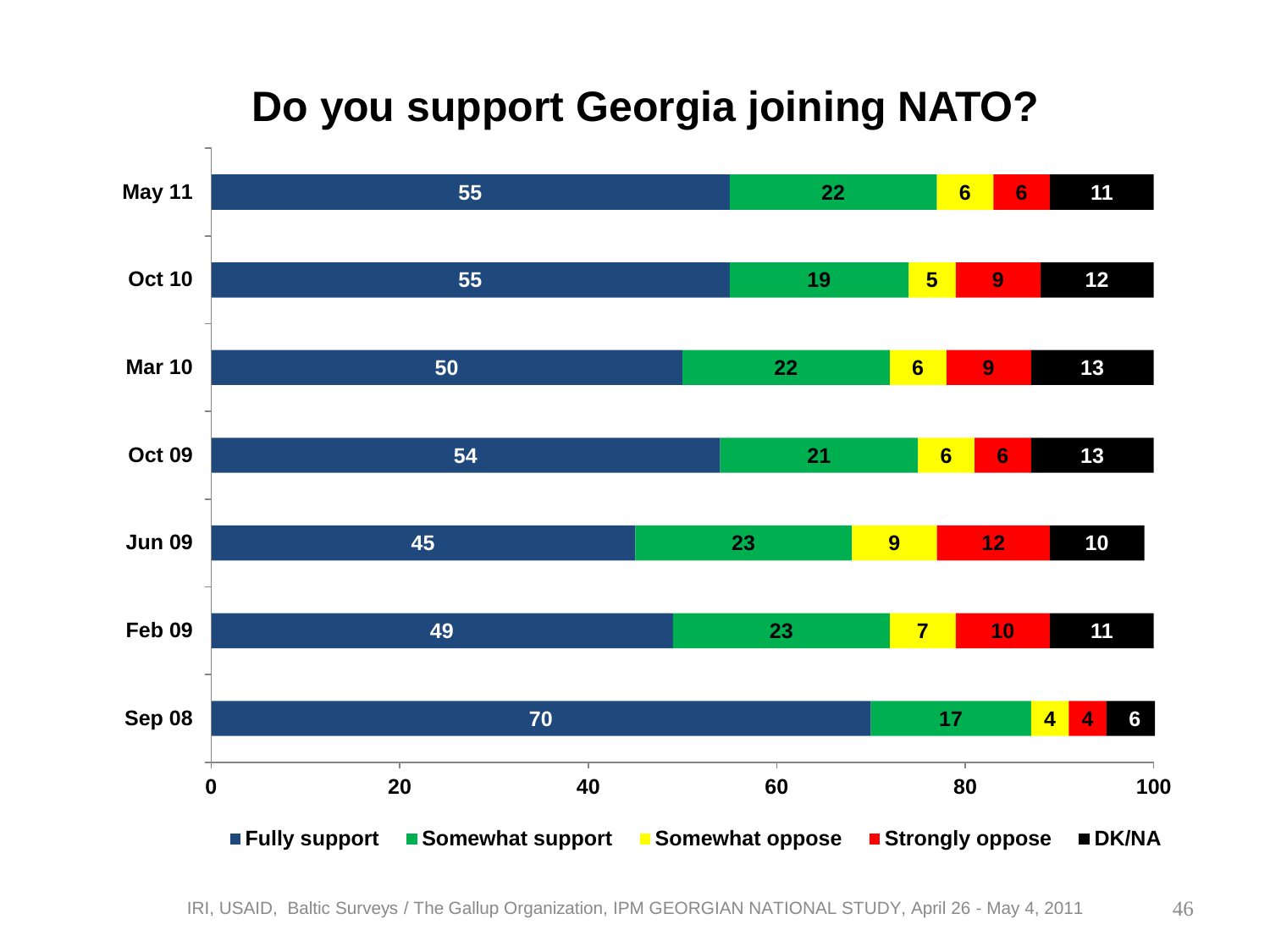# Do you support Georgia joining NATO?

| | Fully support | Somewhat support | Somewhat oppose | Strongly oppose | DK/NA |
|---|---|---|---|---|---|
| May 11 | 55 | 22 | 6 | 6 | 11 |
| Oct 10 | 55 | 19 | 5 | 9 | 12 |
| Mar 10 | 50 | 22 | 6 | 9 | 13 |
| Oct 09 | 54 | 21 | 6 | 6 | 13 |
| Jun 09 | 45 | 23 | 9 | 12 | 10 |
| Feb 09 | 49 | 23 | 7 | 10 | 11 |
| Sep 08 | 70 | 17 | 4 | 4 | 6 |

IRI, USAID, Baltic Surveys / The Gallup Organization, IPM GEORGIAN NATIONAL STUDY, April 26 - May 4, 2011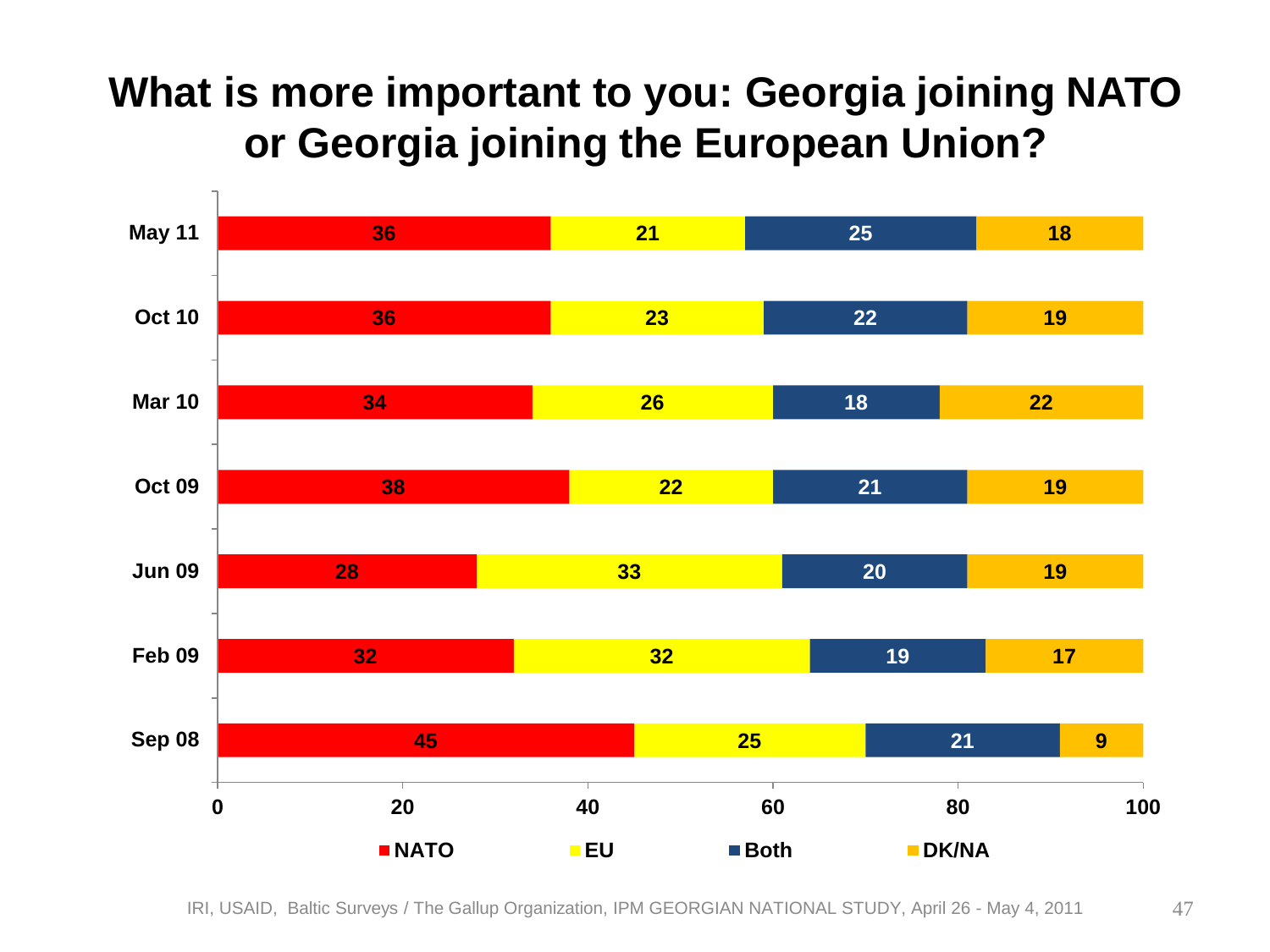# What is more important to you: Georgia joining NATO or Georgia joining the European Union?

| | NATO | EU | Both | DK/NA |
|---|---|---|---|---|
| May 11 | 36 | 21 | 25 | 18 |
| Oct 10 | 36 | 23 | 22 | 19 |
| Mar 10 | 34 | 26 | 18 | 22 |
| Oct 09 | 38 | 22 | 21 | 19 |
| Jun 09 | 28 | 33 | 20 | 19 |
| Feb 09 | 32 | 32 | 19 | 17 |
| Sep 08 | 45 | 25 | 21 | 9 |

IRI, USAID, Baltic Surveys / The Gallup Organization, IPM GEORGIAN NATIONAL STUDY, April 26 - May 4, 2011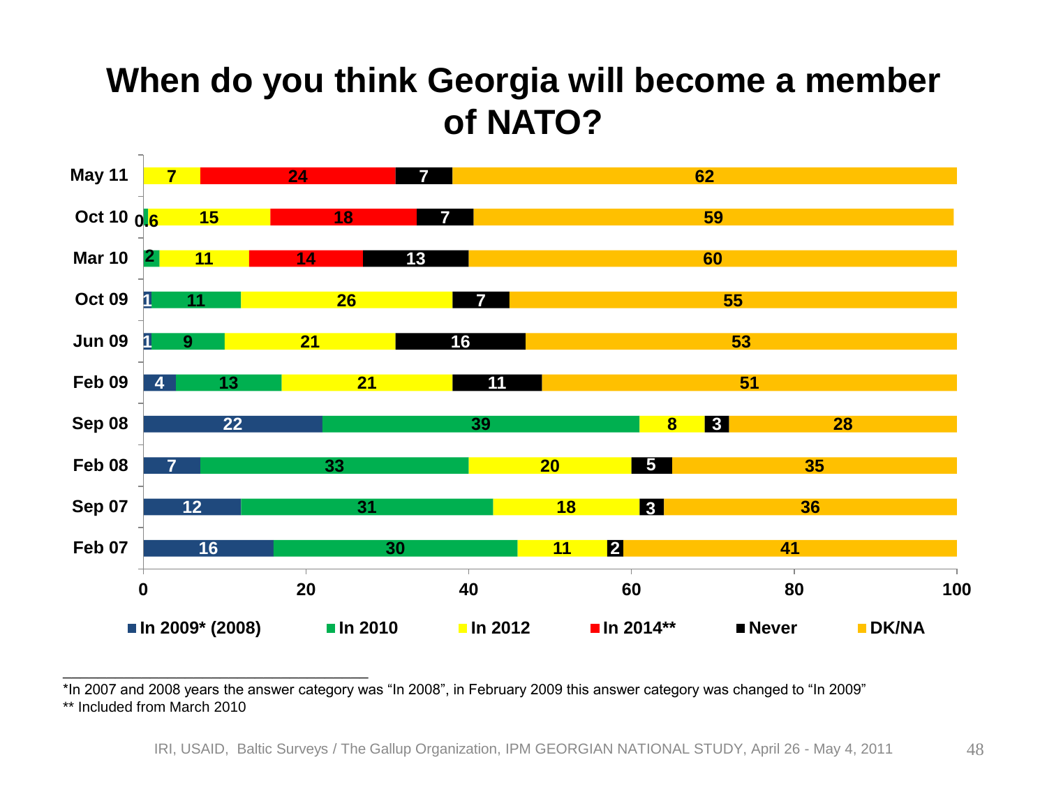# When do you think Georgia will become a member of NATO?

| | In 2009* (2008) | In 2010 | In 2012 | In 2014** | Never | DK/NA |
|---|---|---|---|---|---|---|
| May 11 | | | 7 | 24 | 7 | 62 |
| Oct 10 | | 0.6 | 15 | 18 | 7 | 59 |
| Mar 10 | | 2 | 11 | 14 | 13 | 60 |
| Oct 09 | 1 | 11 | 26 | | 7 | 55 |
| Jun 09 | 1 | 9 | 21 | | 16 | 53 |
| Feb 09 | 4 | 13 | 21 | | 11 | 51 |
| Sep 08 | 22 | 39 | 8 | | 3 | 28 |
| Feb 08 | 7 | 33 | 20 | | 5 | 35 |
| Sep 07 | 12 | 31 | 18 | | 3 | 36 |
| Feb 07 | 16 | 30 | 11 | | 2 | 41 |

*In 2007 and 2008 years the answer category was "In 2008", in February 2009 this answer category was changed to "In 2009"

** Included from March 2010

IRI, USAID, Baltic Surveys / The Gallup Organization, IPM GEORGIAN NATIONAL STUDY, April 26 - May 4, 2011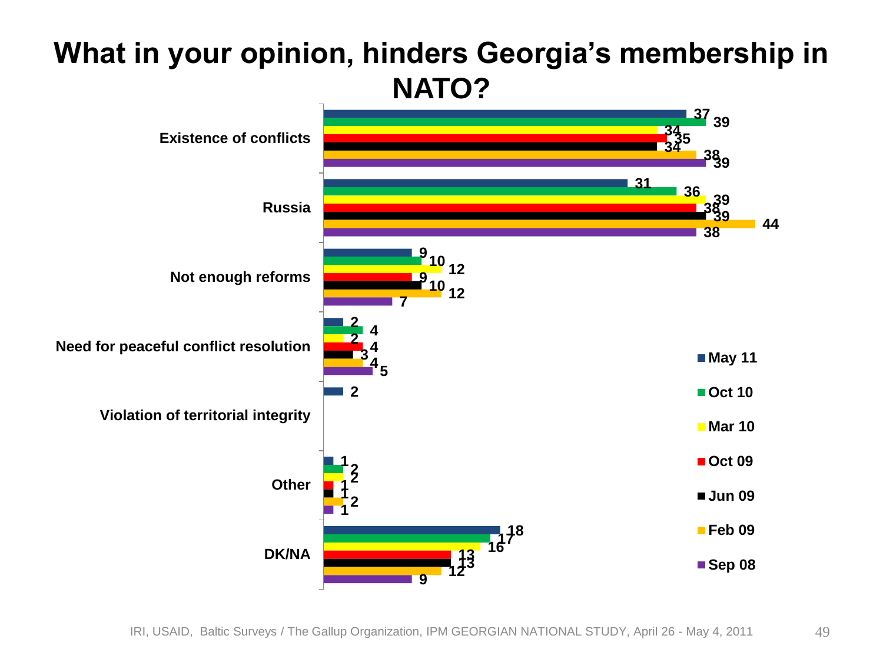# What in your opinion, hinders Georgia's membership in NATO?

| | May 11 | Oct 10 | Mar 10 | Oct 09 | Jun 09 | Feb 09 | Sep 08 |
|---|---|---|---|---|---|---|---|
| Existence of conflicts | 37 | 39 | 34 | 35 | 34 | 38 | 39 |
| Russia | 31 | 36 | 39 | 38 | 39 | 44 | 38 |
| Not enough reforms | 9 | 10 | 12 | 9 | 10 | 12 | 7 |
| Need for peaceful conflict resolution | 2 | 4 | 2 | 4 | 3 | 4 | 5 |
| Violation of territorial integrity | 2 | | | | | | |
| Other | 1 | 2 | 2 | 1 | 1 | 2 | 1 |
| DK/NA | 18 | 17 | 16 | 13 | 13 | 12 | 9 |

IRI, USAID, Baltic Surveys / The Gallup Organization, IPM GEORGIAN NATIONAL STUDY, April 26 - May 4, 2011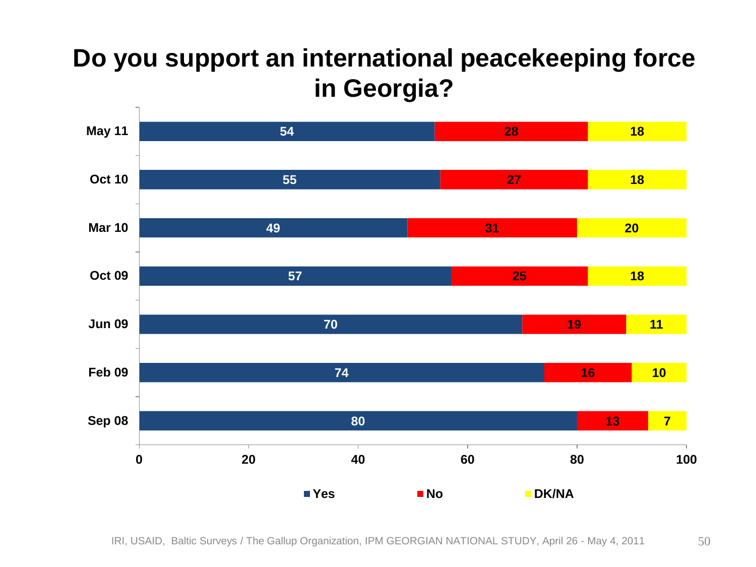# Do you support an international peacekeeping force in Georgia?

| | Yes | No | DK/NA |
|---|---|---|---|
| May 11 | 54 | 28 | 18 |
| Oct 10 | 55 | 27 | 18 |
| Mar 10 | 49 | 31 | 20 |
| Oct 09 | 57 | 25 | 18 |
| Jun 09 | 70 | 19 | 11 |
| Feb 09 | 74 | 16 | 10 |
| Sep 08 | 80 | 13 | 7 |

IRI, USAID, Baltic Surveys / The Gallup Organization, IPM GEORGIAN NATIONAL STUDY, April 26 - May 4, 2011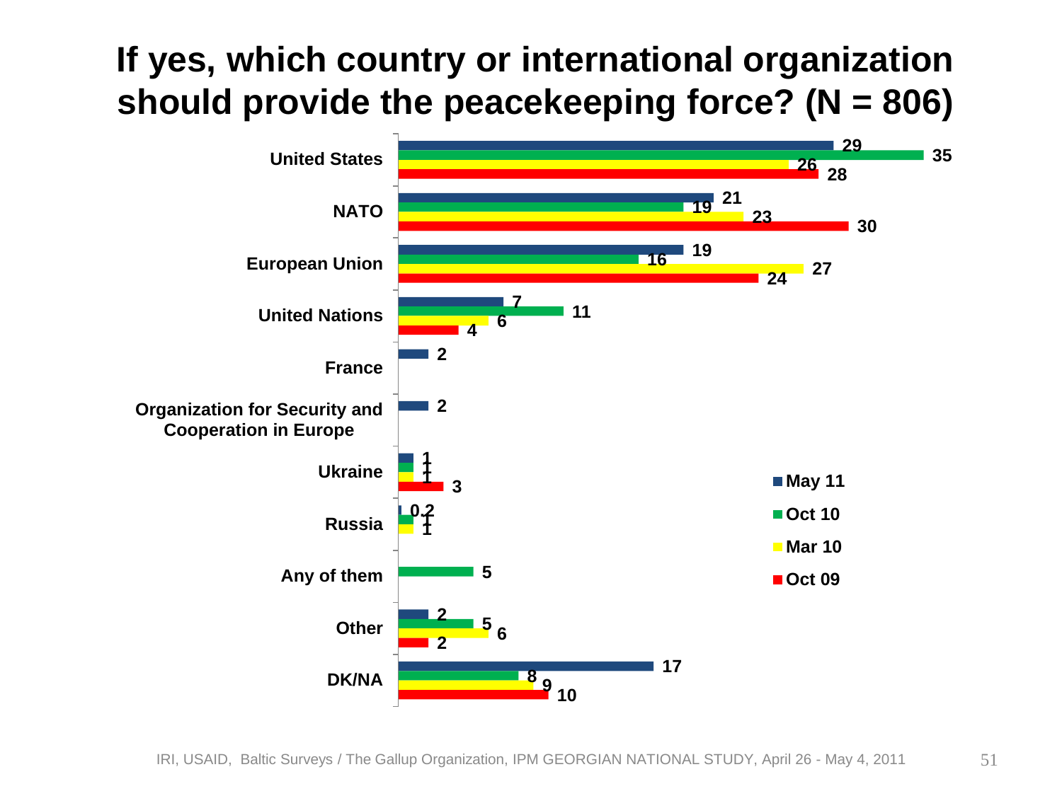# If yes, which country or international organization should provide the peacekeeping force? (N = 806)

| | May 11 | Oct 10 | Mar 10 | Oct 09 |
|---|---|---|---|---|
| United States | 29 | 35 | 26 | 28 |
| NATO | 21 | 19 | 23 | 30 |
| European Union | 19 | 16 | 27 | 24 |
| United Nations | 7 | 11 | 6 | 4 |
| France | 2 | | | |
| Organization for Security and Cooperation in Europe | 2 | | | |
| Ukraine | 1 | 1 | 1 | 3 |
| Russia | 0.2 | 1 | 1 | |
| Any of them | | 5 | | |
| Other | 2 | 5 | 6 | 2 |
| DK/NA | 17 | 8 | 9 | 10 |

IRI, USAID, Baltic Surveys / The Gallup Organization, IPM GEORGIAN NATIONAL STUDY, April 26 - May 4, 2011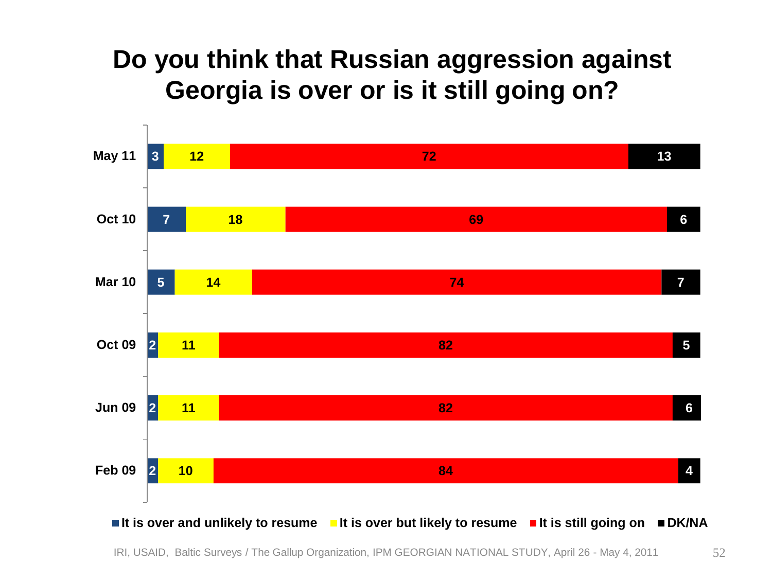# Do you think that Russian aggression against Georgia is over or is it still going on?

| | It is over and unlikely to resume | It is over but likely to resume | It is still going on | DK/NA |
|---|---|---|---|---|
| May 11 | 3 | 12 | 72 | 13 |
| Oct 10 | 7 | 18 | 69 | 6 |
| Mar 10 | 5 | 14 | 74 | 7 |
| Oct 09 | 2 | 11 | 82 | 5 |
| Jun 09 | 2 | 11 | 82 | 6 |
| Feb 09 | 2 | 10 | 84 | 4 |

IRI, USAID, Baltic Surveys / The Gallup Organization, IPM GEORGIAN NATIONAL STUDY, April 26 - May 4, 2011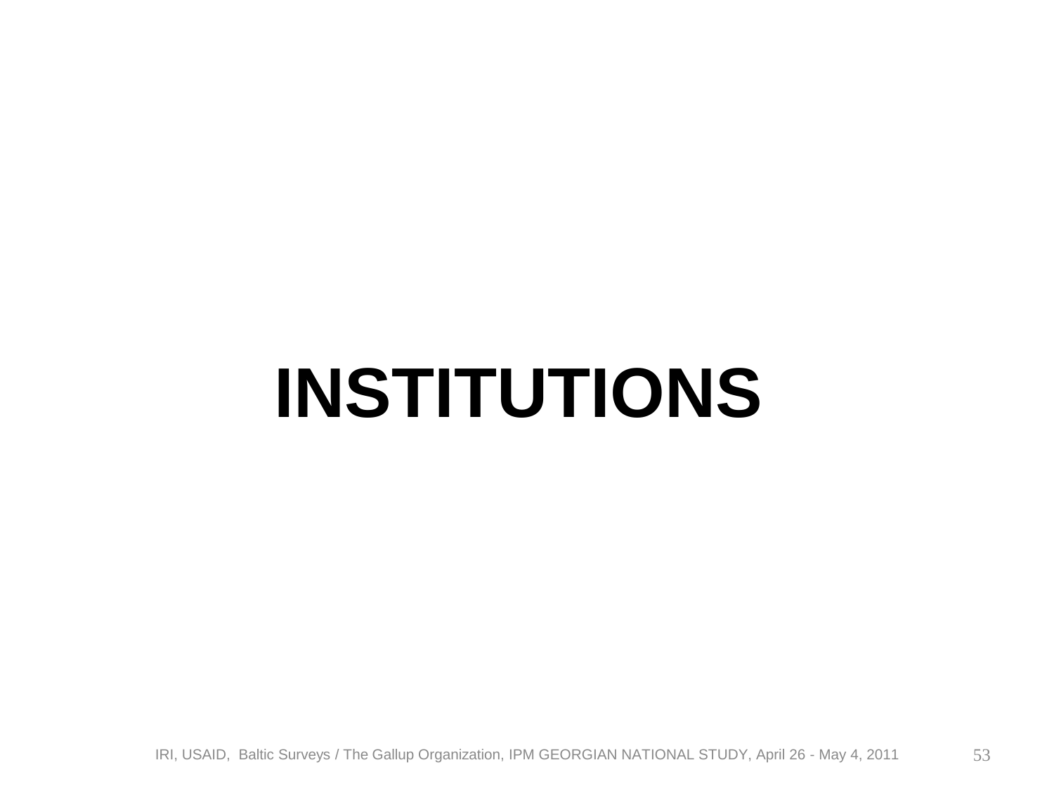# INSTITUTIONS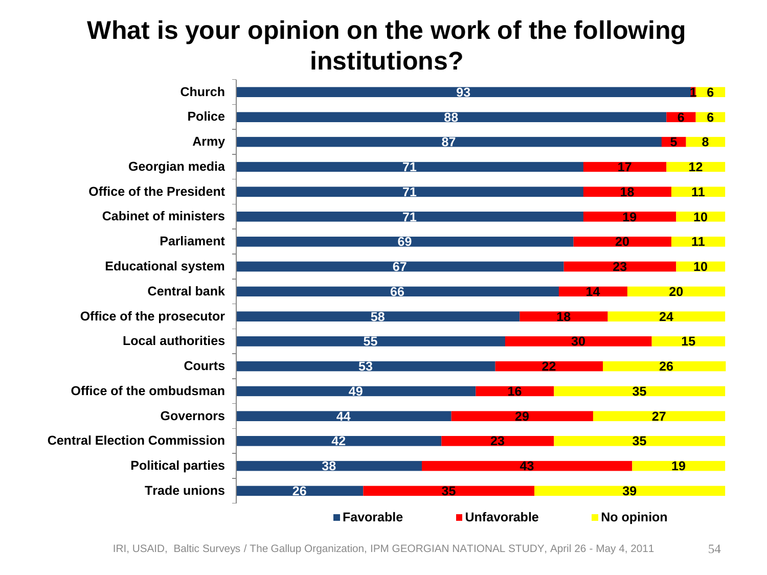# What is your opinion on the work of the following institutions?

| Institution | Favorable | Unfavorable | No opinion |
|---|---|---|---|
| Church | 93 | 1 | 6 |
| Police | 88 | 6 | 6 |
| Army | 87 | 5 | 8 |
| Georgian media | 71 | 17 | 12 |
| Office of the President | 71 | 18 | 11 |
| Cabinet of ministers | 71 | 19 | 10 |
| Parliament | 69 | 20 | 11 |
| Educational system | 67 | 23 | 10 |
| Central bank | 66 | 14 | 20 |
| Office of the prosecutor | 58 | 18 | 24 |
| Local authorities | 55 | 30 | 15 |
| Courts | 53 | 22 | 26 |
| Office of the ombudsman | 49 | 16 | 35 |
| Governors | 44 | 29 | 27 |
| Central Election Commission | 42 | 23 | 35 |
| Political parties | 38 | 43 | 19 |
| Trade unions | 26 | 35 | 39 |

IRI, USAID, Baltic Surveys / The Gallup Organization, IPM GEORGIAN NATIONAL STUDY, April 26 - May 4, 2011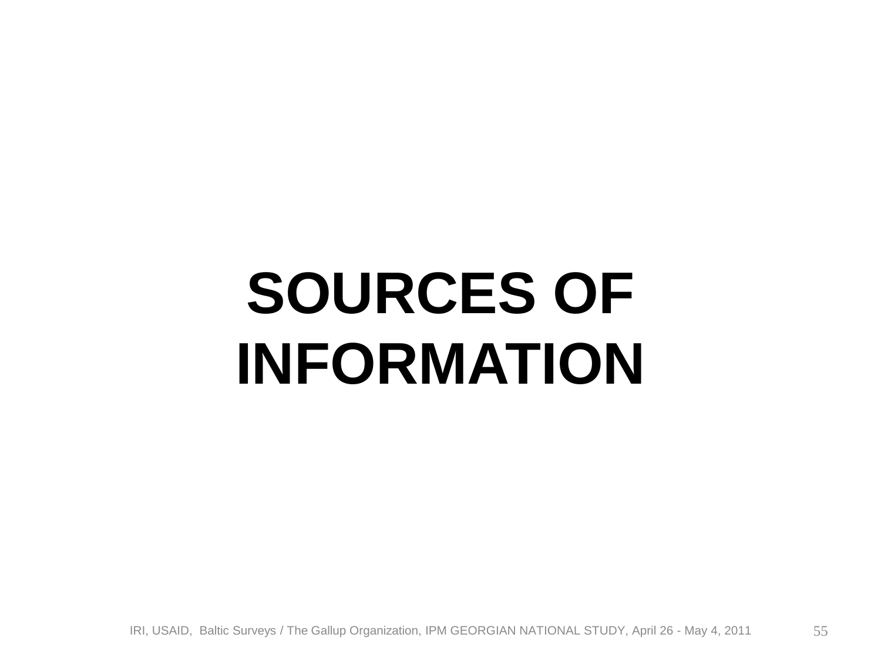# SOURCES OF INFORMATION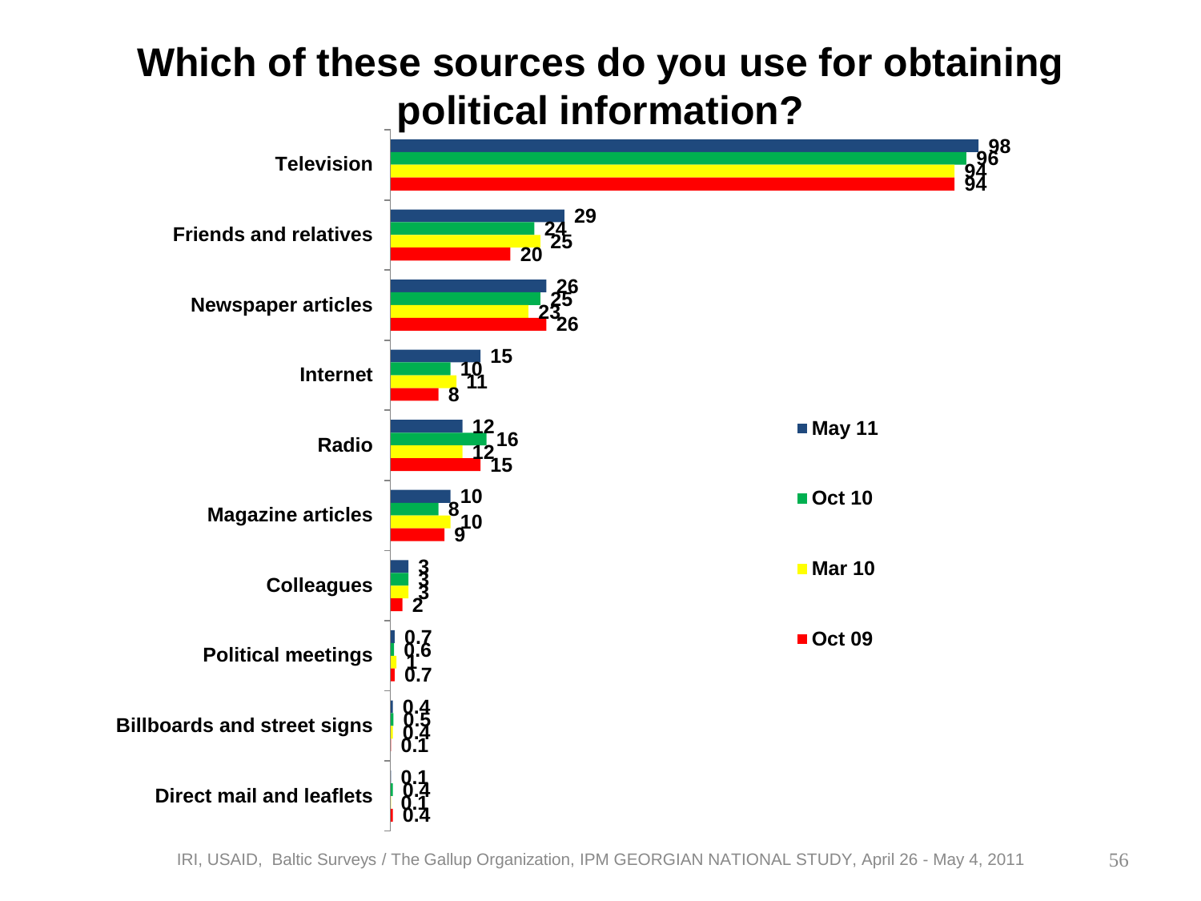# Which of these sources do you use for obtaining political information?

| Source | May 11 | Oct 10 | Mar 10 | Oct 09 |
|---|---|---|---|---|
| Television | 98 | 96 | 94 | 94 |
| Friends and relatives | 29 | 24 | 25 | 20 |
| Newspaper articles | 26 | 25 | 23 | 26 |
| Internet | 15 | 10 | 11 | 8 |
| Radio | 12 | 16 | 12 | 15 |
| Magazine articles | 10 | 8 | 10 | 9 |
| Colleagues | 3 | 3 | 3 | 2 |
| Political meetings | 0.7 | 0.6 | 1 | 0.7 |
| Billboards and street signs | 0.4 | 0.5 | 0.4 | 0.1 |
| Direct mail and leaflets | 0.1 | 0.4 | 0.1 | 0.4 |

IRI, USAID, Baltic Surveys / The Gallup Organization, IPM GEORGIAN NATIONAL STUDY, April 26 - May 4, 2011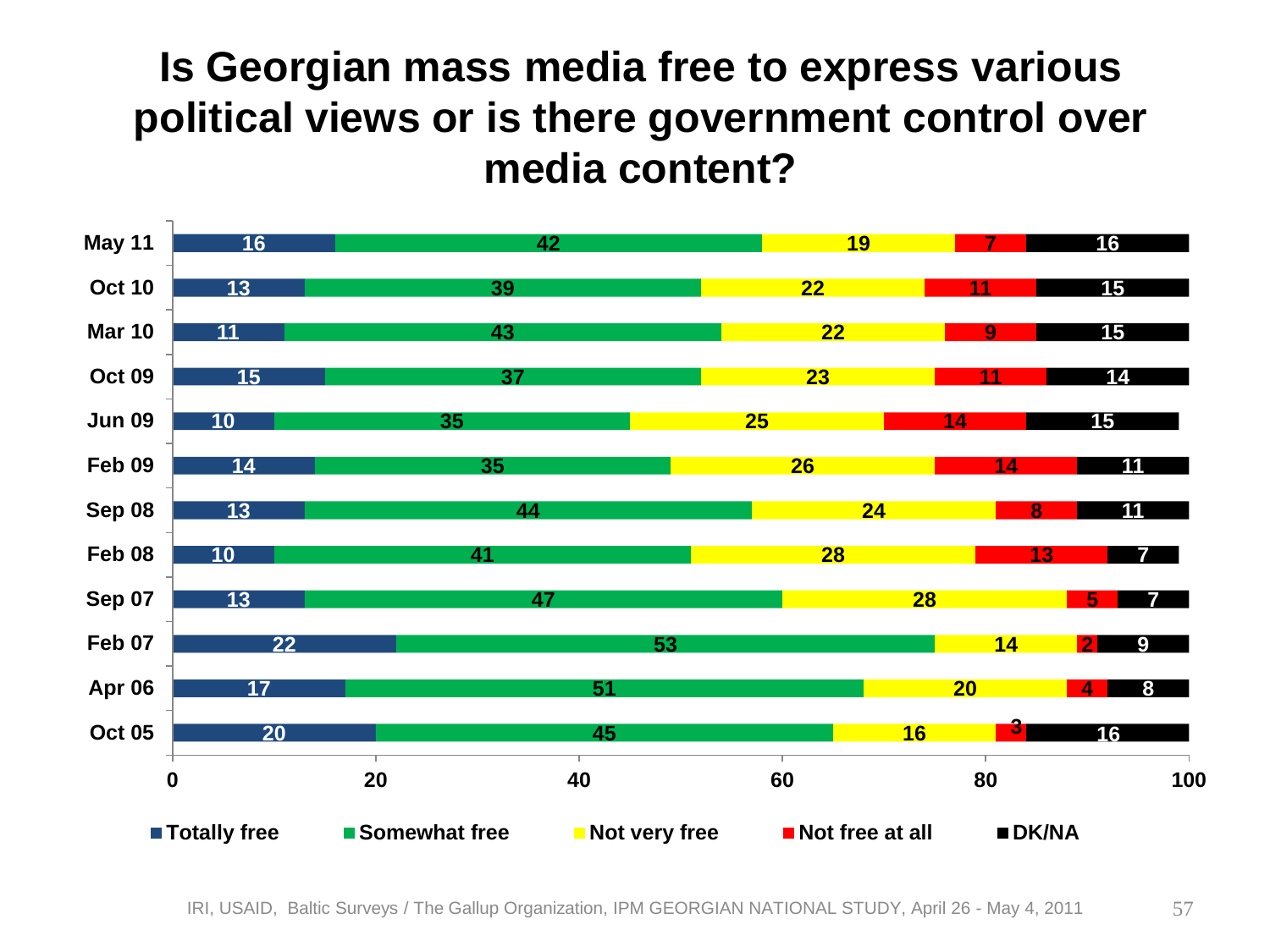# Is Georgian mass media free to express various political views or is there government control over media content?

| | Totally free | Somewhat free | Not very free | Not free at all | DK/NA |
|---|---|---|---|---|---|
| May 11 | 16 | 42 | 19 | 7 | 16 |
| Oct 10 | 13 | 39 | 22 | 11 | 15 |
| Mar 10 | 11 | 43 | 22 | 9 | 15 |
| Oct 09 | 15 | 37 | 23 | 11 | 14 |
| Jun 09 | 10 | 35 | 25 | 14 | 15 |
| Feb 09 | 14 | 35 | 26 | 14 | 11 |
| Sep 08 | 13 | 44 | 24 | 8 | 11 |
| Feb 08 | 10 | 41 | 28 | 13 | 7 |
| Sep 07 | 13 | 47 | 28 | 5 | 7 |
| Feb 07 | 22 | 53 | 14 | 2 | 9 |
| Apr 06 | 17 | 51 | 20 | 4 | 8 |
| Oct 05 | 20 | 45 | 16 | 3 | 16 |

IRI, USAID, Baltic Surveys / The Gallup Organization, IPM GEORGIAN NATIONAL STUDY, April 26 - May 4, 2011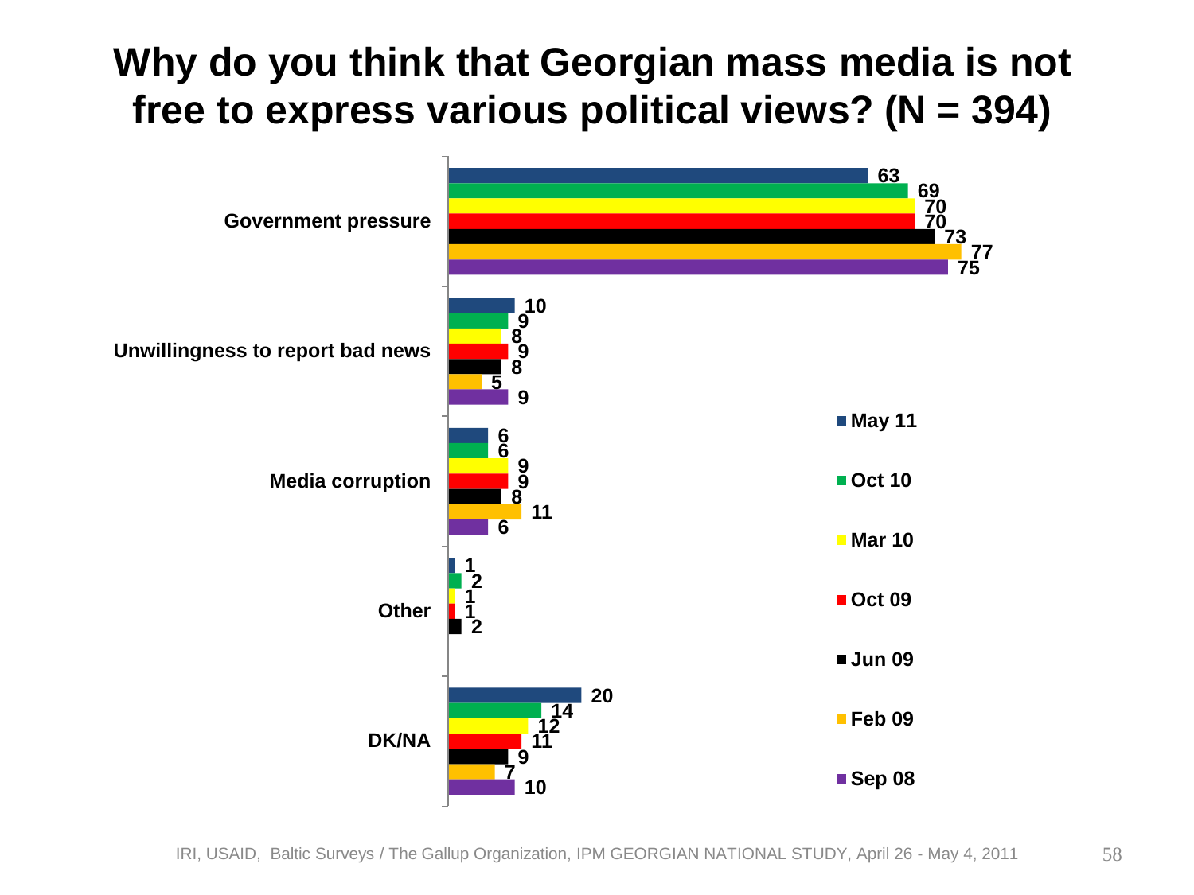# Why do you think that Georgian mass media is not free to express various political views? (N = 394)

| | May 11 | Oct 10 | Mar 10 | Oct 09 | Jun 09 | Feb 09 | Sep 08 |
|---|---|---|---|---|---|---|---|
| Government pressure | 63 | 69 | 70 | 70 | 73 | 77 | 75 |
| Unwillingness to report bad news | 10 | 9 | 8 | 9 | 8 | 5 | 9 |
| Media corruption | 6 | 6 | 9 | 9 | 8 | 11 | 6 |
| Other | 1 | 2 | 1 | 1 | 2 | | |
| DK/NA | 20 | 14 | 12 | 11 | 9 | 7 | 10 |

IRI, USAID, Baltic Surveys / The Gallup Organization, IPM GEORGIAN NATIONAL STUDY, April 26 - May 4, 2011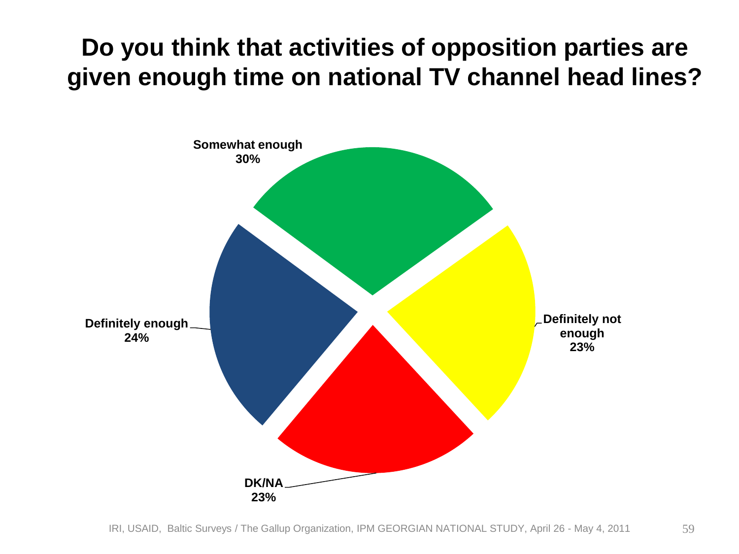# Do you think that activities of opposition parties are given enough time on national TV channel head lines?

| Response | Percentage |
| --- | --- |
| Somewhat enough | 30% |
| Definitely not enough | 23% |
| DK/NA | 23% |
| Definitely enough | 24% |

IRI, USAID, Baltic Surveys / The Gallup Organization, IPM GEORGIAN NATIONAL STUDY, April 26 - May 4, 2011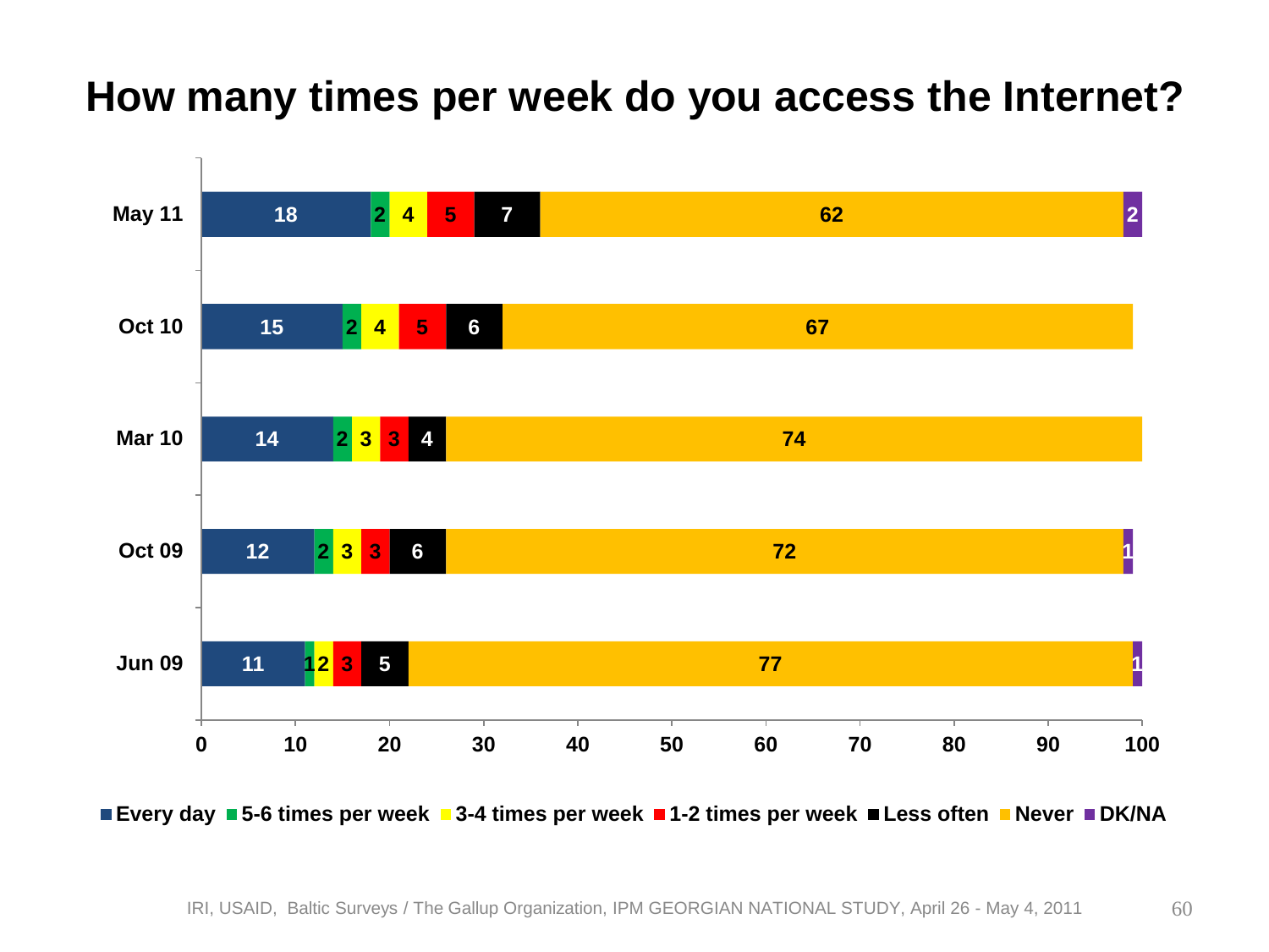# How many times per week do you access the Internet?

| | Every day | 5-6 times per week | 3-4 times per week | 1-2 times per week | Less often | Never | DK/NA |
|---|---|---|---|---|---|---|---|
| May 11 | 18 | 2 | 4 | 5 | 7 | 62 | 2 |
| Oct 10 | 15 | 2 | 4 | 5 | 6 | 67 | |
| Mar 10 | 14 | 2 | 3 | 3 | 4 | 74 | |
| Oct 09 | 12 | 2 | 3 | 3 | 6 | 72 | 1 |
| Jun 09 | 11 | 1 | 2 | 3 | 5 | 77 | 1 |

IRI, USAID, Baltic Surveys / The Gallup Organization, IPM GEORGIAN NATIONAL STUDY, April 26 - May 4, 2011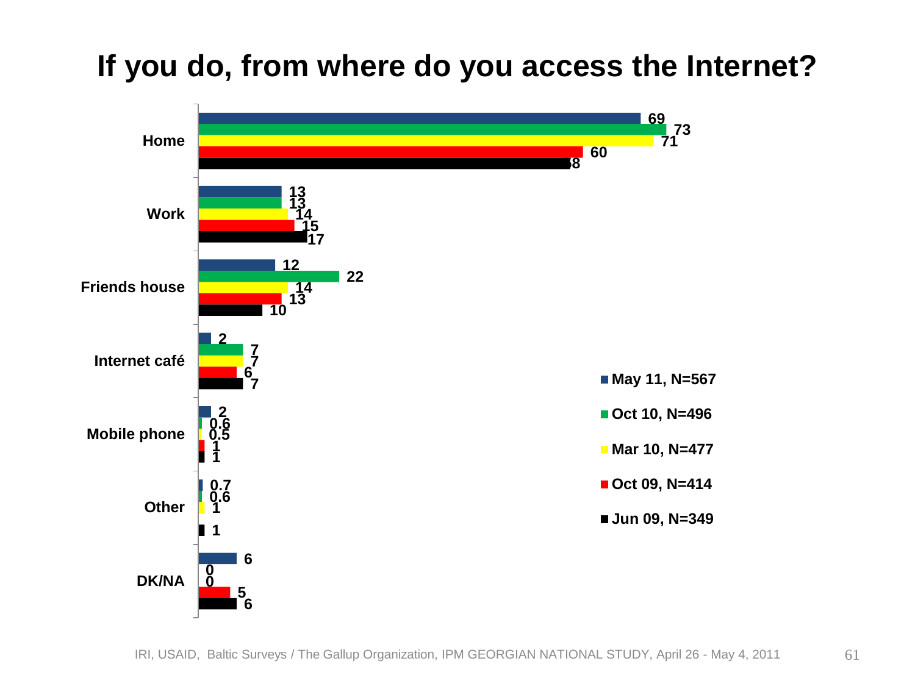# If you do, from where do you access the Internet?

| | May 11, N=567 | Oct 10, N=496 | Mar 10, N=477 | Oct 09, N=414 | Jun 09, N=349 |
|---|---|---|---|---|---|
| Home | 69 | 73 | 71 | 60 | 58 |
| Work | 13 | 13 | 14 | 15 | 17 |
| Friends house | 12 | 22 | 14 | 13 | 10 |
| Internet café | 2 | 7 | 7 | 6 | 7 |
| Mobile phone | 2 | 0.6 | 0.5 | 1 | 1 |
| Other | 0.7 | 0.6 | 1 | | 1 |
| DK/NA | 6 | 0 | 0 | 5 | 6 |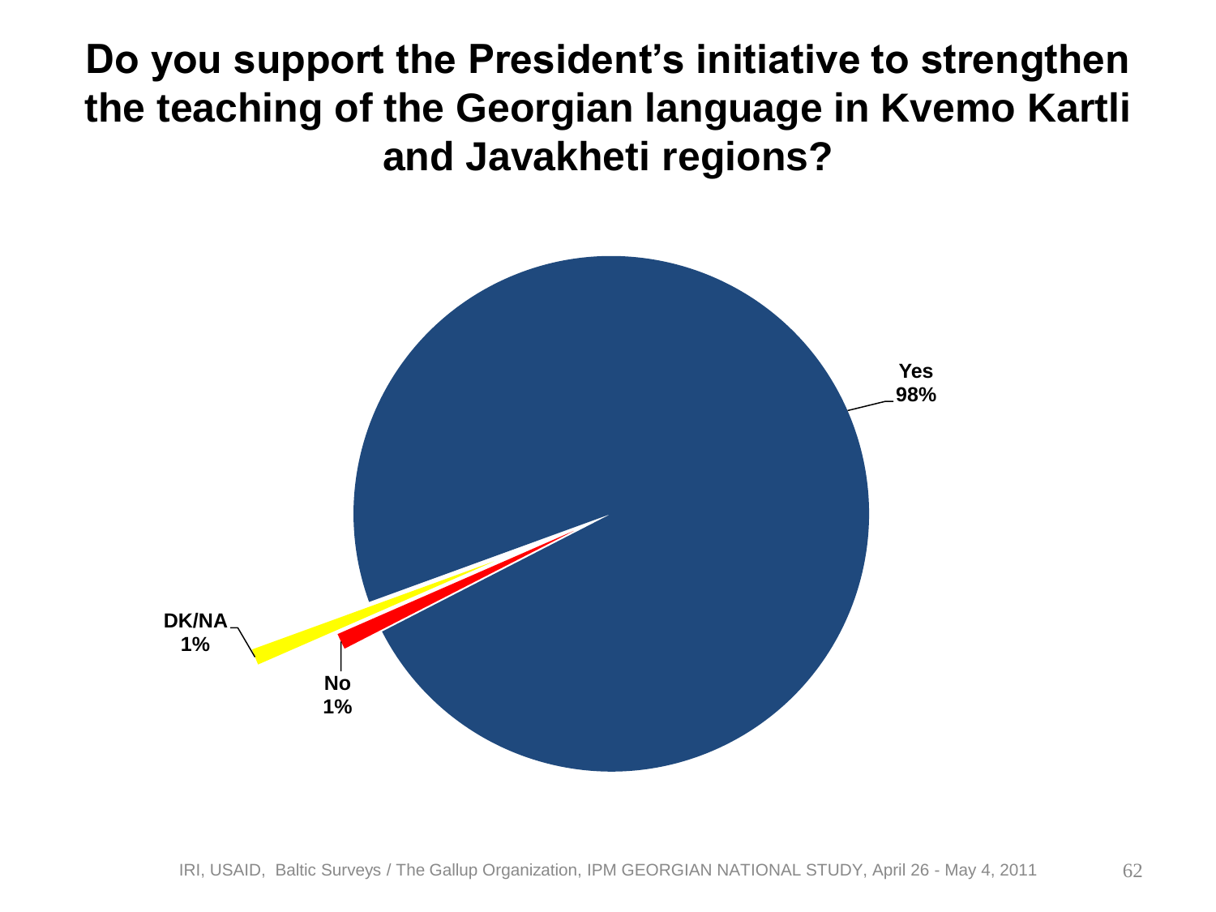# Do you support the President's initiative to strengthen the teaching of the Georgian language in Kvemo Kartli and Javakheti regions?

Yes 98%

DK/NA 1%

No 1%

IRI, USAID, Baltic Surveys / The Gallup Organization, IPM GEORGIAN NATIONAL STUDY, April 26 - May 4, 2011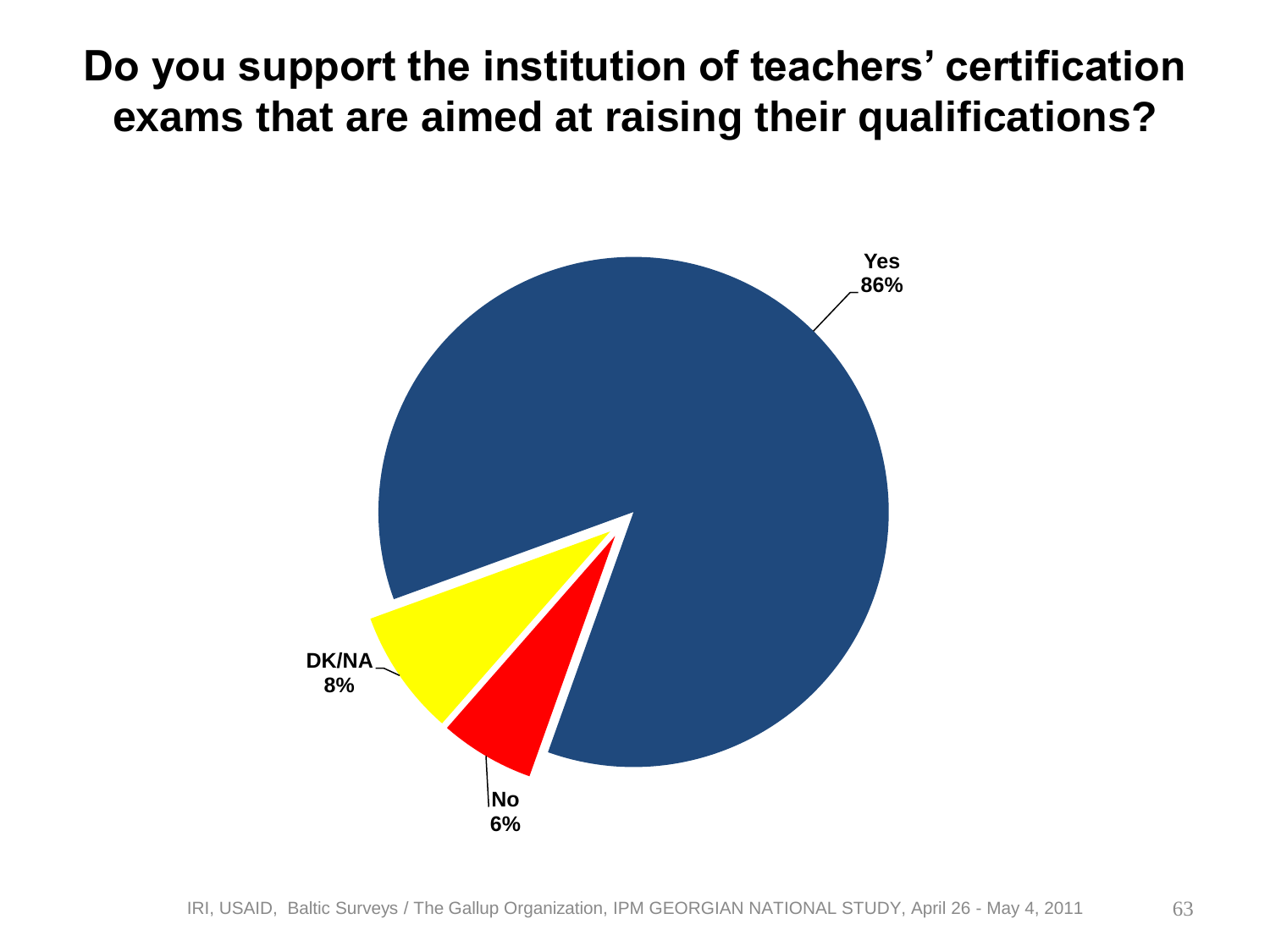# Do you support the institution of teachers' certification exams that are aimed at raising their qualifications?

Yes
86%

DK/NA
8%

No
6%

IRI, USAID, Baltic Surveys / The Gallup Organization, IPM GEORGIAN NATIONAL STUDY, April 26 - May 4, 2011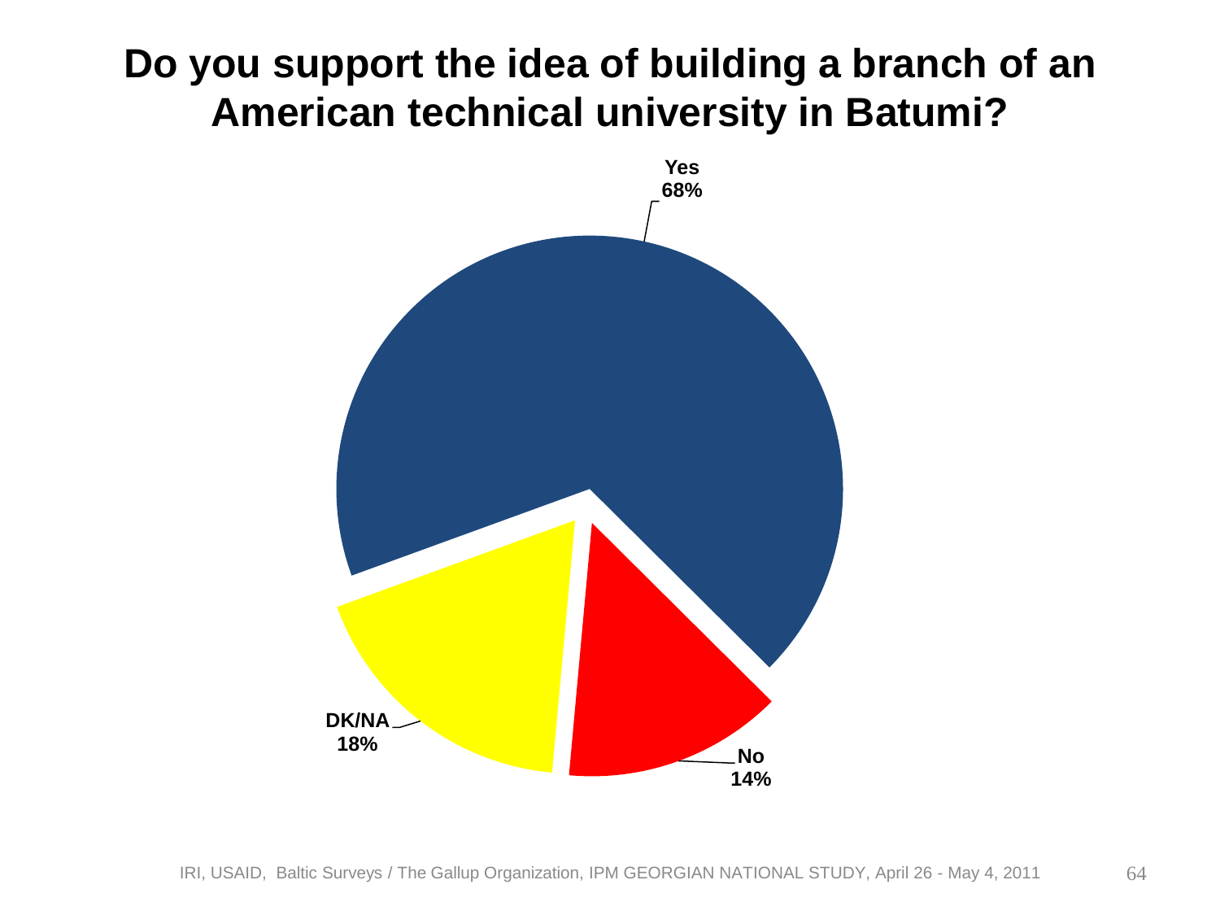# Do you support the idea of building a branch of an American technical university in Batumi?

Yes 68%

No 14%

DK/NA 18%

IRI, USAID, Baltic Surveys / The Gallup Organization, IPM GEORGIAN NATIONAL STUDY, April 26 - May 4, 2011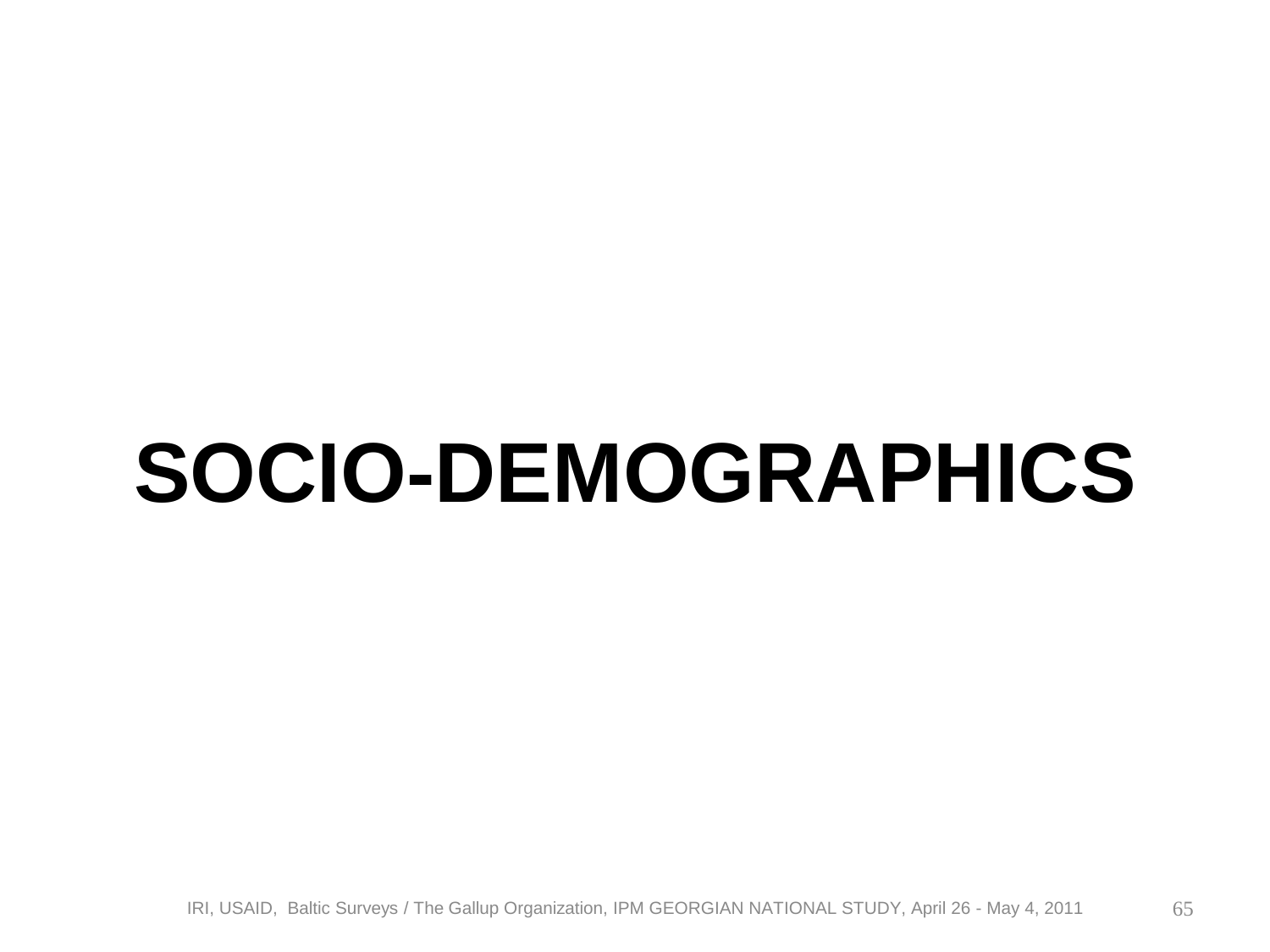# SOCIO-DEMOGRAPHICS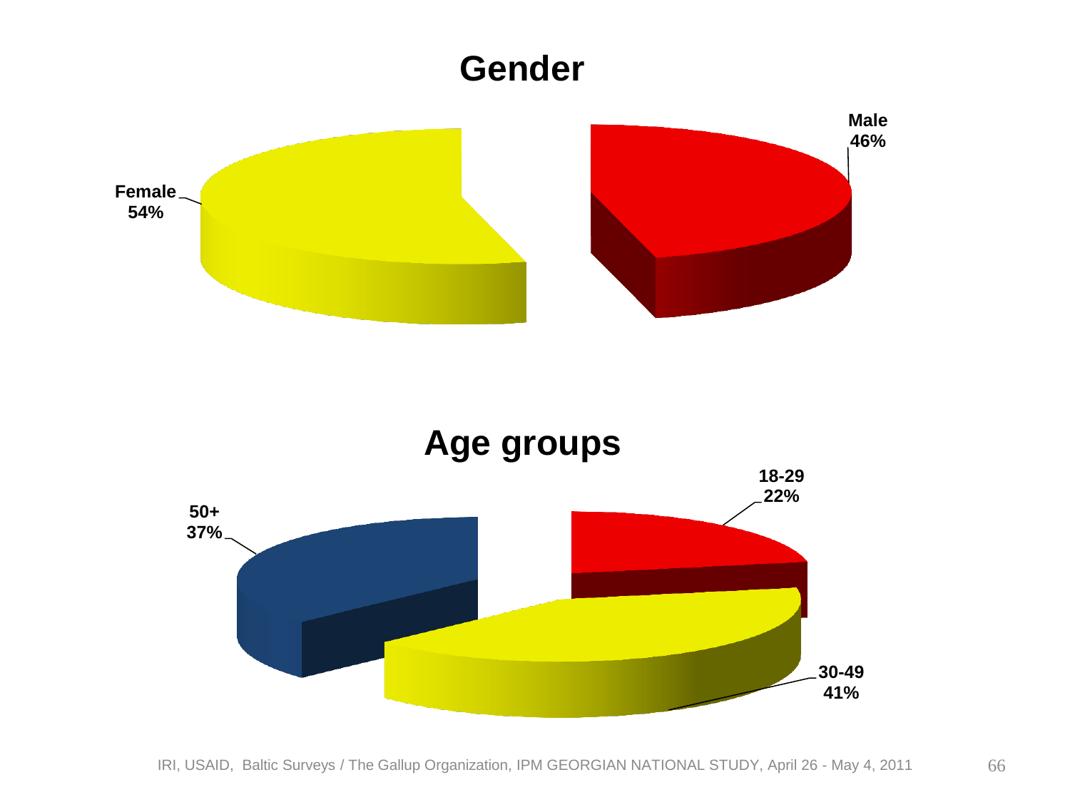## Gender

Female 54%

Male 46%

## Age groups

50+ 37%

18-29 22%

30-49 41%

IRI, USAID, Baltic Surveys / The Gallup Organization, IPM GEORGIAN NATIONAL STUDY, April 26 - May 4, 2011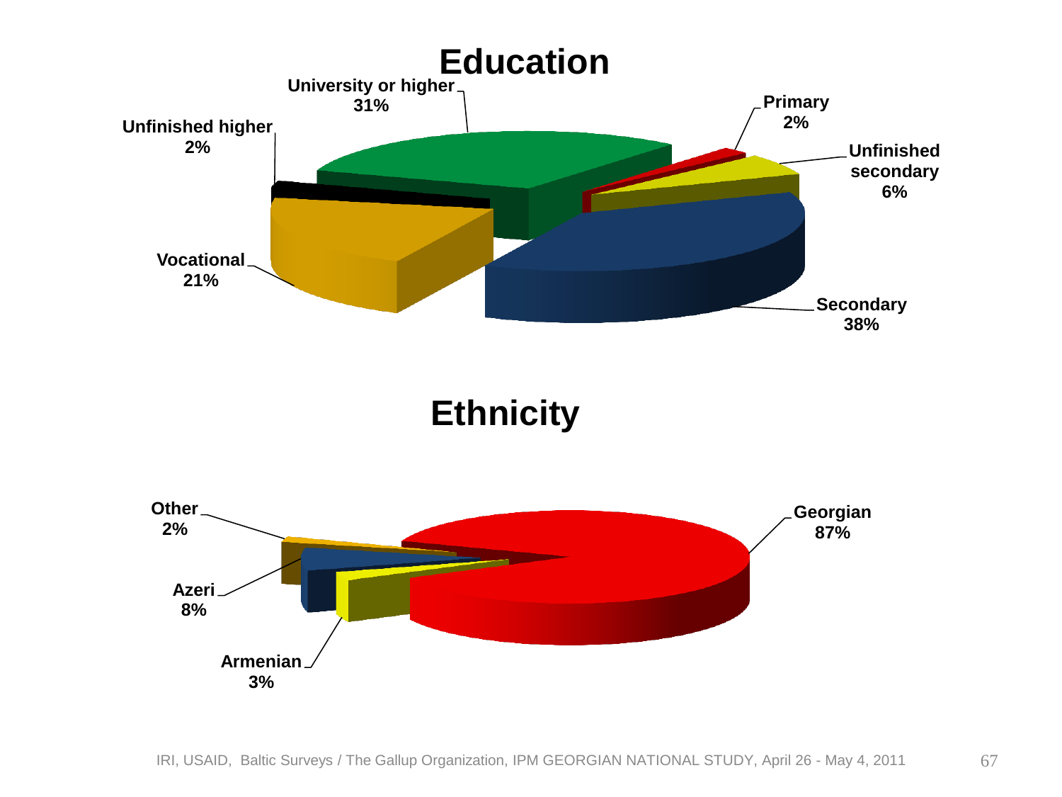# Education

| Category | Percentage |
| --- | --- |
| University or higher | 31% |
| Primary | 2% |
| Unfinished secondary | 6% |
| Secondary | 38% |
| Vocational | 21% |
| Unfinished higher | 2% |

# Ethnicity

| Category | Percentage |
| --- | --- |
| Georgian | 87% |
| Armenian | 3% |
| Azeri | 8% |
| Other | 2% |

IRI, USAID, Baltic Surveys / The Gallup Organization, IPM GEORGIAN NATIONAL STUDY, April 26 - May 4, 2011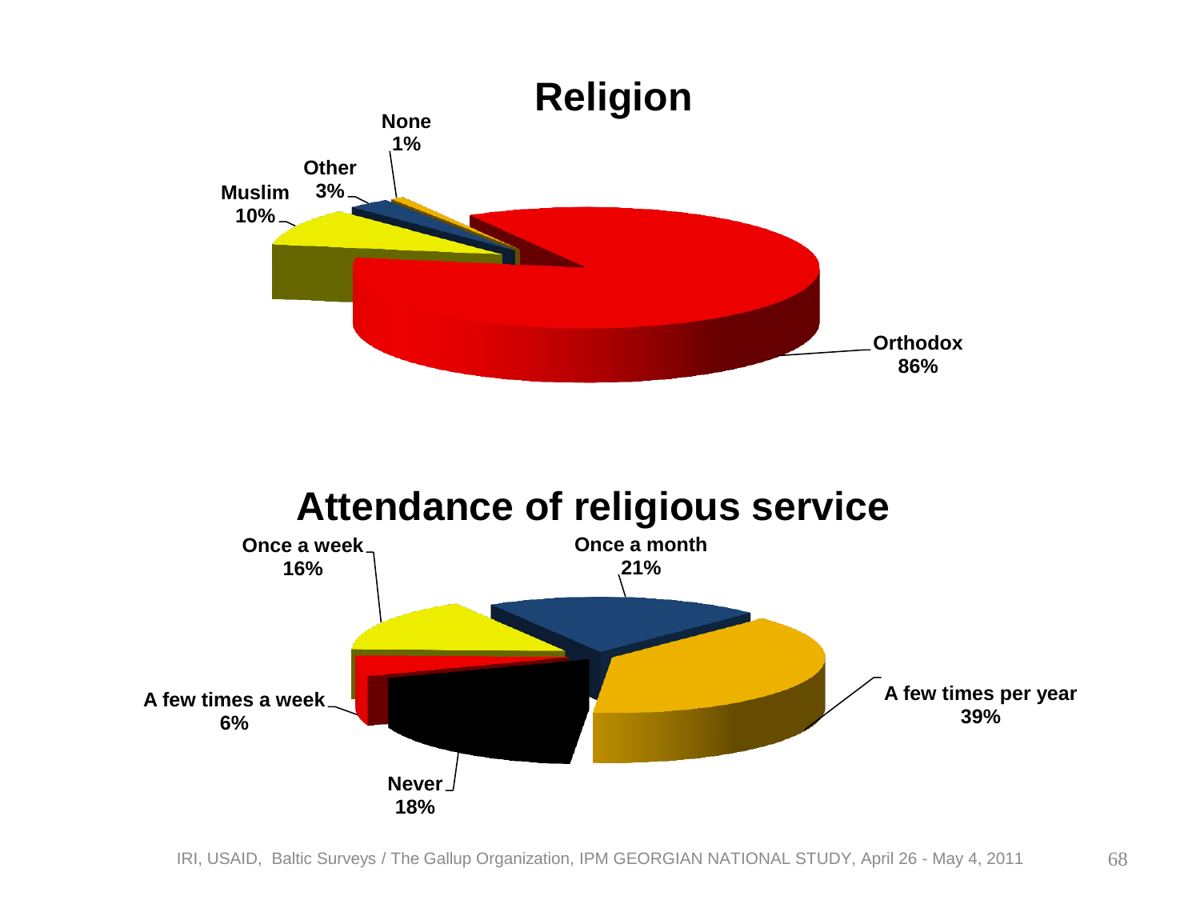## Religion

| Religion | % |
|---|---|
| Orthodox | 86% |
| Muslim | 10% |
| Other | 3% |
| None | 1% |

## Attendance of religious service

| Attendance | % |
|---|---|
| Once a week | 16% |
| Once a month | 21% |
| A few times per year | 39% |
| Never | 18% |
| A few times a week | 6% |

IRI, USAID, Baltic Surveys / The Gallup Organization, IPM GEORGIAN NATIONAL STUDY, April 26 - May 4, 2011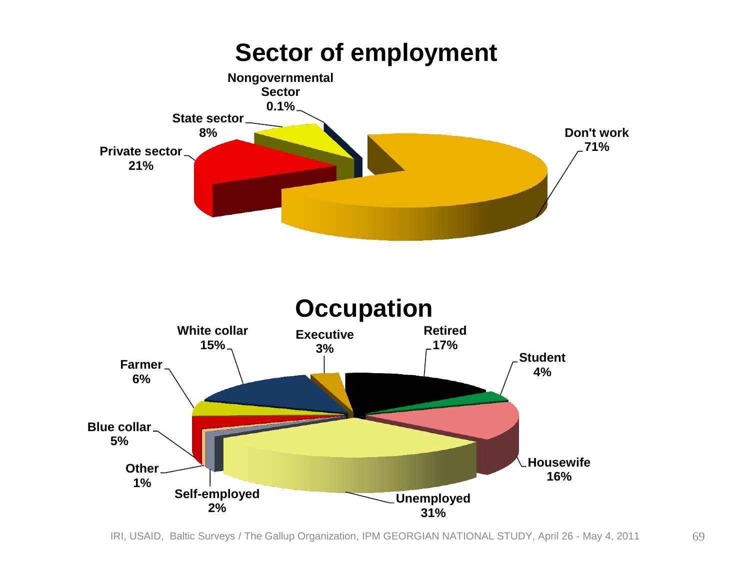# Sector of employment

Nongovernmental Sector 0.1%

State sector 8%

Private sector 21%

Don't work 71%

# Occupation

White collar 15%

Executive 3%

Retired 17%

Student 4%

Farmer 6%

Blue collar 5%

Housewife 16%

Other 1%

Self-employed 2%

Unemployed 31%

IRI, USAID, Baltic Surveys / The Gallup Organization, IPM GEORGIAN NATIONAL STUDY, April 26 - May 4, 2011